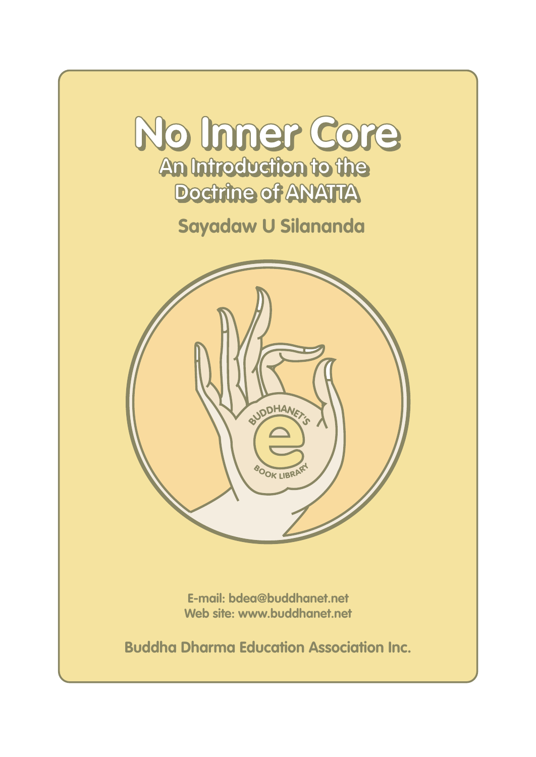# No Inner Core

## An Introduction to the Doctrine of ANATTA

**Sayadaw U Silananda**

E-mail: bdea@buddhanet.net
Web site: www.buddhanet.net

**Buddha Dharma Education Association Inc.**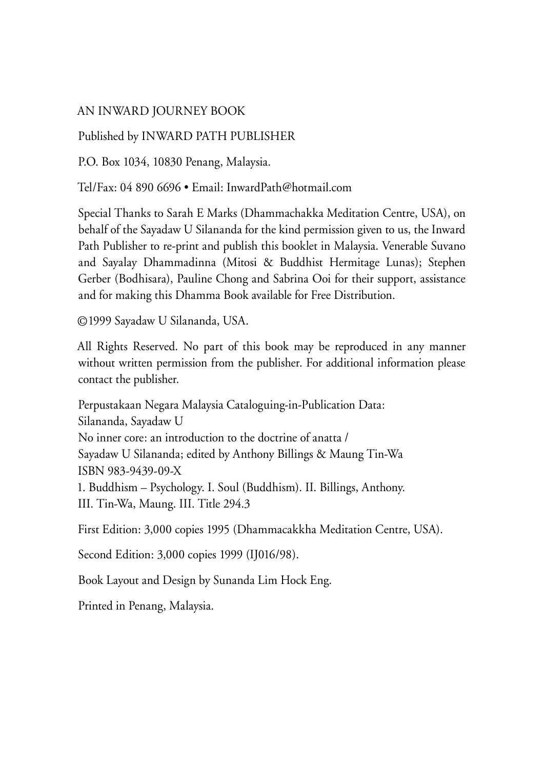AN INWARD JOURNEY BOOK

Published by INWARD PATH PUBLISHER

P.O. Box 1034, 10830 Penang, Malaysia.

Tel/Fax: 04 890 6696 • Email: InwardPath@hotmail.com

Special Thanks to Sarah E Marks (Dhammachakka Meditation Centre, USA), on behalf of the Sayadaw U Silananda for the kind permission given to us, the Inward Path Publisher to re-print and publish this booklet in Malaysia. Venerable Suvano and Sayalay Dhammadinna (Mitosi & Buddhist Hermitage Lunas); Stephen Gerber (Bodhisara), Pauline Chong and Sabrina Ooi for their support, assistance and for making this Dhamma Book available for Free Distribution.

©1999 Sayadaw U Silananda, USA.

All Rights Reserved. No part of this book may be reproduced in any manner without written permission from the publisher. For additional information please contact the publisher.

Perpustakaan Negara Malaysia Cataloguing-in-Publication Data:
Silananda, Sayadaw U
No inner core: an introduction to the doctrine of anatta /
Sayadaw U Silananda; edited by Anthony Billings & Maung Tin-Wa
ISBN 983-9439-09-X
1. Buddhism – Psychology. I. Soul (Buddhism). II. Billings, Anthony.
III. Tin-Wa, Maung. III. Title 294.3

First Edition: 3,000 copies 1995 (Dhammacakkha Meditation Centre, USA).

Second Edition: 3,000 copies 1999 (IJ016/98).

Book Layout and Design by Sunanda Lim Hock Eng.

Printed in Penang, Malaysia.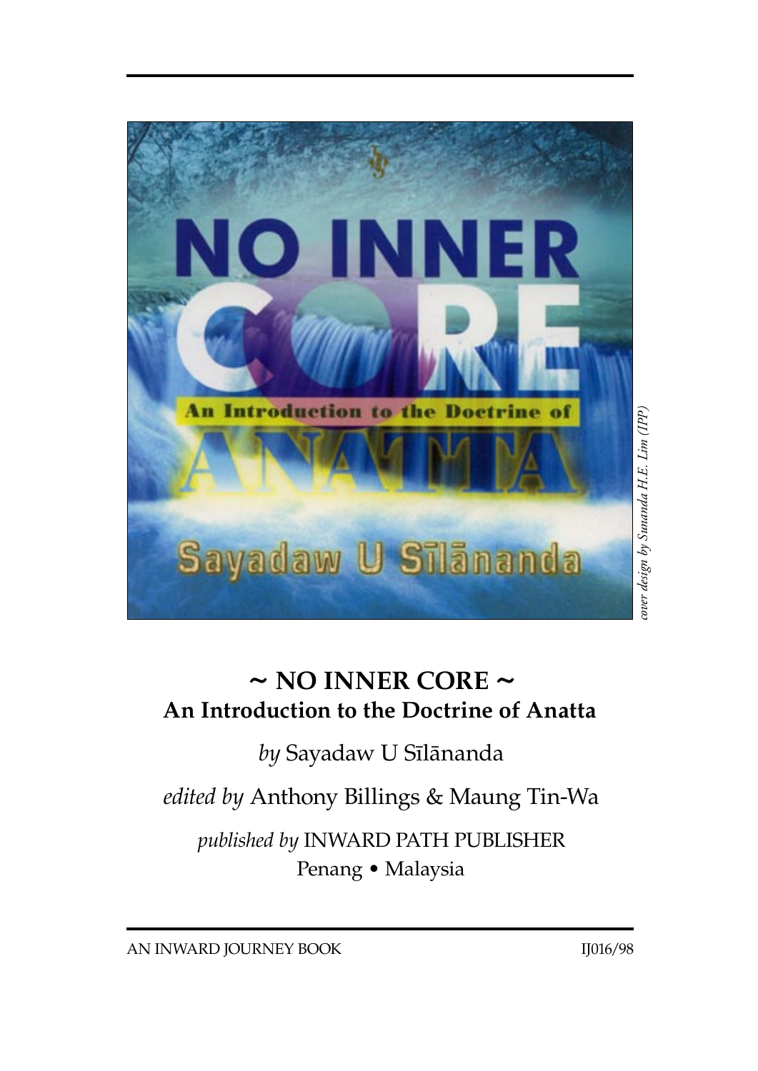*cover design by Sunanda H.E. Lim (IPP)*

# ~ NO INNER CORE ~

## An Introduction to the Doctrine of Anatta

*by* Sayadaw U Sīlānanda

*edited by* Anthony Billings & Maung Tin-Wa

*published by* INWARD PATH PUBLISHER
Penang • Malaysia

AN INWARD JOURNEY BOOK IJ016/98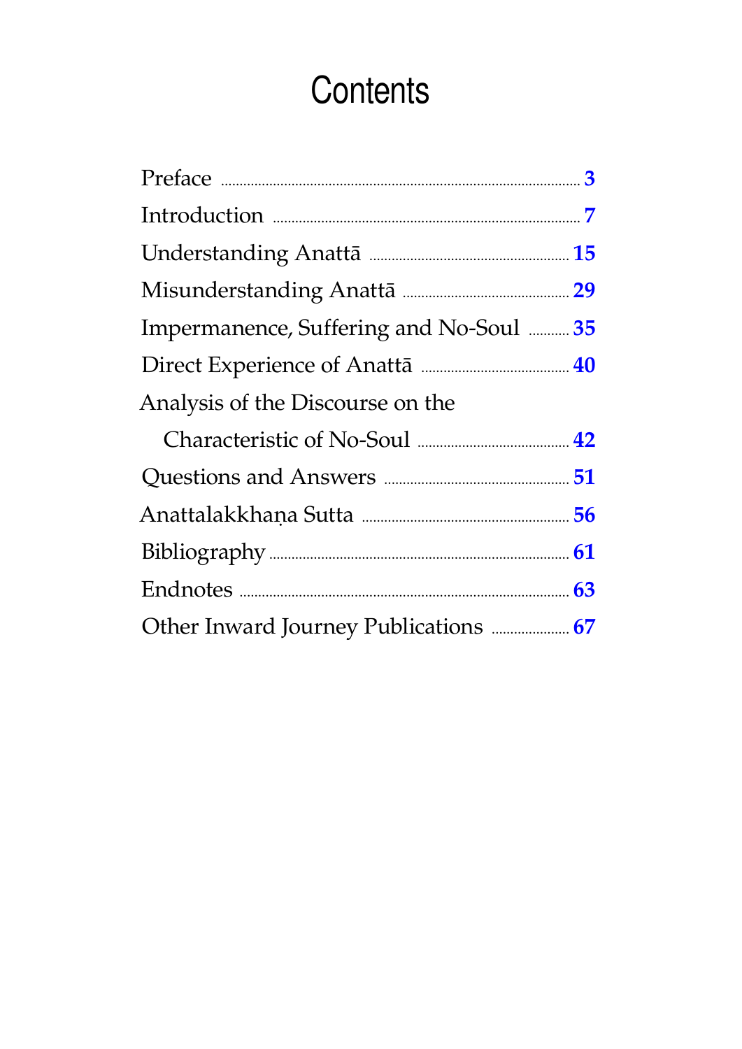# Contents

- Preface ........ 3
- Introduction ........ 7
- Understanding Anattā ........ 15
- Misunderstanding Anattā ........ 29
- Impermanence, Suffering and No-Soul ........ 35
- Direct Experience of Anattā ........ 40
- Analysis of the Discourse on the Characteristic of No-Soul ........ 42
- Questions and Answers ........ 51
- Anattalakkhaṇa Sutta ........ 56
- Bibliography ........ 61
- Endnotes ........ 63
- Other Inward Journey Publications ........ 67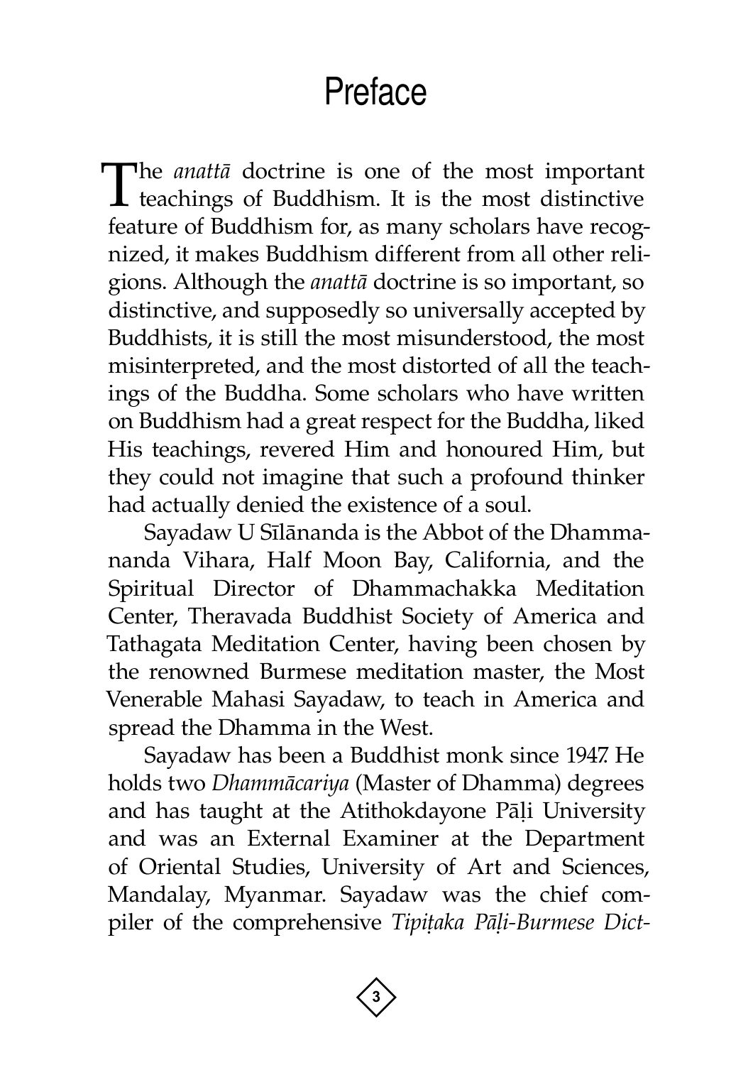# Preface

The *anattā* doctrine is one of the most important teachings of Buddhism. It is the most distinctive feature of Buddhism for, as many scholars have recognized, it makes Buddhism different from all other religions. Although the *anattā* doctrine is so important, so distinctive, and supposedly so universally accepted by Buddhists, it is still the most misunderstood, the most misinterpreted, and the most distorted of all the teachings of the Buddha. Some scholars who have written on Buddhism had a great respect for the Buddha, liked His teachings, revered Him and honoured Him, but they could not imagine that such a profound thinker had actually denied the existence of a soul.

Sayadaw U Sīlānanda is the Abbot of the Dhammananda Vihara, Half Moon Bay, California, and the Spiritual Director of Dhammachakka Meditation Center, Theravada Buddhist Society of America and Tathagata Meditation Center, having been chosen by the renowned Burmese meditation master, the Most Venerable Mahasi Sayadaw, to teach in America and spread the Dhamma in the West.

Sayadaw has been a Buddhist monk since 1947. He holds two *Dhammācariya* (Master of Dhamma) degrees and has taught at the Atithokdayone Pāḷi University and was an External Examiner at the Department of Oriental Studies, University of Art and Sciences, Mandalay, Myanmar. Sayadaw was the chief compiler of the comprehensive *Tipiṭaka Pāḷi-Burmese Dict-*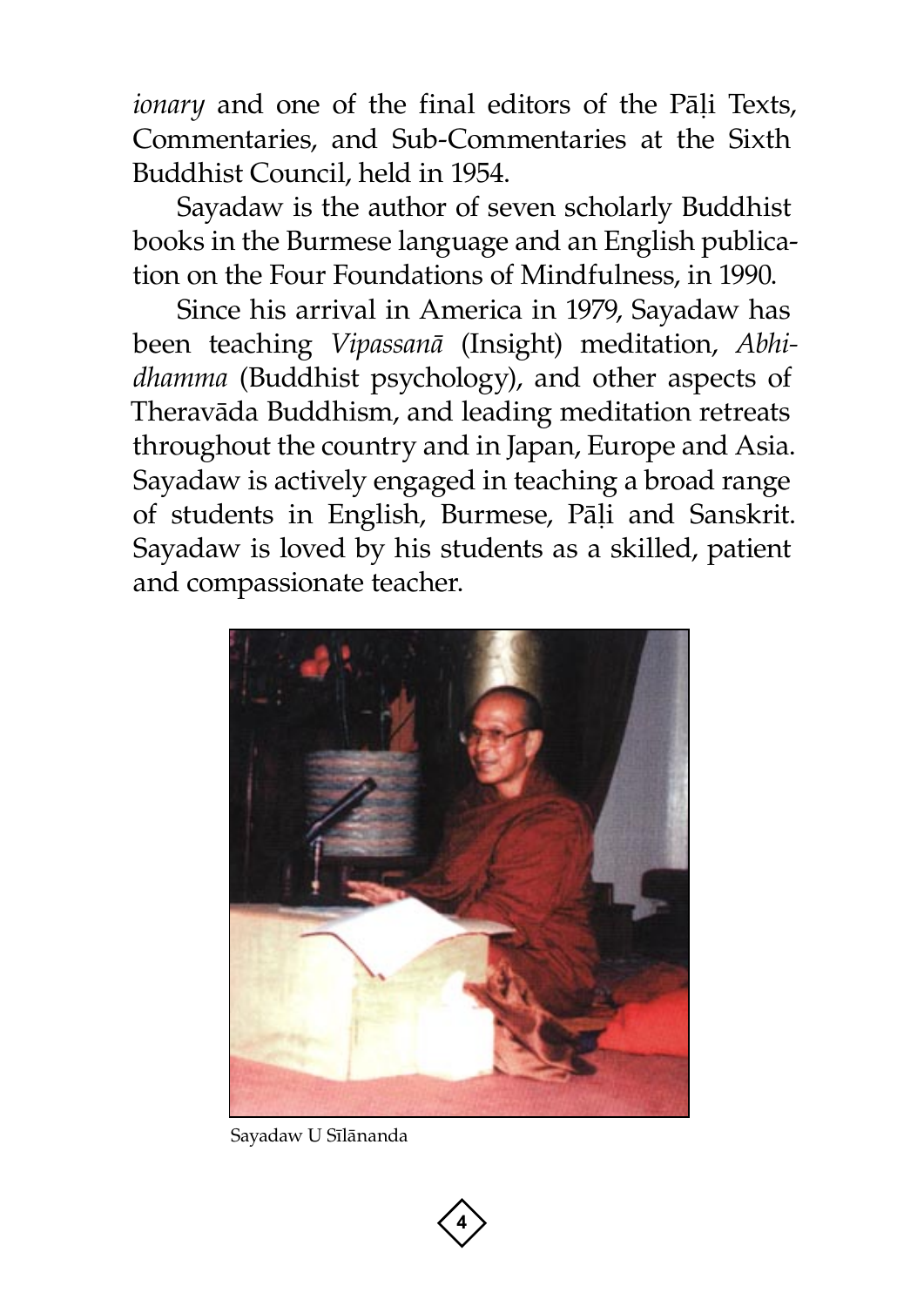*ionary* and one of the final editors of the Pāḷi Texts, Commentaries, and Sub-Commentaries at the Sixth Buddhist Council, held in 1954.

Sayadaw is the author of seven scholarly Buddhist books in the Burmese language and an English publication on the Four Foundations of Mindfulness, in 1990.

Since his arrival in America in 1979, Sayadaw has been teaching *Vipassanā* (Insight) meditation, *Abhidhamma* (Buddhist psychology), and other aspects of Theravāda Buddhism, and leading meditation retreats throughout the country and in Japan, Europe and Asia. Sayadaw is actively engaged in teaching a broad range of students in English, Burmese, Pāḷi and Sanskrit. Sayadaw is loved by his students as a skilled, patient and compassionate teacher.

Sayadaw U Sīlānanda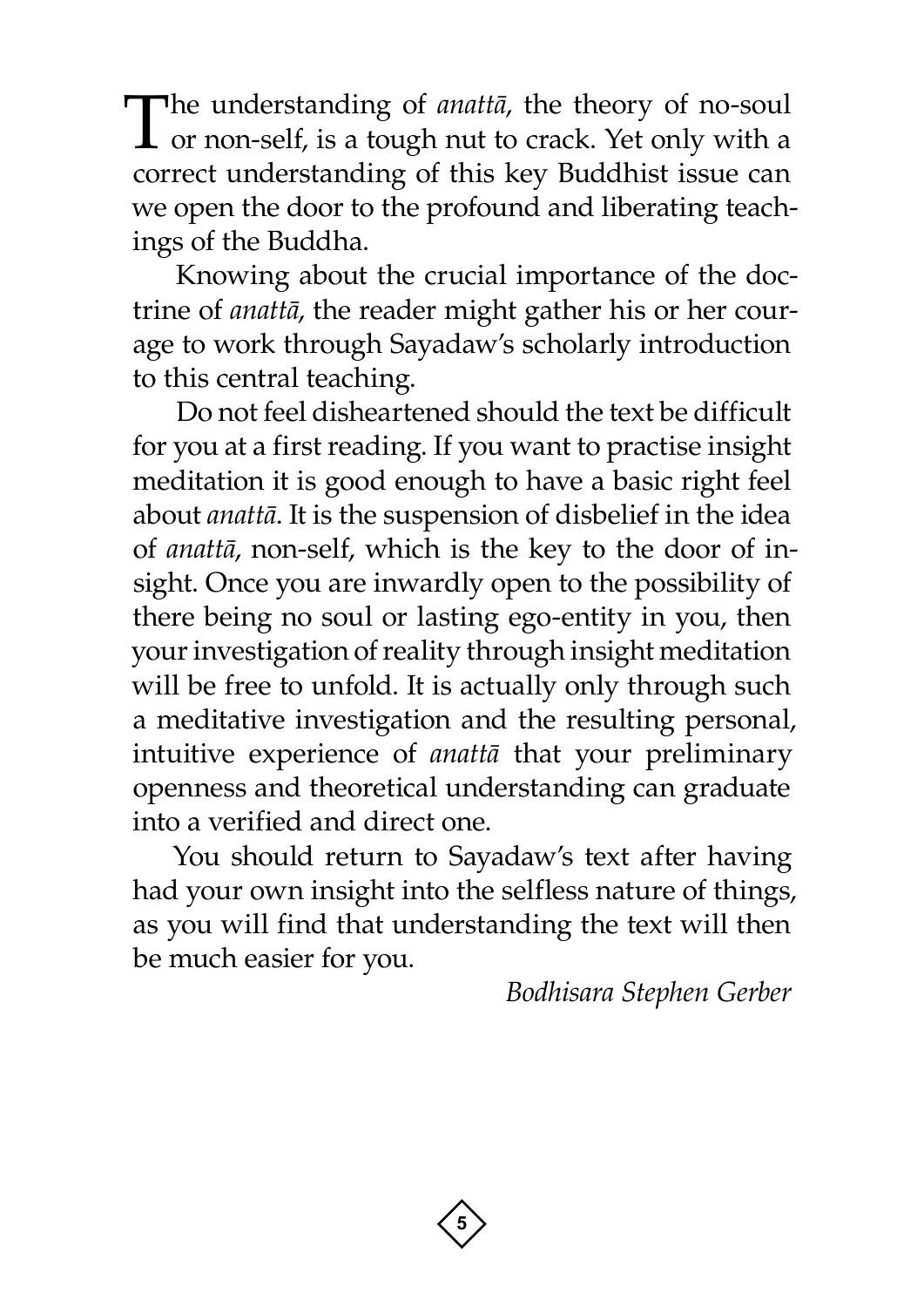The understanding of *anattā*, the theory of no-soul or non-self, is a tough nut to crack. Yet only with a correct understanding of this key Buddhist issue can we open the door to the profound and liberating teachings of the Buddha.

Knowing about the crucial importance of the doctrine of *anattā*, the reader might gather his or her courage to work through Sayadaw's scholarly introduction to this central teaching.

Do not feel disheartened should the text be difficult for you at a first reading. If you want to practise insight meditation it is good enough to have a basic right feel about *anattā*. It is the suspension of disbelief in the idea of *anattā*, non-self, which is the key to the door of insight. Once you are inwardly open to the possibility of there being no soul or lasting ego-entity in you, then your investigation of reality through insight meditation will be free to unfold. It is actually only through such a meditative investigation and the resulting personal, intuitive experience of *anattā* that your preliminary openness and theoretical understanding can graduate into a verified and direct one.

You should return to Sayadaw's text after having had your own insight into the selfless nature of things, as you will find that understanding the text will then be much easier for you.

*Bodhisara Stephen Gerber*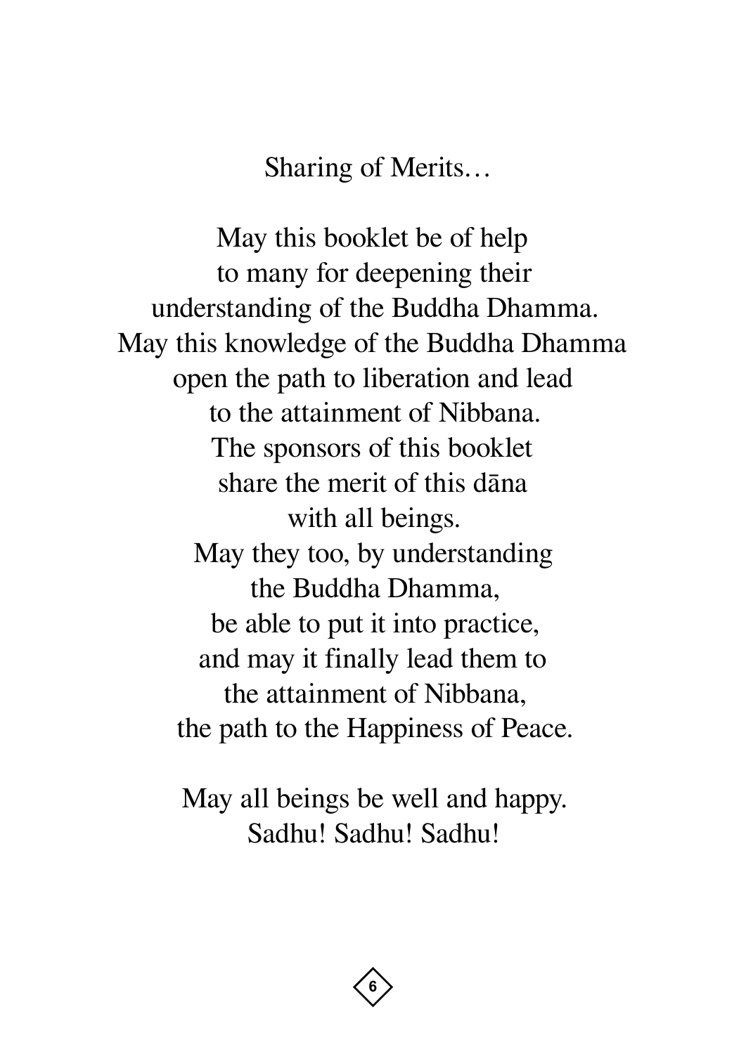Sharing of Merits…

May this booklet be of help
to many for deepening their
understanding of the Buddha Dhamma.
May this knowledge of the Buddha Dhamma
open the path to liberation and lead
to the attainment of Nibbana.
The sponsors of this booklet
share the merit of this dāna
with all beings.
May they too, by understanding
the Buddha Dhamma,
be able to put it into practice,
and may it finally lead them to
the attainment of Nibbana,
the path to the Happiness of Peace.

May all beings be well and happy.
Sadhu! Sadhu! Sadhu!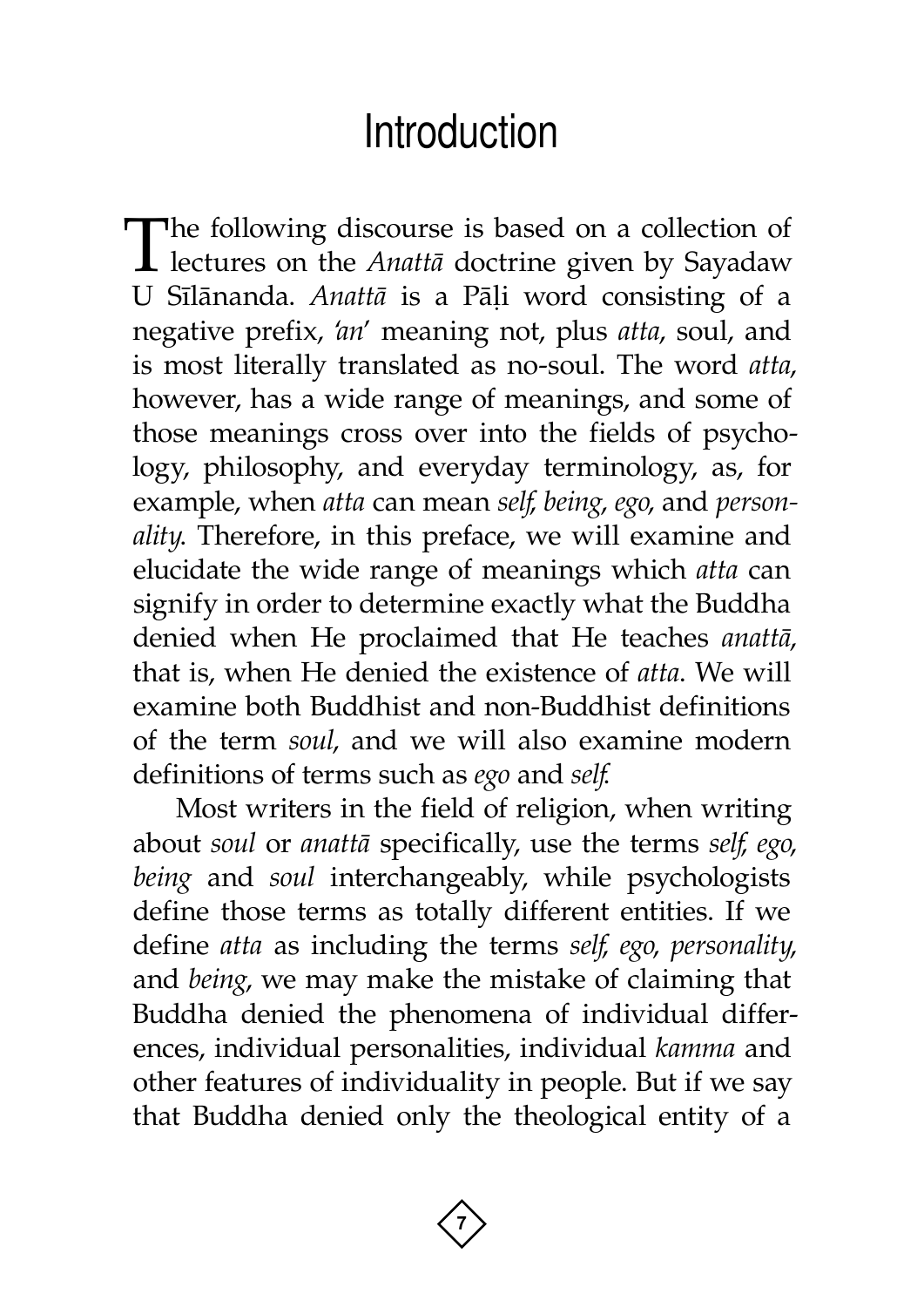# Introduction

The following discourse is based on a collection of lectures on the *Anattā* doctrine given by Sayadaw U Sīlānanda. *Anattā* is a Pāḷi word consisting of a negative prefix, *'an'* meaning not, plus *atta*, soul, and is most literally translated as no-soul. The word *atta*, however, has a wide range of meanings, and some of those meanings cross over into the fields of psychology, philosophy, and everyday terminology, as, for example, when *atta* can mean *self, being, ego,* and *personality.* Therefore, in this preface, we will examine and elucidate the wide range of meanings which *atta* can signify in order to determine exactly what the Buddha denied when He proclaimed that He teaches *anattā*, that is, when He denied the existence of *atta*. We will examine both Buddhist and non-Buddhist definitions of the term *soul*, and we will also examine modern definitions of terms such as *ego* and *self.*

Most writers in the field of religion, when writing about *soul* or *anattā* specifically, use the terms *self, ego, being* and *soul* interchangeably, while psychologists define those terms as totally different entities. If we define *atta* as including the terms *self, ego, personality,* and *being*, we may make the mistake of claiming that Buddha denied the phenomena of individual differences, individual personalities, individual *kamma* and other features of individuality in people. But if we say that Buddha denied only the theological entity of a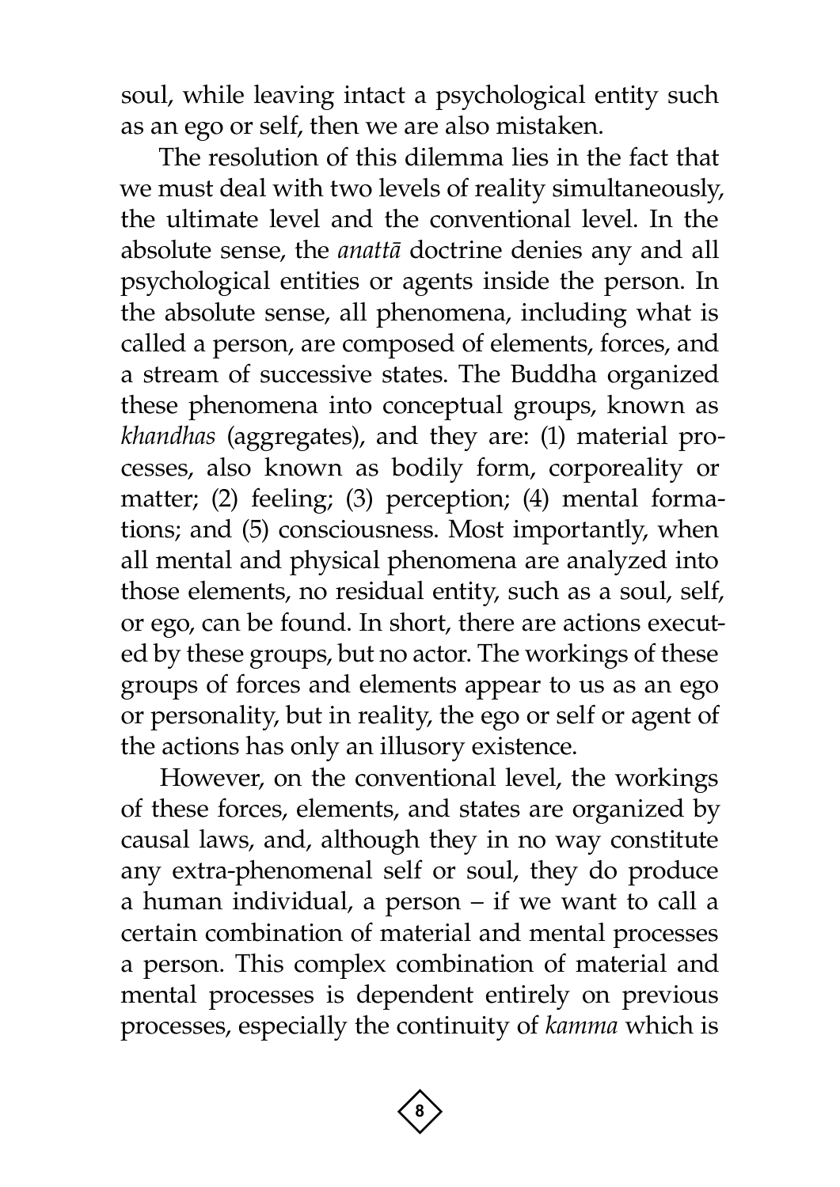soul, while leaving intact a psychological entity such as an ego or self, then we are also mistaken.

The resolution of this dilemma lies in the fact that we must deal with two levels of reality simultaneously, the ultimate level and the conventional level. In the absolute sense, the *anattā* doctrine denies any and all psychological entities or agents inside the person. In the absolute sense, all phenomena, including what is called a person, are composed of elements, forces, and a stream of successive states. The Buddha organized these phenomena into conceptual groups, known as *khandhas* (aggregates), and they are: (1) material processes, also known as bodily form, corporeality or matter; (2) feeling; (3) perception; (4) mental formations; and (5) consciousness. Most importantly, when all mental and physical phenomena are analyzed into those elements, no residual entity, such as a soul, self, or ego, can be found. In short, there are actions executed by these groups, but no actor. The workings of these groups of forces and elements appear to us as an ego or personality, but in reality, the ego or self or agent of the actions has only an illusory existence.

However, on the conventional level, the workings of these forces, elements, and states are organized by causal laws, and, although they in no way constitute any extra-phenomenal self or soul, they do produce a human individual, a person – if we want to call a certain combination of material and mental processes a person. This complex combination of material and mental processes is dependent entirely on previous processes, especially the continuity of *kamma* which is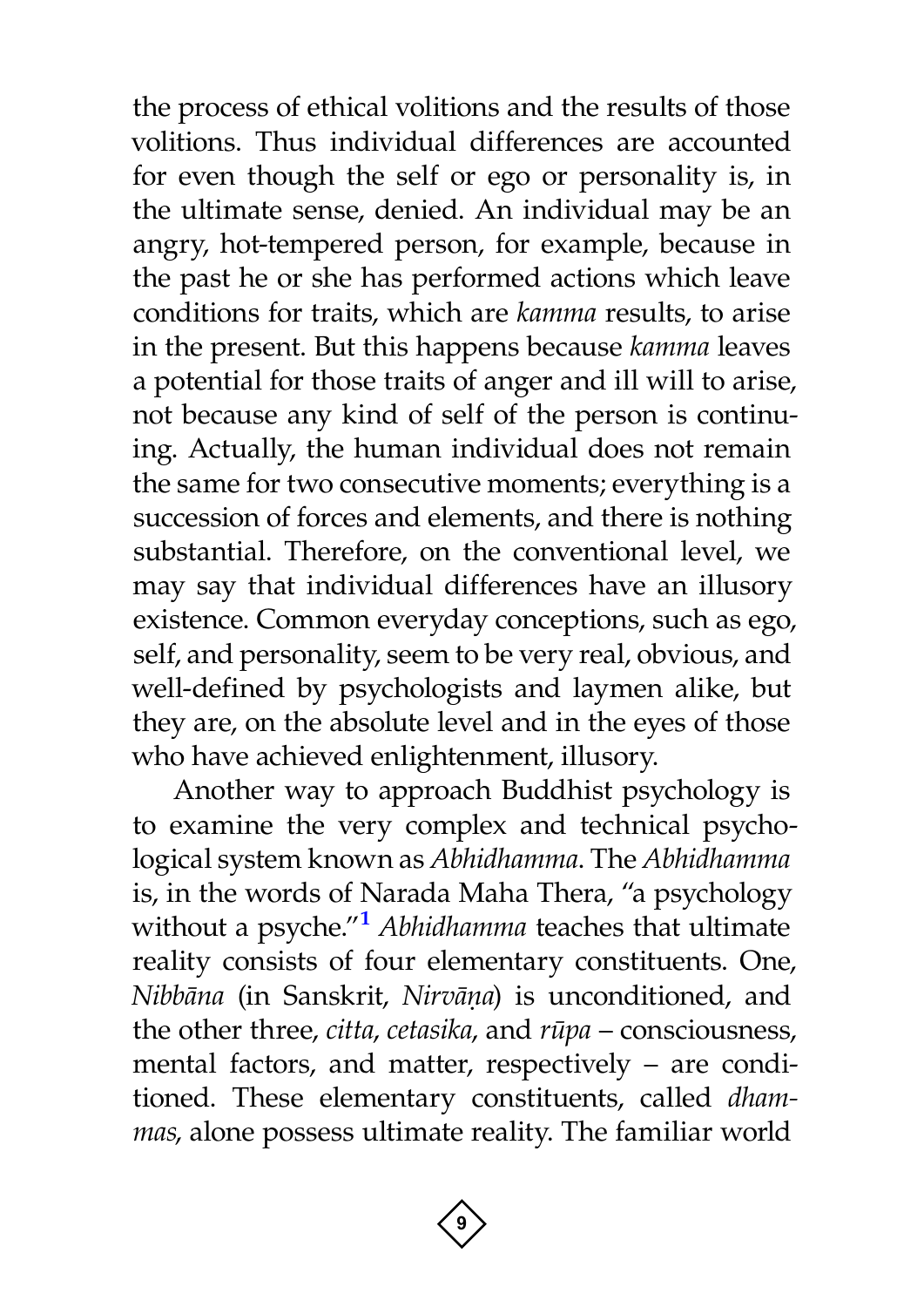the process of ethical volitions and the results of those volitions. Thus individual differences are accounted for even though the self or ego or personality is, in the ultimate sense, denied. An individual may be an angry, hot-tempered person, for example, because in the past he or she has performed actions which leave conditions for traits, which are *kamma* results, to arise in the present. But this happens because *kamma* leaves a potential for those traits of anger and ill will to arise, not because any kind of self of the person is continuing. Actually, the human individual does not remain the same for two consecutive moments; everything is a succession of forces and elements, and there is nothing substantial. Therefore, on the conventional level, we may say that individual differences have an illusory existence. Common everyday conceptions, such as ego, self, and personality, seem to be very real, obvious, and well-defined by psychologists and laymen alike, but they are, on the absolute level and in the eyes of those who have achieved enlightenment, illusory.

Another way to approach Buddhist psychology is to examine the very complex and technical psychological system known as *Abhidhamma*. The *Abhidhamma* is, in the words of Narada Maha Thera, "a psychology without a psyche."[1] *Abhidhamma* teaches that ultimate reality consists of four elementary constituents. One, *Nibbāna* (in Sanskrit, *Nirvāṇa*) is unconditioned, and the other three, *citta*, *cetasika*, and *rūpa* – consciousness, mental factors, and matter, respectively – are conditioned. These elementary constituents, called *dhammas*, alone possess ultimate reality. The familiar world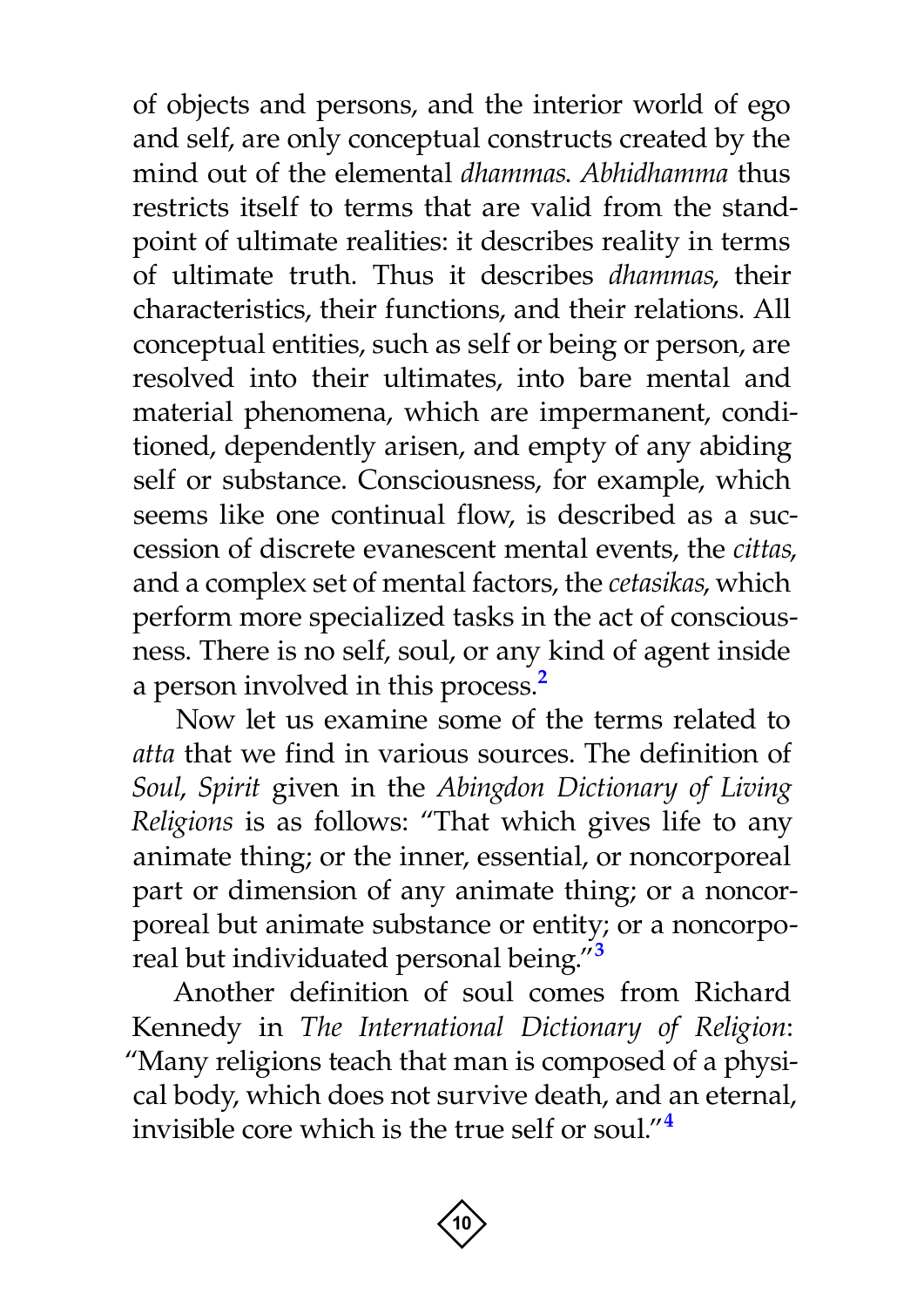of objects and persons, and the interior world of ego and self, are only conceptual constructs created by the mind out of the elemental *dhammas*. *Abhidhamma* thus restricts itself to terms that are valid from the standpoint of ultimate realities: it describes reality in terms of ultimate truth. Thus it describes *dhammas*, their characteristics, their functions, and their relations. All conceptual entities, such as self or being or person, are resolved into their ultimates, into bare mental and material phenomena, which are impermanent, conditioned, dependently arisen, and empty of any abiding self or substance. Consciousness, for example, which seems like one continual flow, is described as a succession of discrete evanescent mental events, the *cittas*, and a complex set of mental factors, the *cetasikas*, which perform more specialized tasks in the act of consciousness. There is no self, soul, or any kind of agent inside a person involved in this process.[2]

Now let us examine some of the terms related to *atta* that we find in various sources. The definition of *Soul*, *Spirit* given in the *Abingdon Dictionary of Living Religions* is as follows: "That which gives life to any animate thing; or the inner, essential, or noncorporeal part or dimension of any animate thing; or a noncorporeal but animate substance or entity; or a noncorporeal but individuated personal being."[3]

Another definition of soul comes from Richard Kennedy in *The International Dictionary of Religion*: "Many religions teach that man is composed of a physical body, which does not survive death, and an eternal, invisible core which is the true self or soul."[4]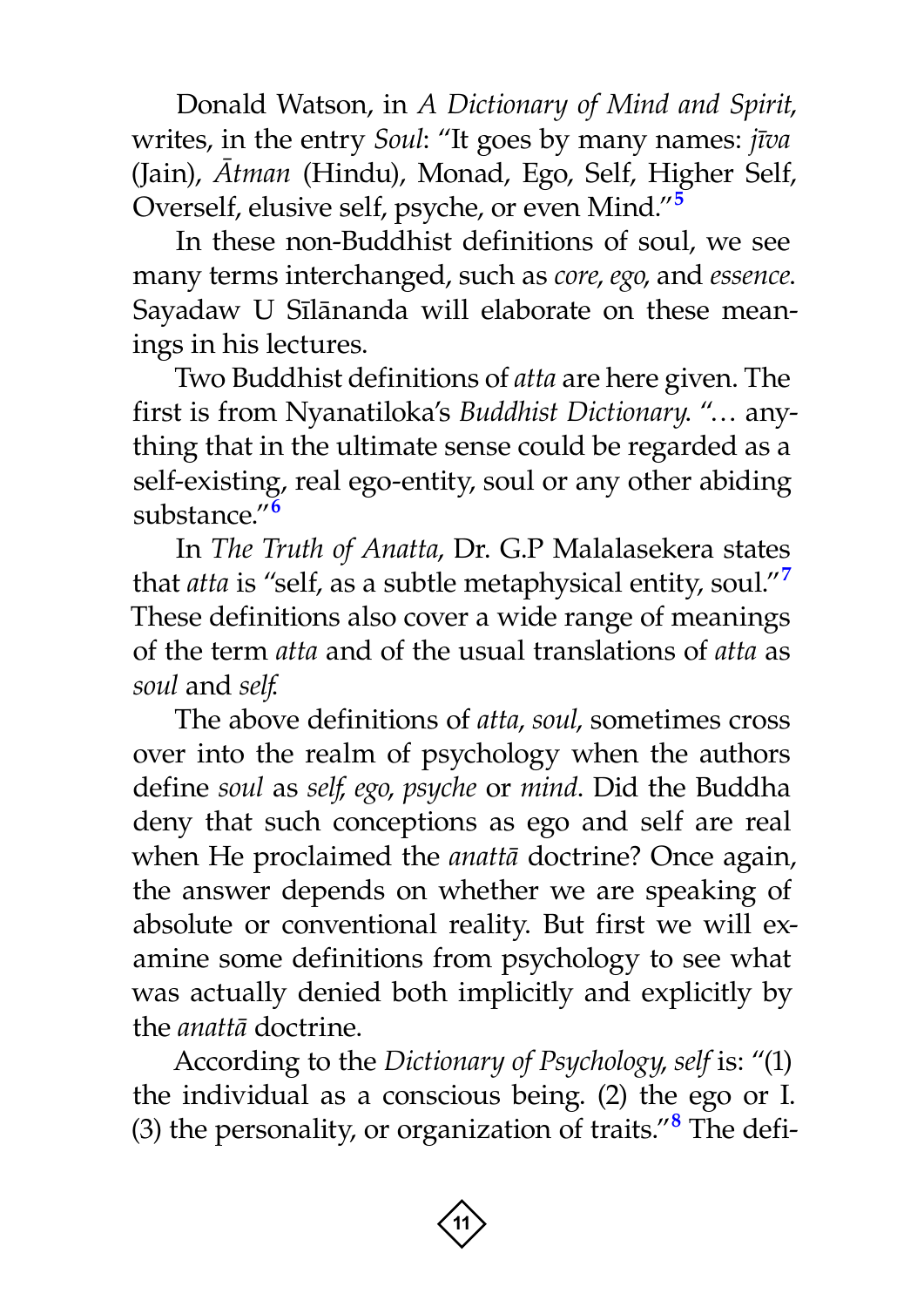Donald Watson, in *A Dictionary of Mind and Spirit*, writes, in the entry *Soul*: "It goes by many names: *jīva* (Jain), *Ātman* (Hindu), Monad, Ego, Self, Higher Self, Overself, elusive self, psyche, or even Mind."[5]

In these non-Buddhist definitions of soul, we see many terms interchanged, such as *core*, *ego*, and *essence*. Sayadaw U Sīlānanda will elaborate on these meanings in his lectures.

Two Buddhist definitions of *atta* are here given. The first is from Nyanatiloka's *Buddhist Dictionary*. "… anything that in the ultimate sense could be regarded as a self-existing, real ego-entity, soul or any other abiding substance."[6]

In *The Truth of Anatta*, Dr. G.P Malalasekera states that *atta* is "self, as a subtle metaphysical entity, soul."[7] These definitions also cover a wide range of meanings of the term *atta* and of the usual translations of *atta* as *soul* and *self*.

The above definitions of *atta*, *soul*, sometimes cross over into the realm of psychology when the authors define *soul* as *self*, *ego*, *psyche* or *mind*. Did the Buddha deny that such conceptions as ego and self are real when He proclaimed the *anattā* doctrine? Once again, the answer depends on whether we are speaking of absolute or conventional reality. But first we will examine some definitions from psychology to see what was actually denied both implicitly and explicitly by the *anattā* doctrine.

According to the *Dictionary of Psychology*, *self* is: "(1) the individual as a conscious being. (2) the ego or I. (3) the personality, or organization of traits."[8] The defi-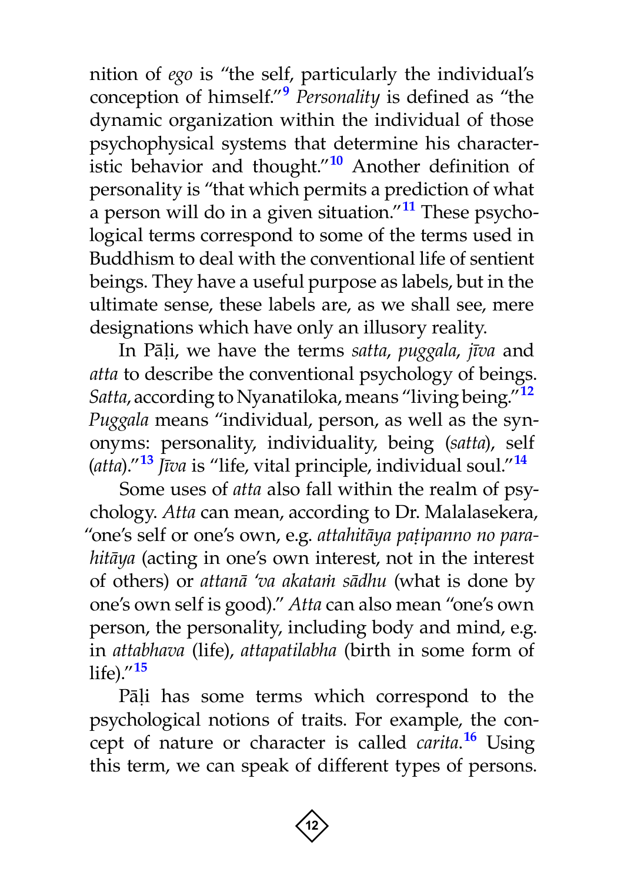nition of *ego* is “the self, particularly the individual’s conception of himself.”[9] *Personality* is defined as “the dynamic organization within the individual of those psychophysical systems that determine his characteristic behavior and thought.”[10] Another definition of personality is “that which permits a prediction of what a person will do in a given situation.”[11] These psychological terms correspond to some of the terms used in Buddhism to deal with the conventional life of sentient beings. They have a useful purpose as labels, but in the ultimate sense, these labels are, as we shall see, mere designations which have only an illusory reality.

In Pāḷi, we have the terms *satta*, *puggala*, *jīva* and *atta* to describe the conventional psychology of beings. *Satta*, according to Nyanatiloka, means “living being.”[12] *Puggala* means “individual, person, as well as the synonyms: personality, individuality, being (*satta*), self (*atta*).”[13] *Jīva* is “life, vital principle, individual soul.”[14]

Some uses of *atta* also fall within the realm of psychology. *Atta* can mean, according to Dr. Malalasekera, “one’s self or one’s own, e.g. *attahitāya paṭipanno no parahitāya* (acting in one’s own interest, not in the interest of others) or *attanā ’va akataṁ sādhu* (what is done by one’s own self is good).” *Atta* can also mean “one’s own person, the personality, including body and mind, e.g. in *attabhava* (life), *attapatilabha* (birth in some form of life).”[15]

Pāḷi has some terms which correspond to the psychological notions of traits. For example, the concept of nature or character is called *carita*.[16] Using this term, we can speak of different types of persons.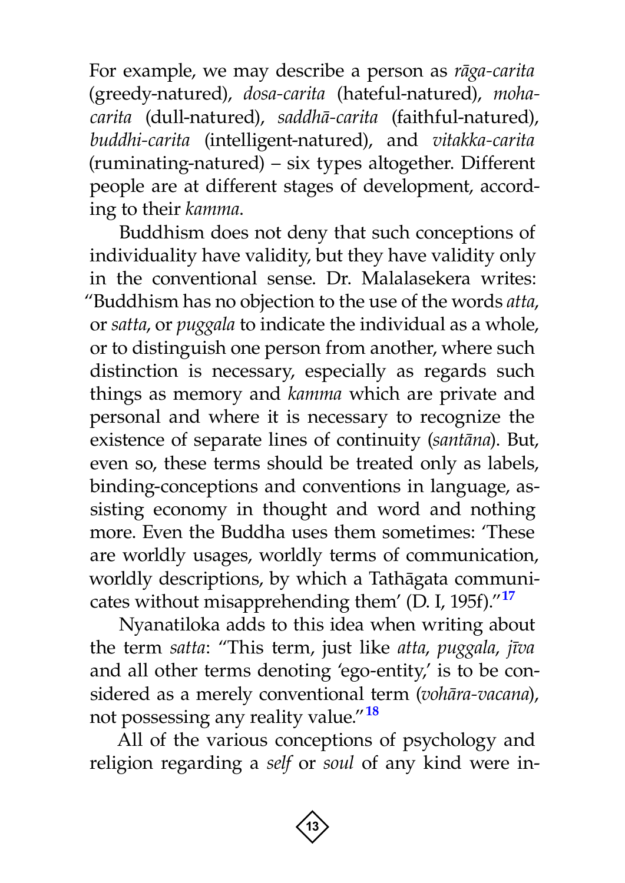For example, we may describe a person as *rāga-carita* (greedy-natured), *dosa-carita* (hateful-natured), *moha-carita* (dull-natured), *saddhā-carita* (faithful-natured), *buddhi-carita* (intelligent-natured), and *vitakka-carita* (ruminating-natured) – six types altogether. Different people are at different stages of development, according to their *kamma*.

Buddhism does not deny that such conceptions of individuality have validity, but they have validity only in the conventional sense. Dr. Malalasekera writes: "Buddhism has no objection to the use of the words *atta*, or *satta*, or *puggala* to indicate the individual as a whole, or to distinguish one person from another, where such distinction is necessary, especially as regards such things as memory and *kamma* which are private and personal and where it is necessary to recognize the existence of separate lines of continuity (*santāna*). But, even so, these terms should be treated only as labels, binding-conceptions and conventions in language, assisting economy in thought and word and nothing more. Even the Buddha uses them sometimes: 'These are worldly usages, worldly terms of communication, worldly descriptions, by which a Tathāgata communicates without misapprehending them' (D. I, 195f)."[17]

Nyanatiloka adds to this idea when writing about the term *satta*: "This term, just like *atta*, *puggala*, *jīva* and all other terms denoting 'ego-entity,' is to be considered as a merely conventional term (*vohāra-vacana*), not possessing any reality value."[18]

All of the various conceptions of psychology and religion regarding a *self* or *soul* of any kind were in-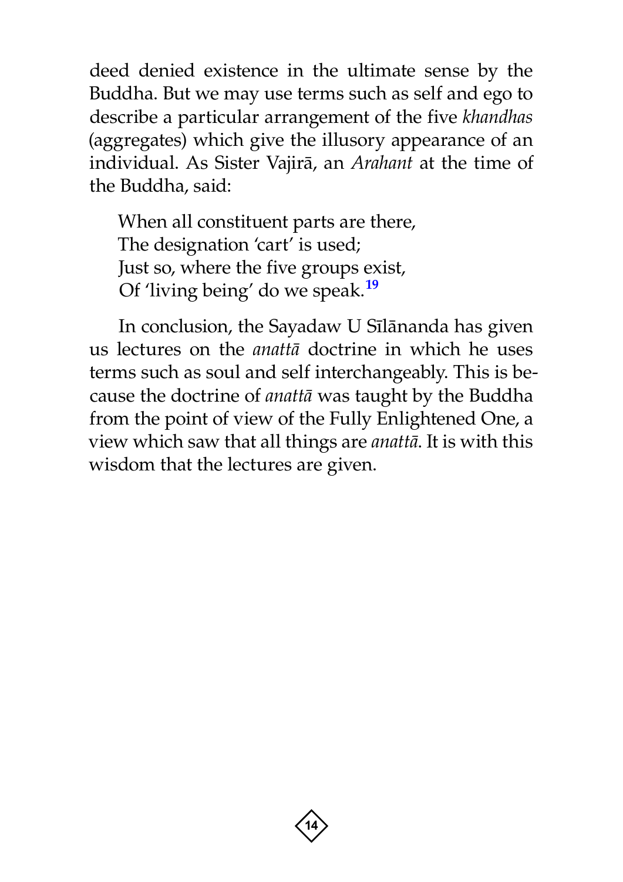deed denied existence in the ultimate sense by the Buddha. But we may use terms such as self and ego to describe a particular arrangement of the five *khandhas* (aggregates) which give the illusory appearance of an individual. As Sister Vajirā, an *Arahant* at the time of the Buddha, said:

> When all constituent parts are there,
> The designation 'cart' is used;
> Just so, where the five groups exist,
> Of 'living being' do we speak.[19]

In conclusion, the Sayadaw U Sīlānanda has given us lectures on the *anattā* doctrine in which he uses terms such as soul and self interchangeably. This is because the doctrine of *anattā* was taught by the Buddha from the point of view of the Fully Enlightened One, a view which saw that all things are *anattā*. It is with this wisdom that the lectures are given.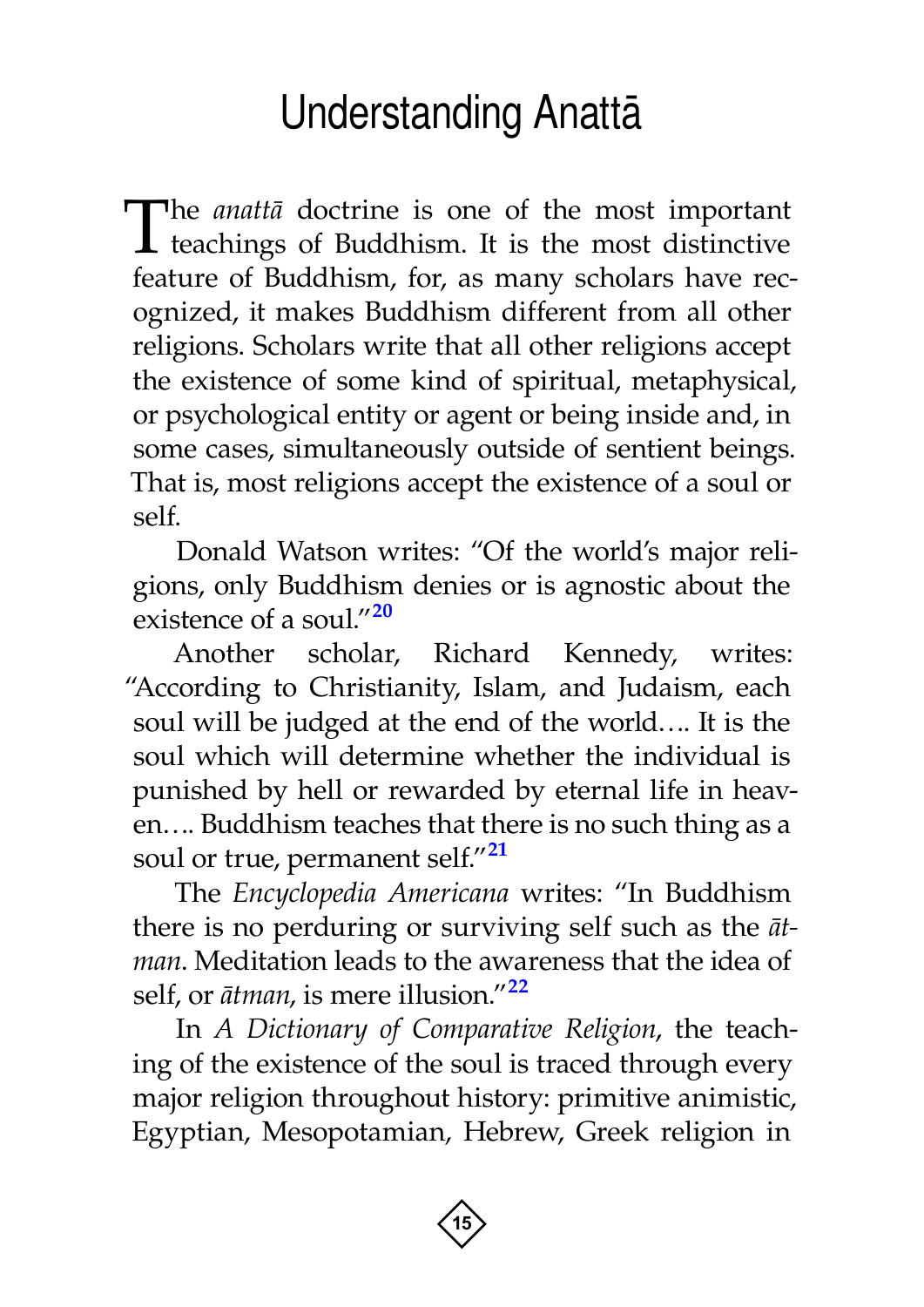# Understanding Anattā

The *anattā* doctrine is one of the most important teachings of Buddhism. It is the most distinctive feature of Buddhism, for, as many scholars have recognized, it makes Buddhism different from all other religions. Scholars write that all other religions accept the existence of some kind of spiritual, metaphysical, or psychological entity or agent or being inside and, in some cases, simultaneously outside of sentient beings. That is, most religions accept the existence of a soul or self.

Donald Watson writes: "Of the world's major religions, only Buddhism denies or is agnostic about the existence of a soul."[20]

Another scholar, Richard Kennedy, writes: "According to Christianity, Islam, and Judaism, each soul will be judged at the end of the world…. It is the soul which will determine whether the individual is punished by hell or rewarded by eternal life in heaven…. Buddhism teaches that there is no such thing as a soul or true, permanent self."[21]

The *Encyclopedia Americana* writes: "In Buddhism there is no perduring or surviving self such as the *ātman*. Meditation leads to the awareness that the idea of self, or *ātman*, is mere illusion."[22]

In *A Dictionary of Comparative Religion*, the teaching of the existence of the soul is traced through every major religion throughout history: primitive animistic, Egyptian, Mesopotamian, Hebrew, Greek religion in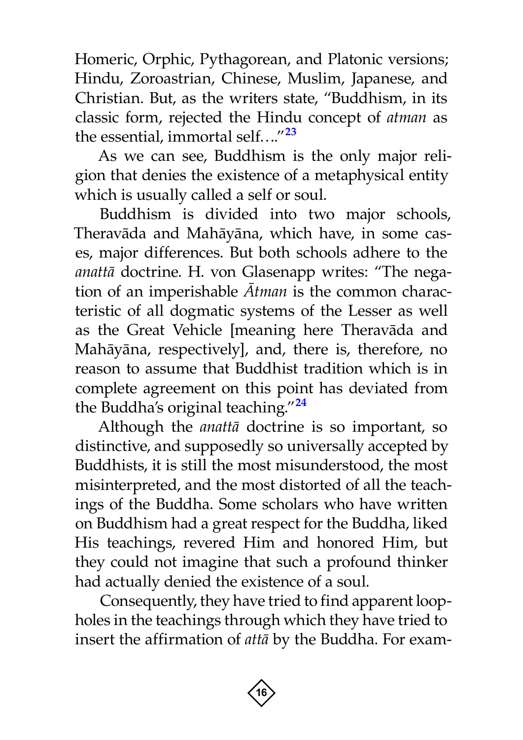Homeric, Orphic, Pythagorean, and Platonic versions; Hindu, Zoroastrian, Chinese, Muslim, Japanese, and Christian. But, as the writers state, "Buddhism, in its classic form, rejected the Hindu concept of *atman* as the essential, immortal self…."[23]

As we can see, Buddhism is the only major religion that denies the existence of a metaphysical entity which is usually called a self or soul.

Buddhism is divided into two major schools, Theravāda and Mahāyāna, which have, in some cases, major differences. But both schools adhere to the *anattā* doctrine. H. von Glasenapp writes: "The negation of an imperishable *Ātman* is the common characteristic of all dogmatic systems of the Lesser as well as the Great Vehicle [meaning here Theravāda and Mahāyāna, respectively], and, there is, therefore, no reason to assume that Buddhist tradition which is in complete agreement on this point has deviated from the Buddha's original teaching."[24]

Although the *anattā* doctrine is so important, so distinctive, and supposedly so universally accepted by Buddhists, it is still the most misunderstood, the most misinterpreted, and the most distorted of all the teachings of the Buddha. Some scholars who have written on Buddhism had a great respect for the Buddha, liked His teachings, revered Him and honored Him, but they could not imagine that such a profound thinker had actually denied the existence of a soul.

Consequently, they have tried to find apparent loopholes in the teachings through which they have tried to insert the affirmation of *attā* by the Buddha. For exam-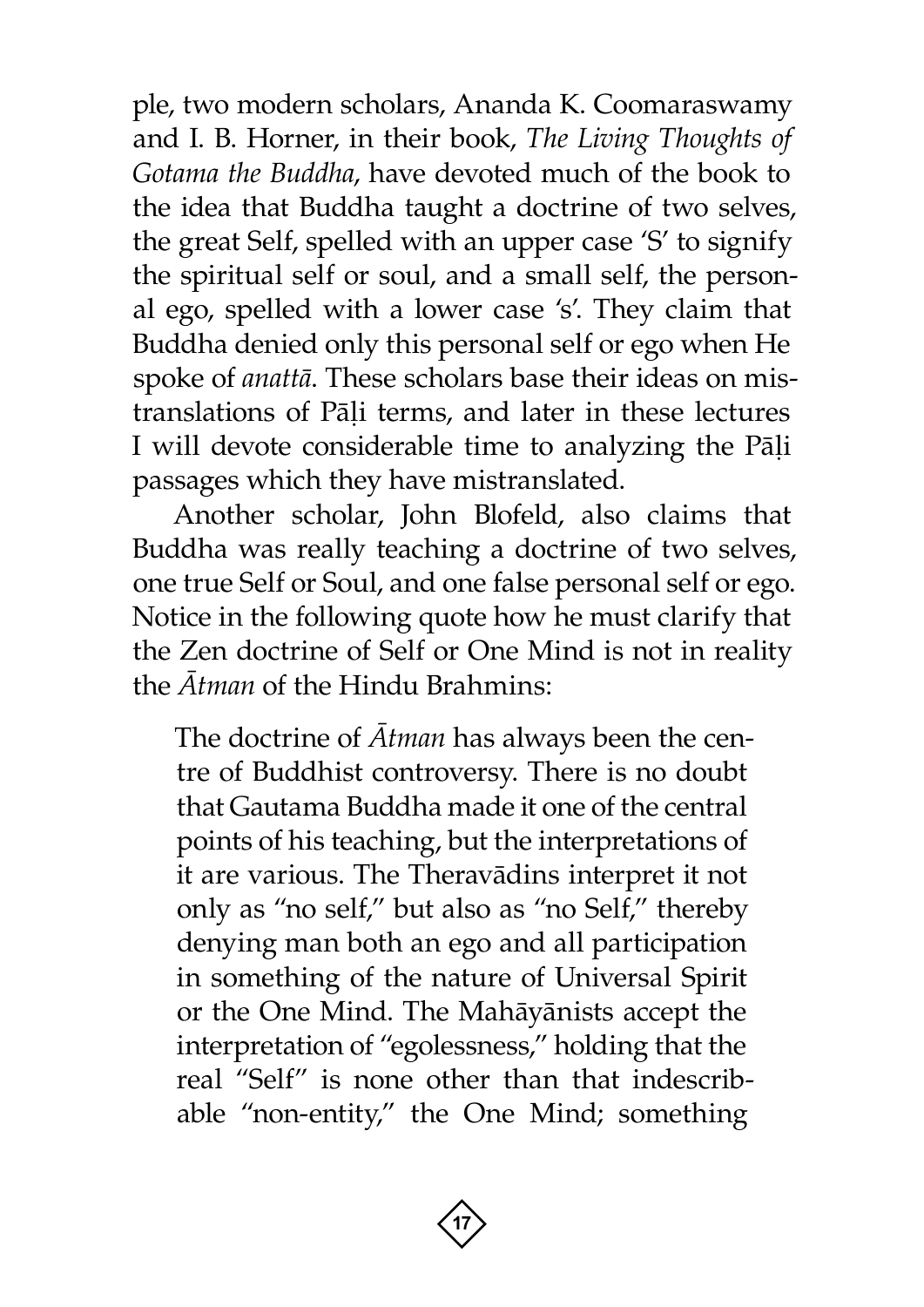ple, two modern scholars, Ananda K. Coomaraswamy and I. B. Horner, in their book, *The Living Thoughts of Gotama the Buddha*, have devoted much of the book to the idea that Buddha taught a doctrine of two selves, the great Self, spelled with an upper case 'S' to signify the spiritual self or soul, and a small self, the personal ego, spelled with a lower case 's'. They claim that Buddha denied only this personal self or ego when He spoke of *anattā*. These scholars base their ideas on mistranslations of Pāḷi terms, and later in these lectures I will devote considerable time to analyzing the Pāḷi passages which they have mistranslated.

Another scholar, John Blofeld, also claims that Buddha was really teaching a doctrine of two selves, one true Self or Soul, and one false personal self or ego. Notice in the following quote how he must clarify that the Zen doctrine of Self or One Mind is not in reality the *Ātman* of the Hindu Brahmins:

> The doctrine of *Ātman* has always been the centre of Buddhist controversy. There is no doubt that Gautama Buddha made it one of the central points of his teaching, but the interpretations of it are various. The Theravādins interpret it not only as "no self," but also as "no Self," thereby denying man both an ego and all participation in something of the nature of Universal Spirit or the One Mind. The Mahāyānists accept the interpretation of "egolessness," holding that the real "Self" is none other than that indescribable "non-entity," the One Mind; something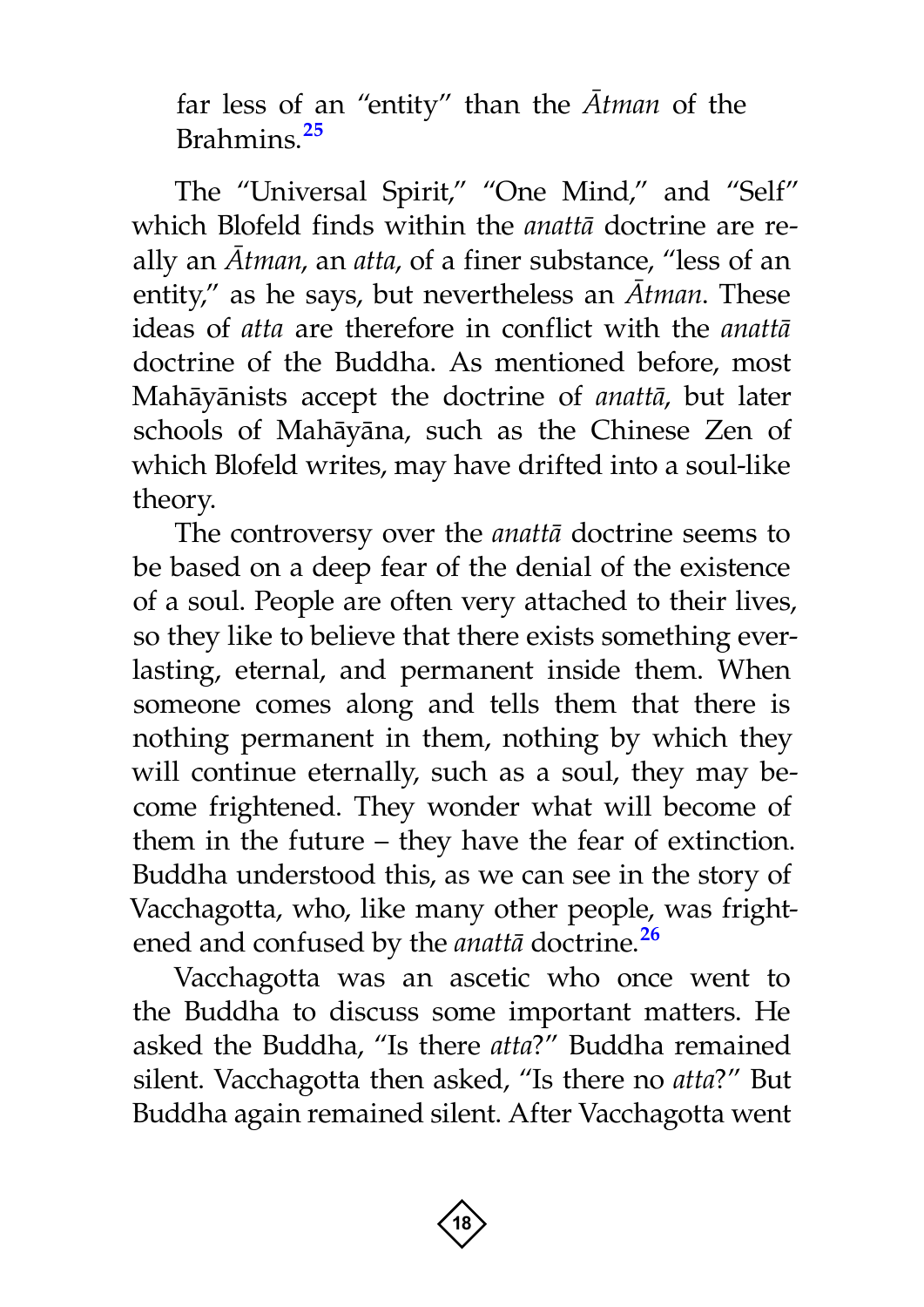far less of an "entity" than the *Ātman* of the Brahmins.[25]

The "Universal Spirit," "One Mind," and "Self" which Blofeld finds within the *anattā* doctrine are really an *Ātman*, an *atta*, of a finer substance, "less of an entity," as he says, but nevertheless an *Ātman*. These ideas of *atta* are therefore in conflict with the *anattā* doctrine of the Buddha. As mentioned before, most Mahāyānists accept the doctrine of *anattā*, but later schools of Mahāyāna, such as the Chinese Zen of which Blofeld writes, may have drifted into a soul-like theory.

The controversy over the *anattā* doctrine seems to be based on a deep fear of the denial of the existence of a soul. People are often very attached to their lives, so they like to believe that there exists something everlasting, eternal, and permanent inside them. When someone comes along and tells them that there is nothing permanent in them, nothing by which they will continue eternally, such as a soul, they may become frightened. They wonder what will become of them in the future – they have the fear of extinction. Buddha understood this, as we can see in the story of Vacchagotta, who, like many other people, was frightened and confused by the *anattā* doctrine.[26]

Vacchagotta was an ascetic who once went to the Buddha to discuss some important matters. He asked the Buddha, "Is there *atta*?" Buddha remained silent. Vacchagotta then asked, "Is there no *atta*?" But Buddha again remained silent. After Vacchagotta went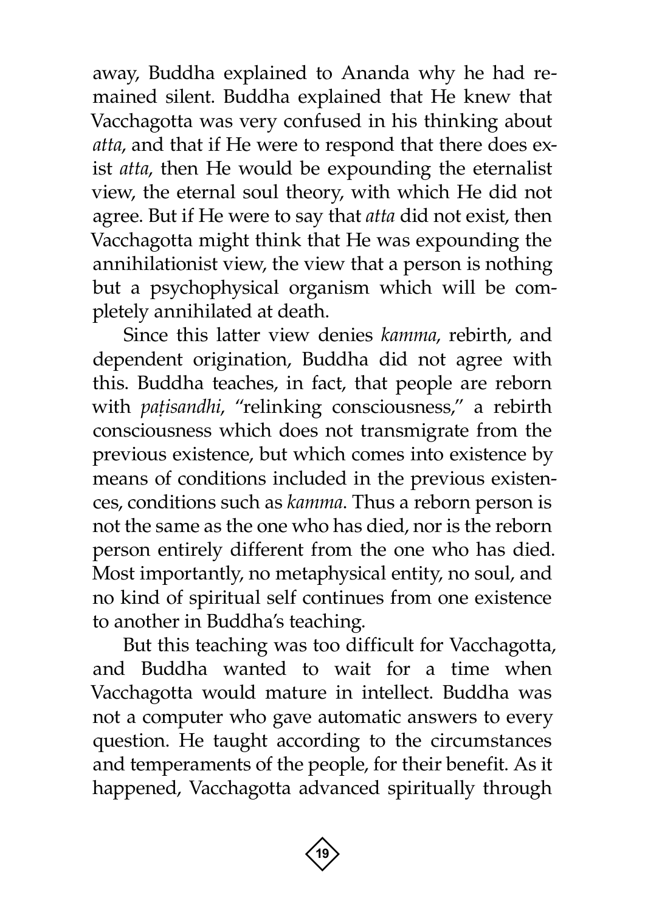away, Buddha explained to Ananda why he had remained silent. Buddha explained that He knew that Vacchagotta was very confused in his thinking about *atta*, and that if He were to respond that there does exist *atta*, then He would be expounding the eternalist view, the eternal soul theory, with which He did not agree. But if He were to say that *atta* did not exist, then Vacchagotta might think that He was expounding the annihilationist view, the view that a person is nothing but a psychophysical organism which will be completely annihilated at death.

Since this latter view denies *kamma*, rebirth, and dependent origination, Buddha did not agree with this. Buddha teaches, in fact, that people are reborn with *paṭisandhi*, "relinking consciousness," a rebirth consciousness which does not transmigrate from the previous existence, but which comes into existence by means of conditions included in the previous existences, conditions such as *kamma*. Thus a reborn person is not the same as the one who has died, nor is the reborn person entirely different from the one who has died. Most importantly, no metaphysical entity, no soul, and no kind of spiritual self continues from one existence to another in Buddha's teaching.

But this teaching was too difficult for Vacchagotta, and Buddha wanted to wait for a time when Vacchagotta would mature in intellect. Buddha was not a computer who gave automatic answers to every question. He taught according to the circumstances and temperaments of the people, for their benefit. As it happened, Vacchagotta advanced spiritually through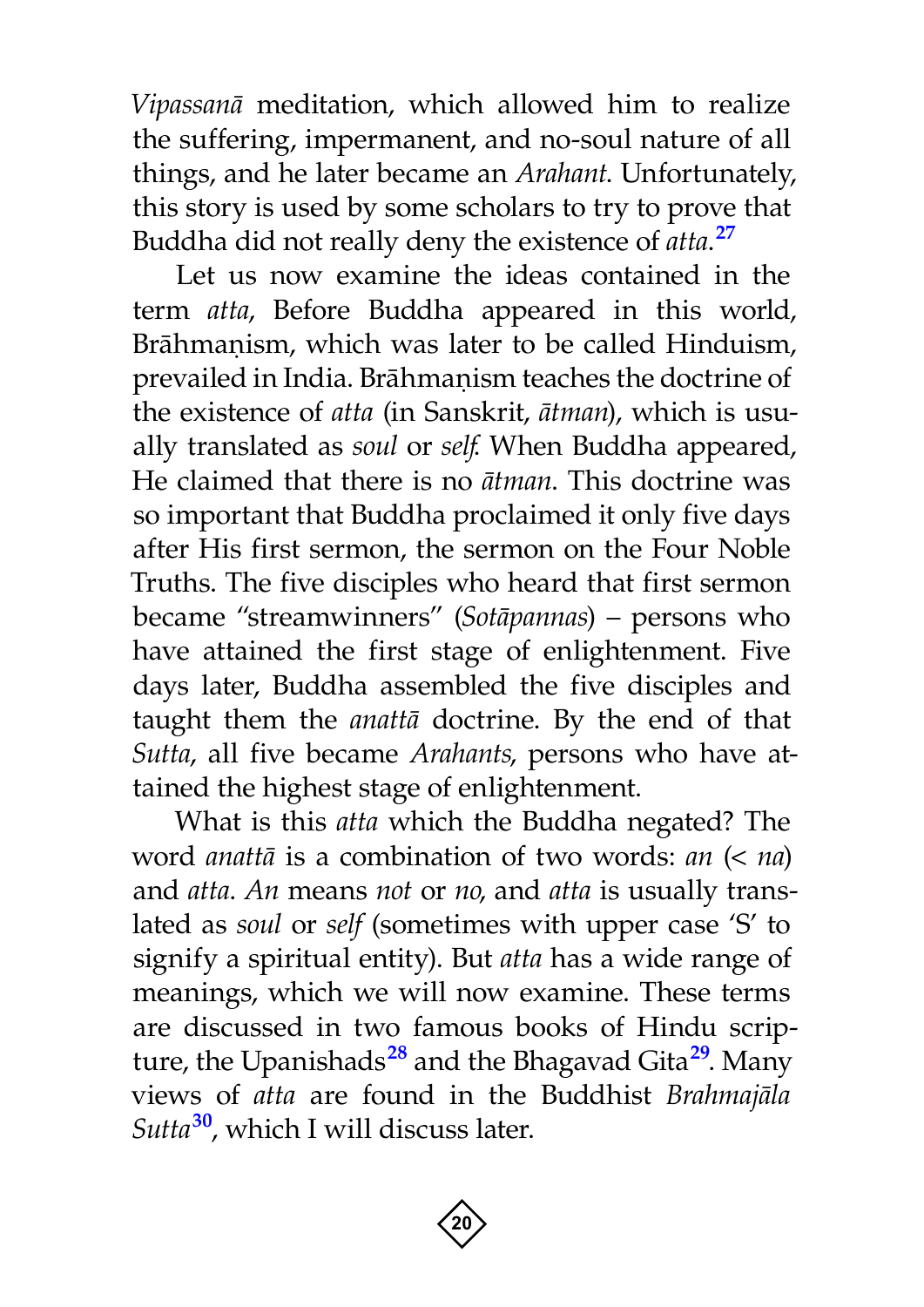*Vipassanā* meditation, which allowed him to realize the suffering, impermanent, and no-soul nature of all things, and he later became an *Arahant*. Unfortunately, this story is used by some scholars to try to prove that Buddha did not really deny the existence of *atta*.[27]

Let us now examine the ideas contained in the term *atta*, Before Buddha appeared in this world, Brāhmaṇism, which was later to be called Hinduism, prevailed in India. Brāhmaṇism teaches the doctrine of the existence of *atta* (in Sanskrit, *ātman*), which is usually translated as *soul* or *self*. When Buddha appeared, He claimed that there is no *ātman*. This doctrine was so important that Buddha proclaimed it only five days after His first sermon, the sermon on the Four Noble Truths. The five disciples who heard that first sermon became "streamwinners" (*Sotāpannas*) – persons who have attained the first stage of enlightenment. Five days later, Buddha assembled the five disciples and taught them the *anattā* doctrine. By the end of that *Sutta*, all five became *Arahants*, persons who have attained the highest stage of enlightenment.

What is this *atta* which the Buddha negated? The word *anattā* is a combination of two words: *an* (< *na*) and *atta*. *An* means *not* or *no*, and *atta* is usually translated as *soul* or *self* (sometimes with upper case 'S' to signify a spiritual entity). But *atta* has a wide range of meanings, which we will now examine. These terms are discussed in two famous books of Hindu scripture, the Upanishads[28] and the Bhagavad Gita[29]. Many views of *atta* are found in the Buddhist *Brahmajāla Sutta*[30], which I will discuss later.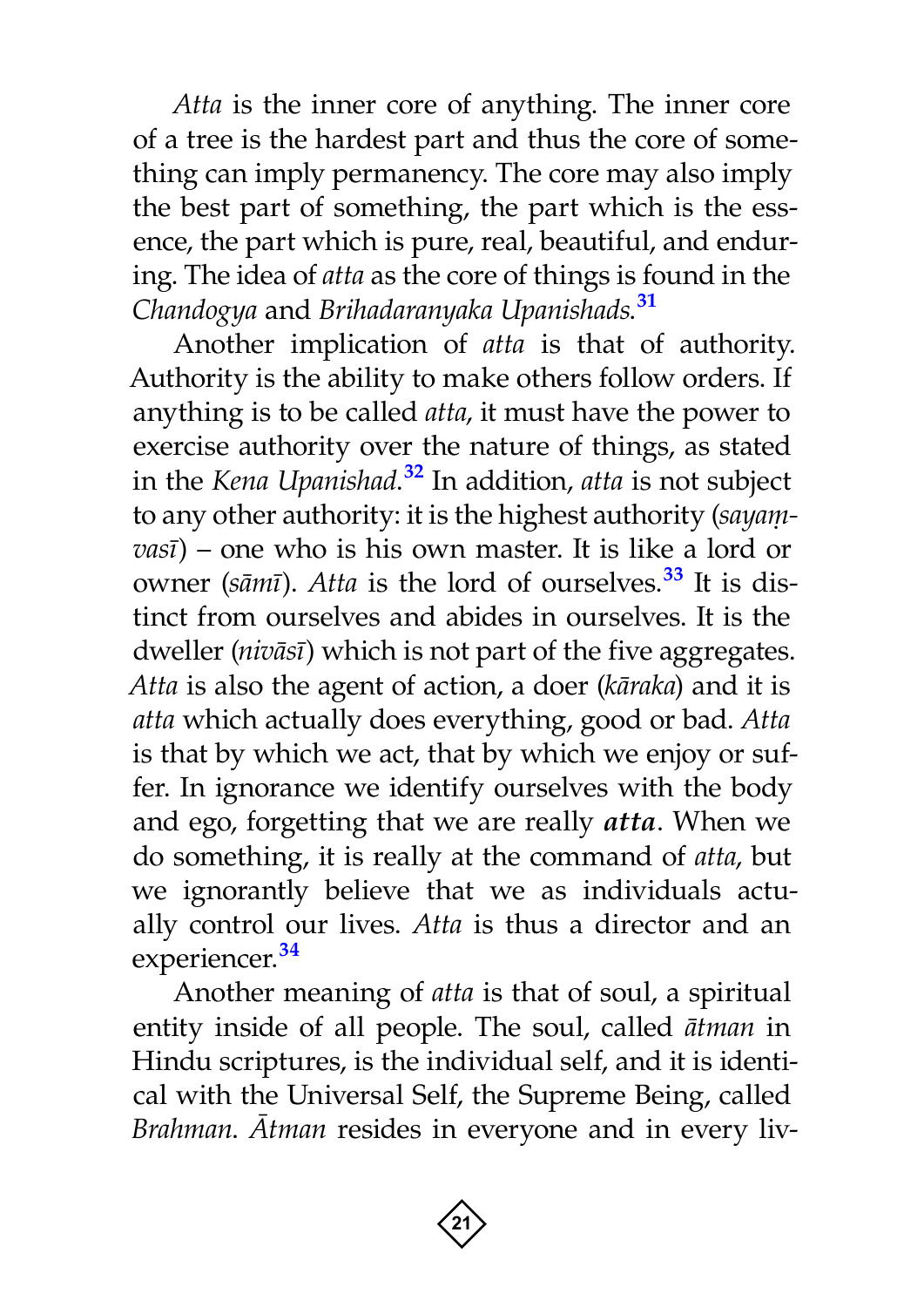*Atta* is the inner core of anything. The inner core of a tree is the hardest part and thus the core of something can imply permanency. The core may also imply the best part of something, the part which is the essence, the part which is pure, real, beautiful, and enduring. The idea of *atta* as the core of things is found in the *Chandogya* and *Brihadaranyaka Upanishads*.[31]

Another implication of *atta* is that of authority. Authority is the ability to make others follow orders. If anything is to be called *atta*, it must have the power to exercise authority over the nature of things, as stated in the *Kena Upanishad*.[32] In addition, *atta* is not subject to any other authority: it is the highest authority (*sayaṃvasī*) – one who is his own master. It is like a lord or owner (*sāmī*). *Atta* is the lord of ourselves.[33] It is distinct from ourselves and abides in ourselves. It is the dweller (*nivāsī*) which is not part of the five aggregates. *Atta* is also the agent of action, a doer (*kāraka*) and it is *atta* which actually does everything, good or bad. *Atta* is that by which we act, that by which we enjoy or suffer. In ignorance we identify ourselves with the body and ego, forgetting that we are really ***atta***. When we do something, it is really at the command of *atta*, but we ignorantly believe that we as individuals actually control our lives. *Atta* is thus a director and an experiencer.[34]

Another meaning of *atta* is that of soul, a spiritual entity inside of all people. The soul, called *ātman* in Hindu scriptures, is the individual self, and it is identical with the Universal Self, the Supreme Being, called *Brahman*. *Ātman* resides in everyone and in every liv-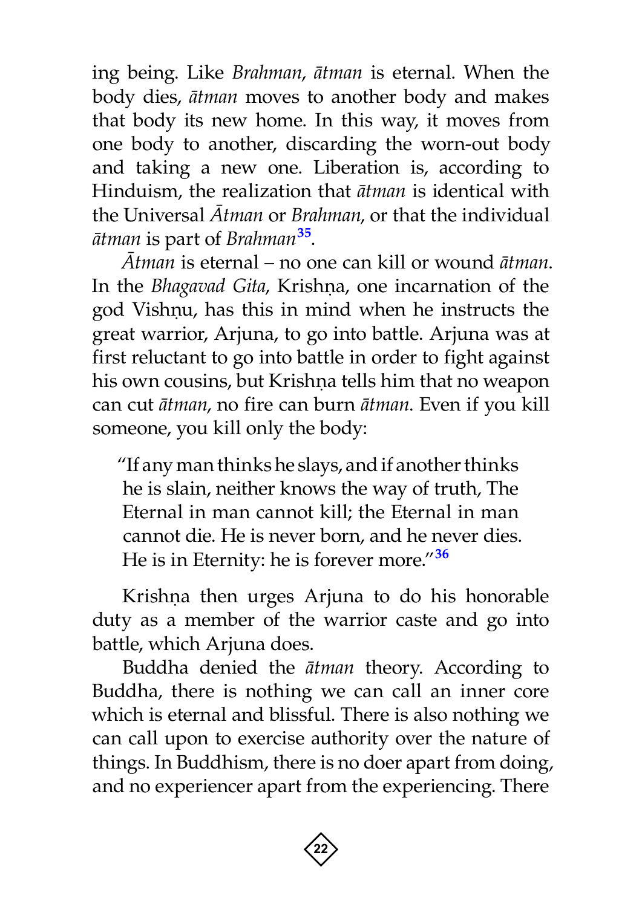ing being. Like *Brahman*, *ātman* is eternal. When the body dies, *ātman* moves to another body and makes that body its new home. In this way, it moves from one body to another, discarding the worn-out body and taking a new one. Liberation is, according to Hinduism, the realization that *ātman* is identical with the Universal *Ātman* or *Brahman*, or that the individual *ātman* is part of *Brahman*[35].

*Ātman* is eternal – no one can kill or wound *ātman*. In the *Bhagavad Gita*, Krishṇa, one incarnation of the god Vishṇu, has this in mind when he instructs the great warrior, Arjuna, to go into battle. Arjuna was at first reluctant to go into battle in order to fight against his own cousins, but Krishṇa tells him that no weapon can cut *ātman*, no fire can burn *ātman*. Even if you kill someone, you kill only the body:

> "If any man thinks he slays, and if another thinks he is slain, neither knows the way of truth, The Eternal in man cannot kill; the Eternal in man cannot die. He is never born, and he never dies. He is in Eternity: he is forever more."[36]

Krishṇa then urges Arjuna to do his honorable duty as a member of the warrior caste and go into battle, which Arjuna does.

Buddha denied the *ātman* theory. According to Buddha, there is nothing we can call an inner core which is eternal and blissful. There is also nothing we can call upon to exercise authority over the nature of things. In Buddhism, there is no doer apart from doing, and no experiencer apart from the experiencing. There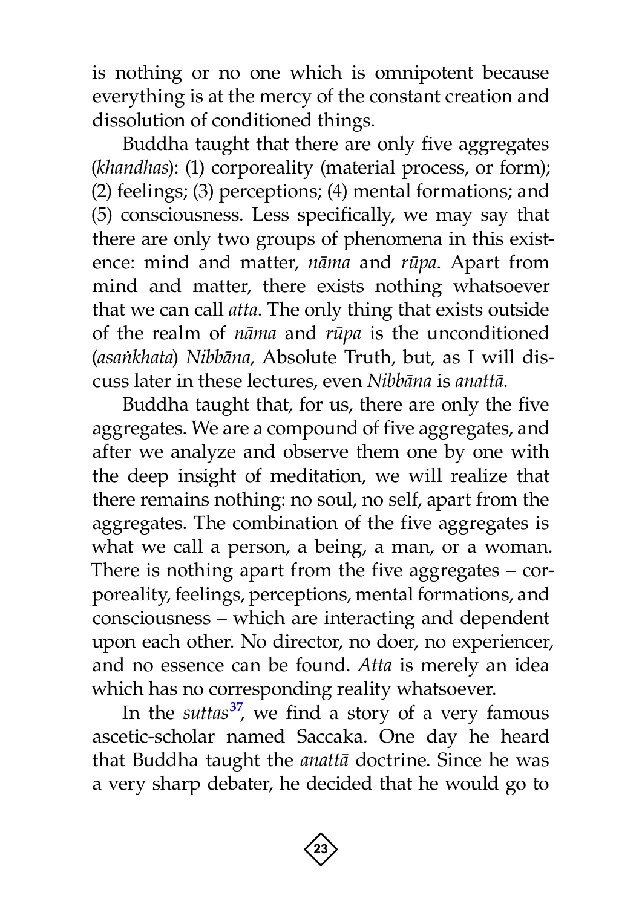is nothing or no one which is omnipotent because everything is at the mercy of the constant creation and dissolution of conditioned things.

Buddha taught that there are only five aggregates (*khandhas*): (1) corporeality (material process, or form); (2) feelings; (3) perceptions; (4) mental formations; and (5) consciousness. Less specifically, we may say that there are only two groups of phenomena in this existence: mind and matter, *nāma* and *rūpa*. Apart from mind and matter, there exists nothing whatsoever that we can call *atta*. The only thing that exists outside of the realm of *nāma* and *rūpa* is the unconditioned (*asaṅkhata*) *Nibbāna*, Absolute Truth, but, as I will discuss later in these lectures, even *Nibbāna* is *anattā*.

Buddha taught that, for us, there are only the five aggregates. We are a compound of five aggregates, and after we analyze and observe them one by one with the deep insight of meditation, we will realize that there remains nothing: no soul, no self, apart from the aggregates. The combination of the five aggregates is what we call a person, a being, a man, or a woman. There is nothing apart from the five aggregates – corporeality, feelings, perceptions, mental formations, and consciousness – which are interacting and dependent upon each other. No director, no doer, no experiencer, and no essence can be found. *Atta* is merely an idea which has no corresponding reality whatsoever.

In the *suttas*[37], we find a story of a very famous ascetic-scholar named Saccaka. One day he heard that Buddha taught the *anattā* doctrine. Since he was a very sharp debater, he decided that he would go to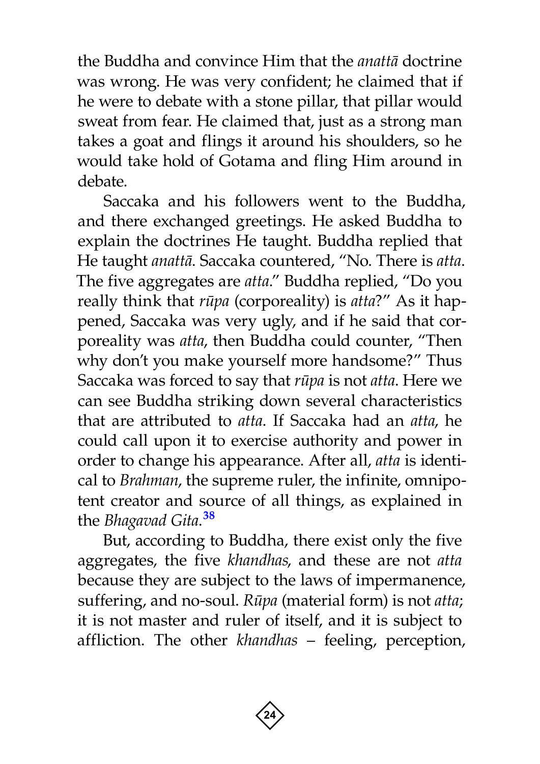the Buddha and convince Him that the *anattā* doctrine was wrong. He was very confident; he claimed that if he were to debate with a stone pillar, that pillar would sweat from fear. He claimed that, just as a strong man takes a goat and flings it around his shoulders, so he would take hold of Gotama and fling Him around in debate.

Saccaka and his followers went to the Buddha, and there exchanged greetings. He asked Buddha to explain the doctrines He taught. Buddha replied that He taught *anattā*. Saccaka countered, "No. There is *atta*. The five aggregates are *atta*." Buddha replied, "Do you really think that *rūpa* (corporeality) is *atta*?" As it happened, Saccaka was very ugly, and if he said that corporeality was *atta*, then Buddha could counter, "Then why don't you make yourself more handsome?" Thus Saccaka was forced to say that *rūpa* is not *atta*. Here we can see Buddha striking down several characteristics that are attributed to *atta*. If Saccaka had an *atta*, he could call upon it to exercise authority and power in order to change his appearance. After all, *atta* is identical to *Brahman*, the supreme ruler, the infinite, omnipotent creator and source of all things, as explained in the *Bhagavad Gita*.[38]

But, according to Buddha, there exist only the five aggregates, the five *khandhas*, and these are not *atta* because they are subject to the laws of impermanence, suffering, and no-soul. *Rūpa* (material form) is not *atta*; it is not master and ruler of itself, and it is subject to affliction. The other *khandhas* – feeling, perception,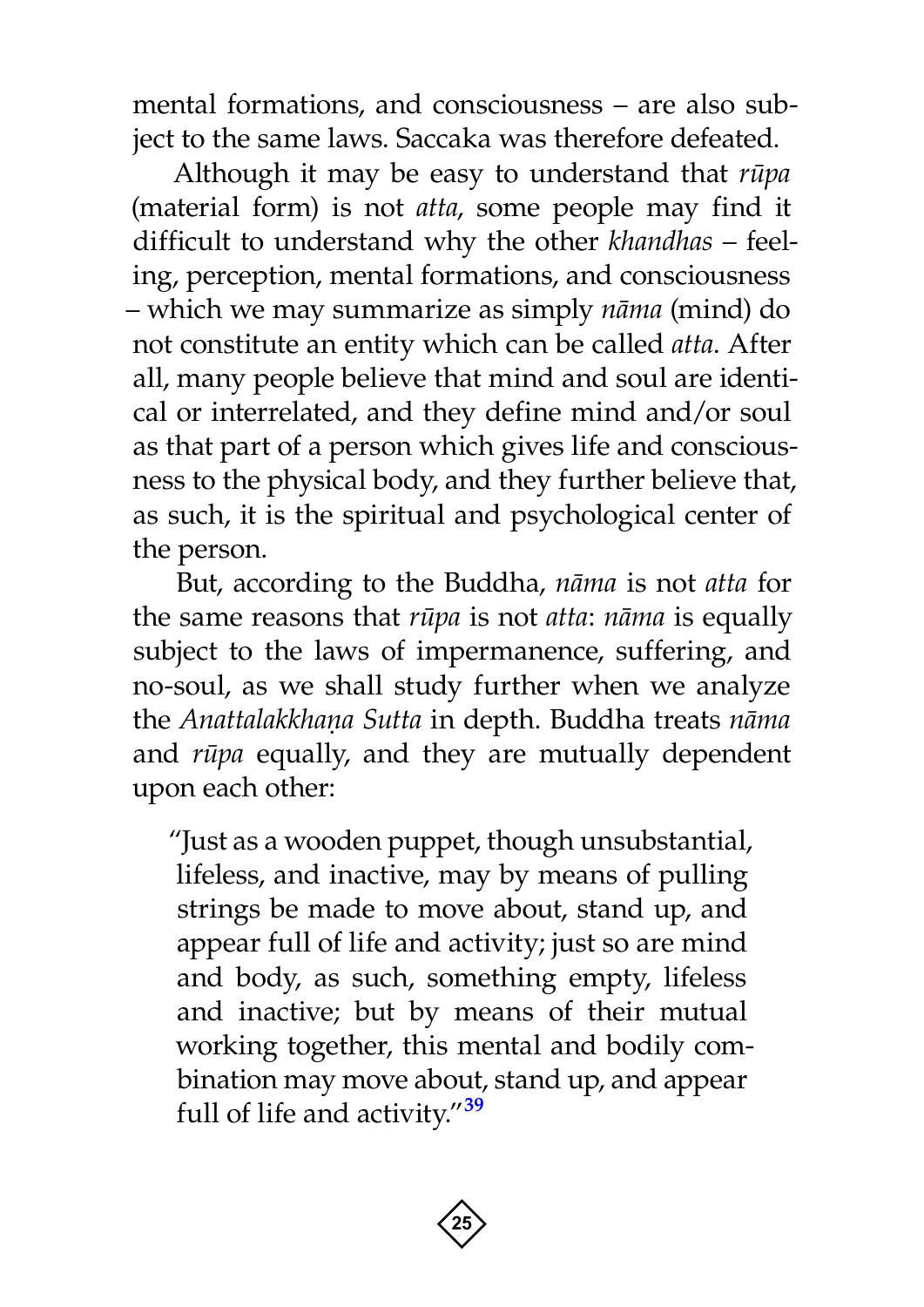mental formations, and consciousness – are also subject to the same laws. Saccaka was therefore defeated.

Although it may be easy to understand that *rūpa* (material form) is not *atta*, some people may find it difficult to understand why the other *khandhas* – feeling, perception, mental formations, and consciousness – which we may summarize as simply *nāma* (mind) do not constitute an entity which can be called *atta*. After all, many people believe that mind and soul are identical or interrelated, and they define mind and/or soul as that part of a person which gives life and consciousness to the physical body, and they further believe that, as such, it is the spiritual and psychological center of the person.

But, according to the Buddha, *nāma* is not *atta* for the same reasons that *rūpa* is not *atta*: *nāma* is equally subject to the laws of impermanence, suffering, and no-soul, as we shall study further when we analyze the *Anattalakkhaṇa Sutta* in depth. Buddha treats *nāma* and *rūpa* equally, and they are mutually dependent upon each other:

> "Just as a wooden puppet, though unsubstantial, lifeless, and inactive, may by means of pulling strings be made to move about, stand up, and appear full of life and activity; just so are mind and body, as such, something empty, lifeless and inactive; but by means of their mutual working together, this mental and bodily combination may move about, stand up, and appear full of life and activity."[39]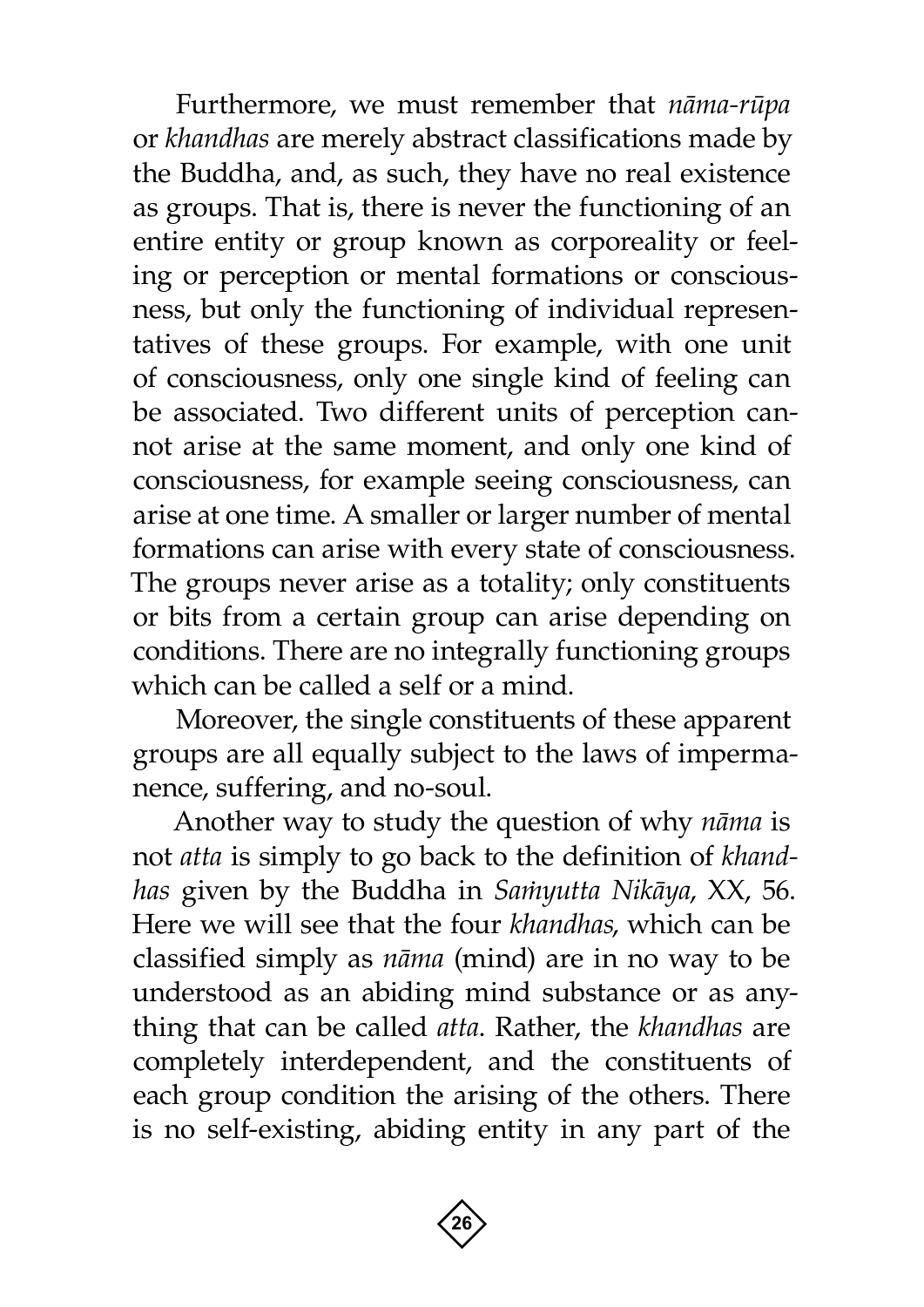Furthermore, we must remember that *nāma-rūpa* or *khandhas* are merely abstract classifications made by the Buddha, and, as such, they have no real existence as groups. That is, there is never the functioning of an entire entity or group known as corporeality or feeling or perception or mental formations or consciousness, but only the functioning of individual representatives of these groups. For example, with one unit of consciousness, only one single kind of feeling can be associated. Two different units of perception cannot arise at the same moment, and only one kind of consciousness, for example seeing consciousness, can arise at one time. A smaller or larger number of mental formations can arise with every state of consciousness. The groups never arise as a totality; only constituents or bits from a certain group can arise depending on conditions. There are no integrally functioning groups which can be called a self or a mind.

Moreover, the single constituents of these apparent groups are all equally subject to the laws of impermanence, suffering, and no-soul.

Another way to study the question of why *nāma* is not *atta* is simply to go back to the definition of *khandhas* given by the Buddha in *Saṁyutta Nikāya*, XX, 56. Here we will see that the four *khandhas*, which can be classified simply as *nāma* (mind) are in no way to be understood as an abiding mind substance or as anything that can be called *atta*. Rather, the *khandhas* are completely interdependent, and the constituents of each group condition the arising of the others. There is no self-existing, abiding entity in any part of the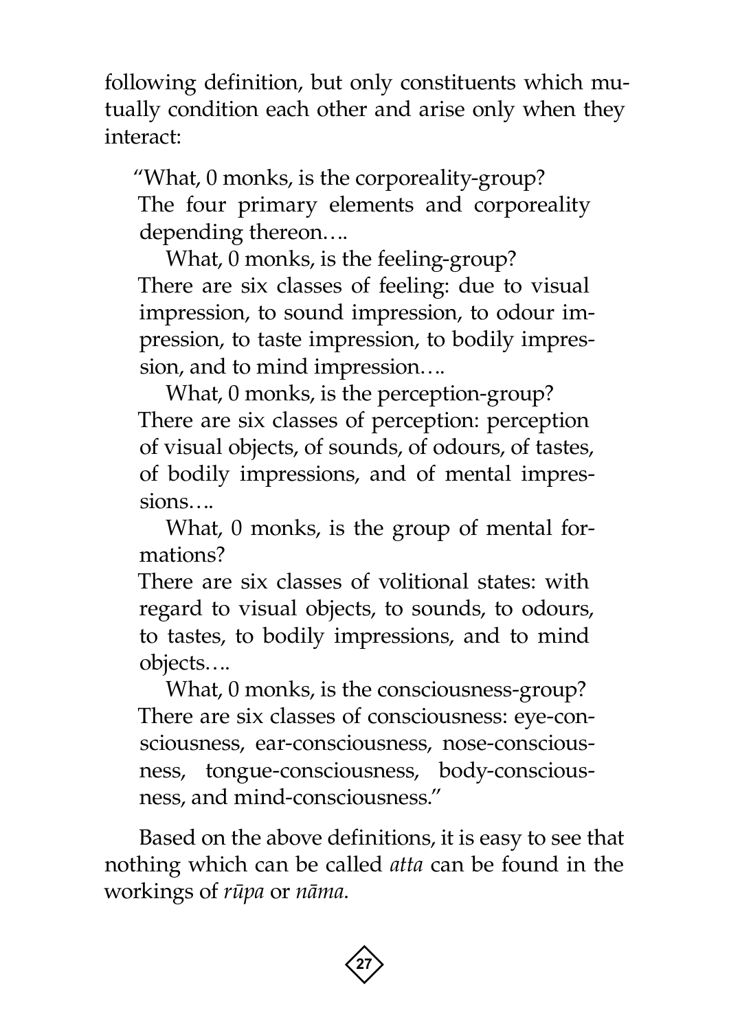following definition, but only constituents which mutually condition each other and arise only when they interact:

> "What, 0 monks, is the corporeality-group?
> The four primary elements and corporeality depending thereon….
>
> What, 0 monks, is the feeling-group?
> There are six classes of feeling: due to visual impression, to sound impression, to odour impression, to taste impression, to bodily impression, and to mind impression….
>
> What, 0 monks, is the perception-group?
> There are six classes of perception: perception of visual objects, of sounds, of odours, of tastes, of bodily impressions, and of mental impressions….
>
> What, 0 monks, is the group of mental formations?
> There are six classes of volitional states: with regard to visual objects, to sounds, to odours, to tastes, to bodily impressions, and to mind objects….
>
> What, 0 monks, is the consciousness-group?
> There are six classes of consciousness: eye-consciousness, ear-consciousness, nose-consciousness, tongue-consciousness, body-consciousness, and mind-consciousness."

Based on the above definitions, it is easy to see that nothing which can be called *atta* can be found in the workings of *rūpa* or *nāma*.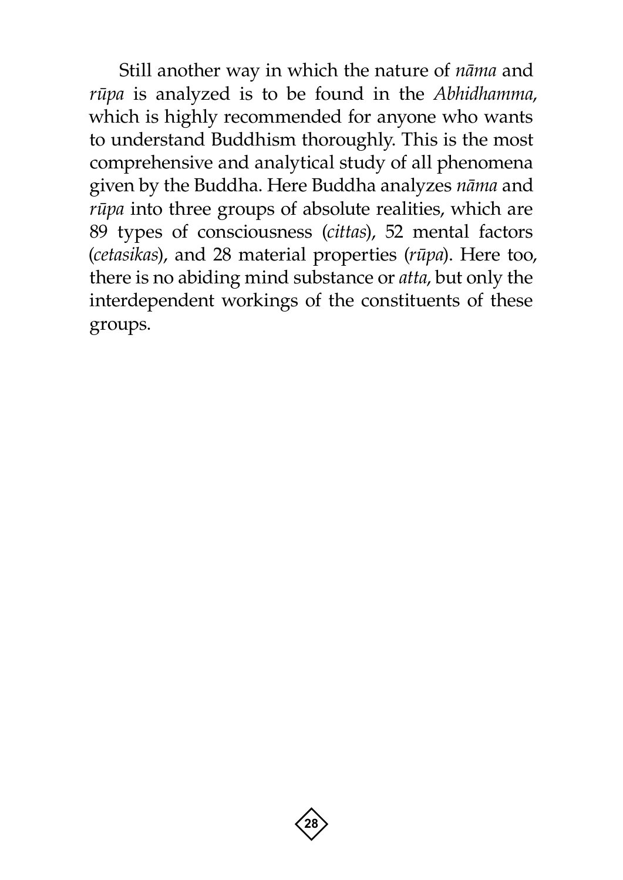Still another way in which the nature of *nāma* and *rūpa* is analyzed is to be found in the *Abhidhamma*, which is highly recommended for anyone who wants to understand Buddhism thoroughly. This is the most comprehensive and analytical study of all phenomena given by the Buddha. Here Buddha analyzes *nāma* and *rūpa* into three groups of absolute realities, which are 89 types of consciousness (*cittas*), 52 mental factors (*cetasikas*), and 28 material properties (*rūpa*). Here too, there is no abiding mind substance or *atta*, but only the interdependent workings of the constituents of these groups.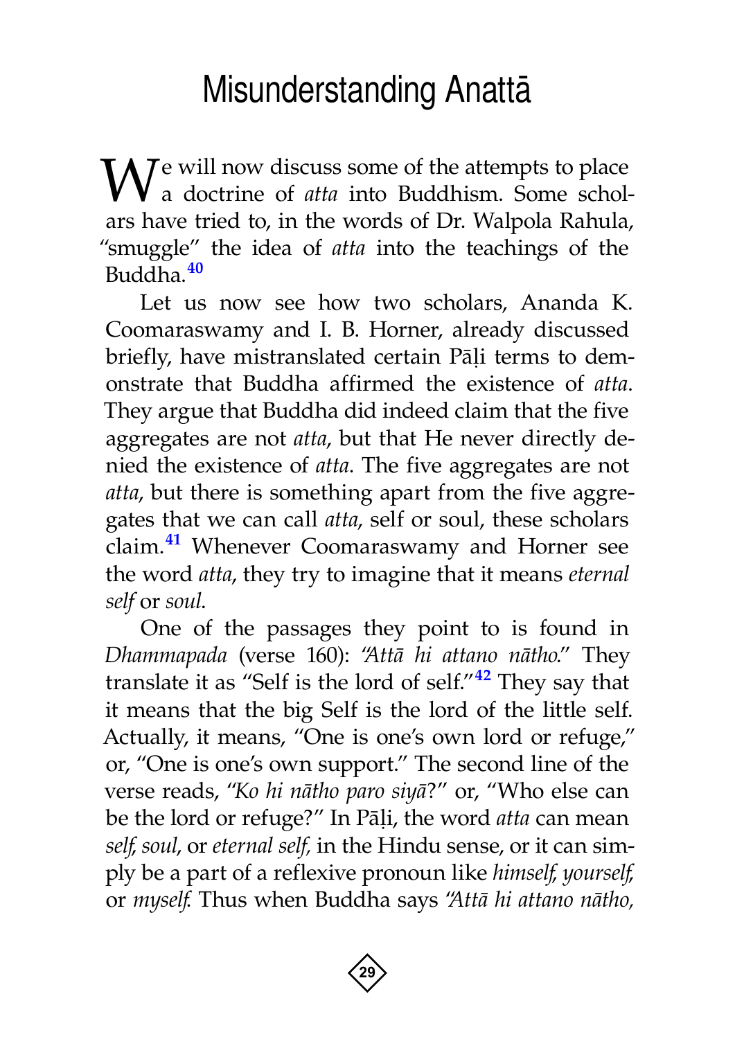# Misunderstanding Anattā

We will now discuss some of the attempts to place a doctrine of *atta* into Buddhism. Some scholars have tried to, in the words of Dr. Walpola Rahula, "smuggle" the idea of *atta* into the teachings of the Buddha.[40]

Let us now see how two scholars, Ananda K. Coomaraswamy and I. B. Horner, already discussed briefly, have mistranslated certain Pāḷi terms to demonstrate that Buddha affirmed the existence of *atta*. They argue that Buddha did indeed claim that the five aggregates are not *atta*, but that He never directly denied the existence of *atta*. The five aggregates are not *atta*, but there is something apart from the five aggregates that we can call *atta*, self or soul, these scholars claim.[41] Whenever Coomaraswamy and Horner see the word *atta*, they try to imagine that it means *eternal self* or *soul*.

One of the passages they point to is found in *Dhammapada* (verse 160): *"Attā hi attano nātho."* They translate it as "Self is the lord of self."[42] They say that it means that the big Self is the lord of the little self. Actually, it means, "One is one's own lord or refuge," or, "One is one's own support." The second line of the verse reads, *"Ko hi nātho paro siyā?"* or, "Who else can be the lord or refuge?" In Pāḷi, the word *atta* can mean *self*, *soul*, or *eternal self*, in the Hindu sense, or it can simply be a part of a reflexive pronoun like *himself*, *yourself*, or *myself*. Thus when Buddha says *"Attā hi attano nātho,*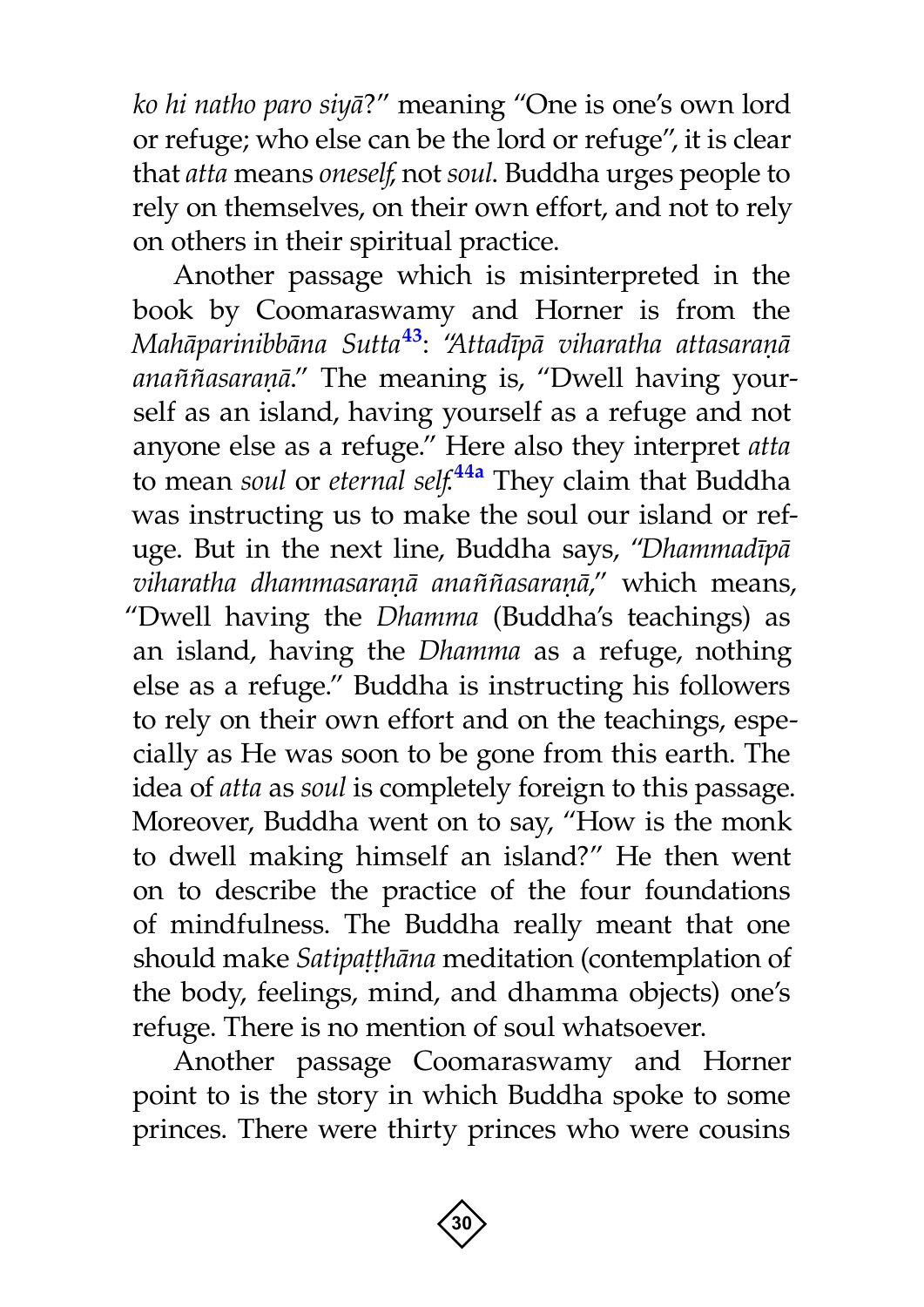*ko hi natho paro siyā*?" meaning "One is one's own lord or refuge; who else can be the lord or refuge", it is clear that *atta* means *oneself*, not *soul*. Buddha urges people to rely on themselves, on their own effort, and not to rely on others in their spiritual practice.

Another passage which is misinterpreted in the book by Coomaraswamy and Horner is from the *Mahāparinibbāna Sutta*[43]: *"Attadīpā viharatha attasaraṇā anaññasaraṇā*." The meaning is, "Dwell having yourself as an island, having yourself as a refuge and not anyone else as a refuge." Here also they interpret *atta* to mean *soul* or *eternal self*.[44a] They claim that Buddha was instructing us to make the soul our island or refuge. But in the next line, Buddha says, *"Dhammadīpā viharatha dhammasaraṇā anaññasaraṇā*," which means, "Dwell having the *Dhamma* (Buddha's teachings) as an island, having the *Dhamma* as a refuge, nothing else as a refuge." Buddha is instructing his followers to rely on their own effort and on the teachings, especially as He was soon to be gone from this earth. The idea of *atta* as *soul* is completely foreign to this passage. Moreover, Buddha went on to say, "How is the monk to dwell making himself an island?" He then went on to describe the practice of the four foundations of mindfulness. The Buddha really meant that one should make *Satipaṭṭhāna* meditation (contemplation of the body, feelings, mind, and dhamma objects) one's refuge. There is no mention of soul whatsoever.

Another passage Coomaraswamy and Horner point to is the story in which Buddha spoke to some princes. There were thirty princes who were cousins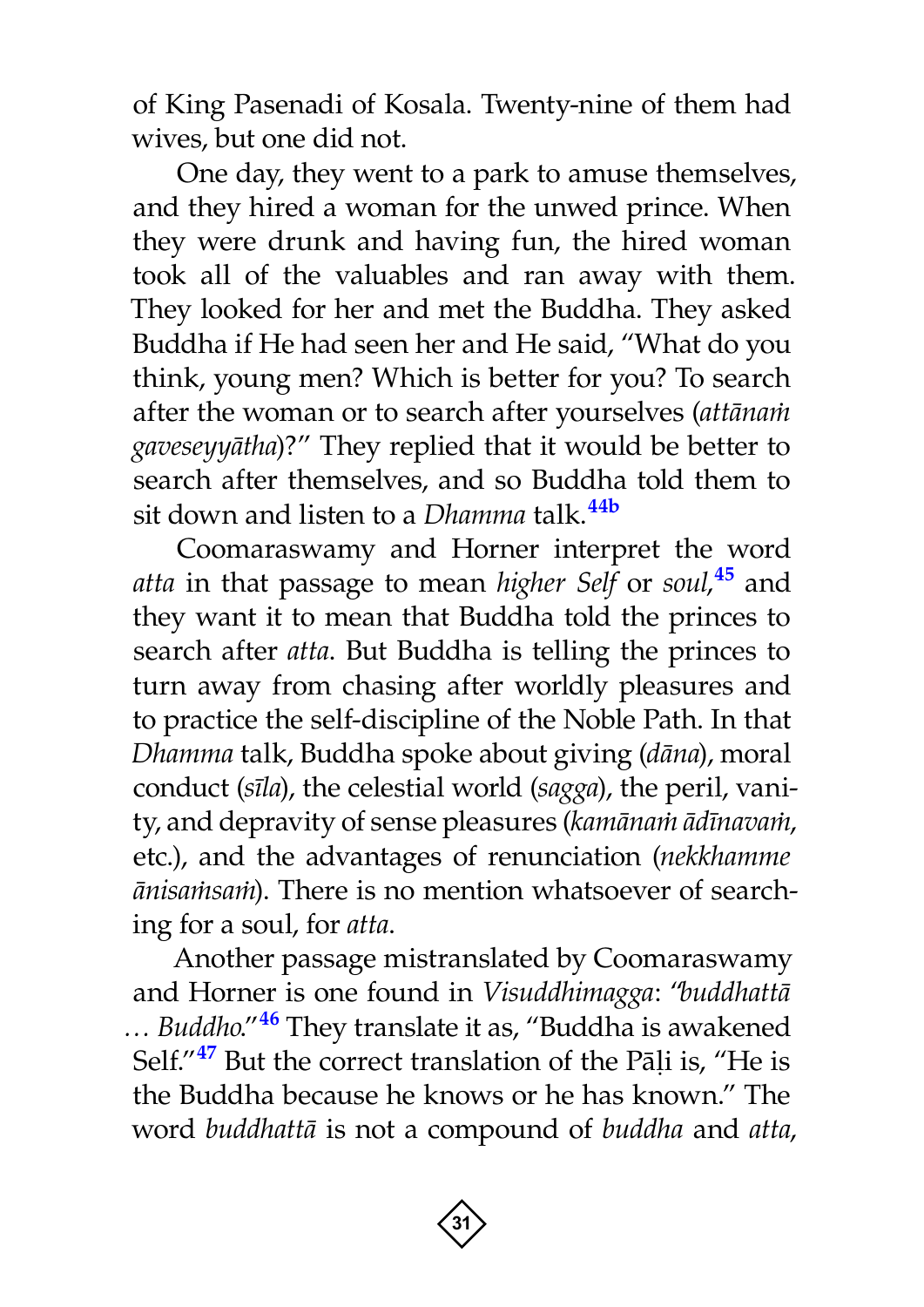of King Pasenadi of Kosala. Twenty-nine of them had wives, but one did not.

One day, they went to a park to amuse themselves, and they hired a woman for the unwed prince. When they were drunk and having fun, the hired woman took all of the valuables and ran away with them. They looked for her and met the Buddha. They asked Buddha if He had seen her and He said, "What do you think, young men? Which is better for you? To search after the woman or to search after yourselves (*attānaṁ gaveseyyātha*)?" They replied that it would be better to search after themselves, and so Buddha told them to sit down and listen to a *Dhamma* talk.[44b]

Coomaraswamy and Horner interpret the word *atta* in that passage to mean *higher Self* or *soul*,[45] and they want it to mean that Buddha told the princes to search after *atta*. But Buddha is telling the princes to turn away from chasing after worldly pleasures and to practice the self-discipline of the Noble Path. In that *Dhamma* talk, Buddha spoke about giving (*dāna*), moral conduct (*sīla*), the celestial world (*sagga*), the peril, vanity, and depravity of sense pleasures (*kamānaṁ ādīnavaṁ*, etc.), and the advantages of renunciation (*nekkhamme ānisaṁsaṁ*). There is no mention whatsoever of searching for a soul, for *atta*.

Another passage mistranslated by Coomaraswamy and Horner is one found in *Visuddhimagga*: "*buddhattā … Buddho*."[46] They translate it as, "Buddha is awakened Self."[47] But the correct translation of the Pāḷi is, "He is the Buddha because he knows or he has known." The word *buddhattā* is not a compound of *buddha* and *atta*,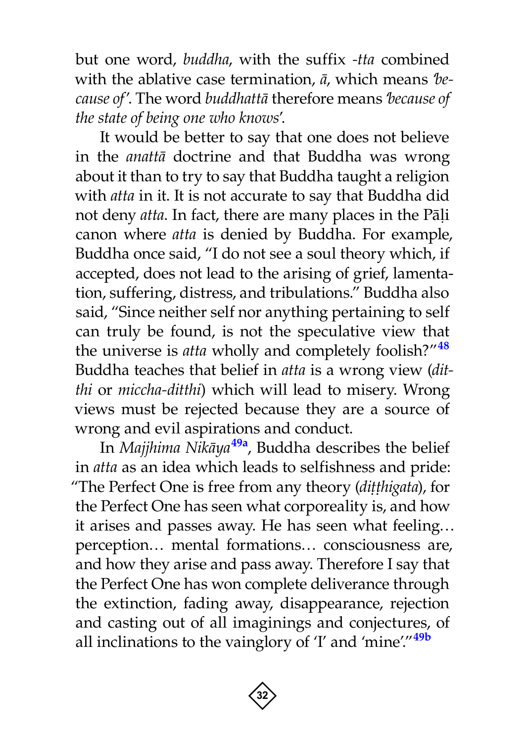but one word, *buddha*, with the suffix *-tta* combined with the ablative case termination, *ā*, which means *'because of'*. The word *buddhattā* therefore means *'because of the state of being one who knows'*.

It would be better to say that one does not believe in the *anattā* doctrine and that Buddha was wrong about it than to try to say that Buddha taught a religion with *atta* in it. It is not accurate to say that Buddha did not deny *atta*. In fact, there are many places in the Pāḷi canon where *atta* is denied by Buddha. For example, Buddha once said, "I do not see a soul theory which, if accepted, does not lead to the arising of grief, lamentation, suffering, distress, and tribulations." Buddha also said, "Since neither self nor anything pertaining to self can truly be found, is not the speculative view that the universe is *atta* wholly and completely foolish?"[48] Buddha teaches that belief in *atta* is a wrong view (*ditthi* or *miccha-ditthi*) which will lead to misery. Wrong views must be rejected because they are a source of wrong and evil aspirations and conduct.

In *Majjhima Nikāya*[49a], Buddha describes the belief in *atta* as an idea which leads to selfishness and pride: "The Perfect One is free from any theory (*diṭṭhigata*), for the Perfect One has seen what corporeality is, and how it arises and passes away. He has seen what feeling… perception… mental formations… consciousness are, and how they arise and pass away. Therefore I say that the Perfect One has won complete deliverance through the extinction, fading away, disappearance, rejection and casting out of all imaginings and conjectures, of all inclinations to the vainglory of 'I' and 'mine'."[49b]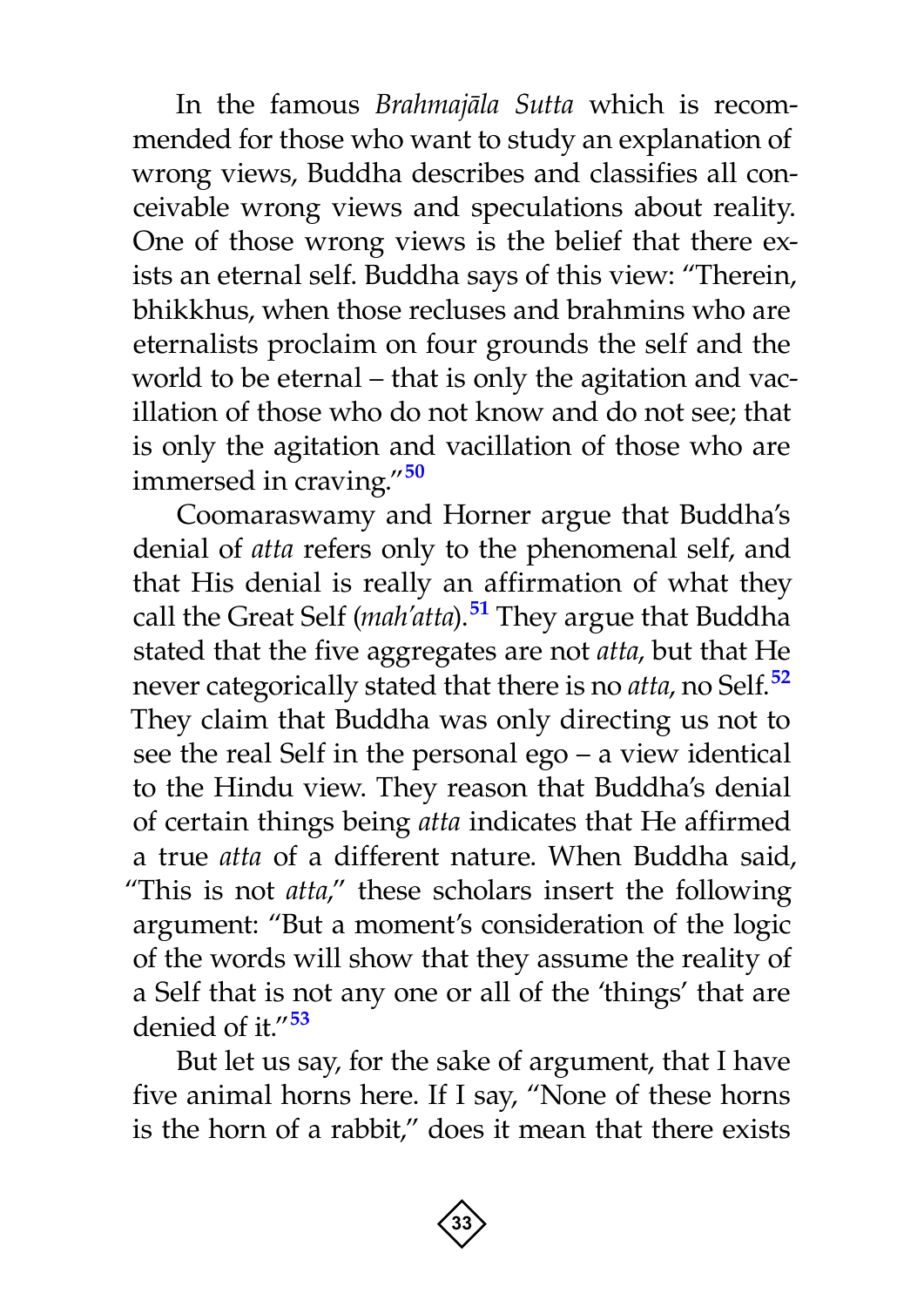In the famous *Brahmajāla Sutta* which is recommended for those who want to study an explanation of wrong views, Buddha describes and classifies all conceivable wrong views and speculations about reality. One of those wrong views is the belief that there exists an eternal self. Buddha says of this view: "Therein, bhikkhus, when those recluses and brahmins who are eternalists proclaim on four grounds the self and the world to be eternal – that is only the agitation and vacillation of those who do not know and do not see; that is only the agitation and vacillation of those who are immersed in craving."[50]

Coomaraswamy and Horner argue that Buddha's denial of *atta* refers only to the phenomenal self, and that His denial is really an affirmation of what they call the Great Self (*mah'atta*).[51] They argue that Buddha stated that the five aggregates are not *atta*, but that He never categorically stated that there is no *atta*, no Self.[52] They claim that Buddha was only directing us not to see the real Self in the personal ego – a view identical to the Hindu view. They reason that Buddha's denial of certain things being *atta* indicates that He affirmed a true *atta* of a different nature. When Buddha said, "This is not *atta*," these scholars insert the following argument: "But a moment's consideration of the logic of the words will show that they assume the reality of a Self that is not any one or all of the 'things' that are denied of it."[53]

But let us say, for the sake of argument, that I have five animal horns here. If I say, "None of these horns is the horn of a rabbit," does it mean that there exists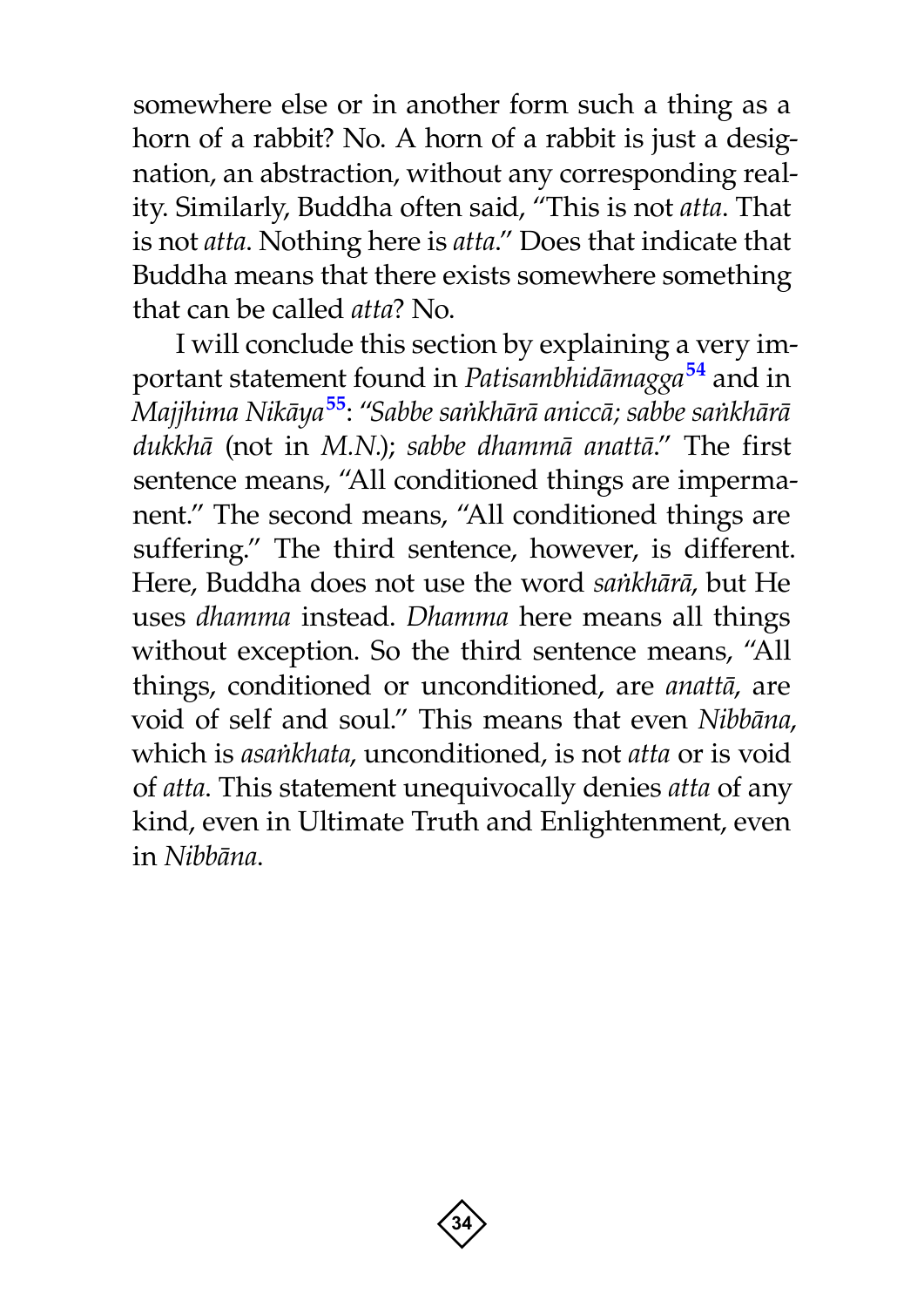somewhere else or in another form such a thing as a horn of a rabbit? No. A horn of a rabbit is just a designation, an abstraction, without any corresponding reality. Similarly, Buddha often said, "This is not *atta*. That is not *atta*. Nothing here is *atta*." Does that indicate that Buddha means that there exists somewhere something that can be called *atta*? No.

I will conclude this section by explaining a very important statement found in *Patisambhidāmagga*[54] and in *Majjhima Nikāya*[55]: "*Sabbe saṅkhārā aniccā; sabbe saṅkhārā dukkhā* (not in *M.N.*); *sabbe dhammā anattā*." The first sentence means, "All conditioned things are impermanent." The second means, "All conditioned things are suffering." The third sentence, however, is different. Here, Buddha does not use the word *saṅkhārā*, but He uses *dhamma* instead. *Dhamma* here means all things without exception. So the third sentence means, "All things, conditioned or unconditioned, are *anattā*, are void of self and soul." This means that even *Nibbāna*, which is *asaṅkhata*, unconditioned, is not *atta* or is void of *atta*. This statement unequivocally denies *atta* of any kind, even in Ultimate Truth and Enlightenment, even in *Nibbāna*.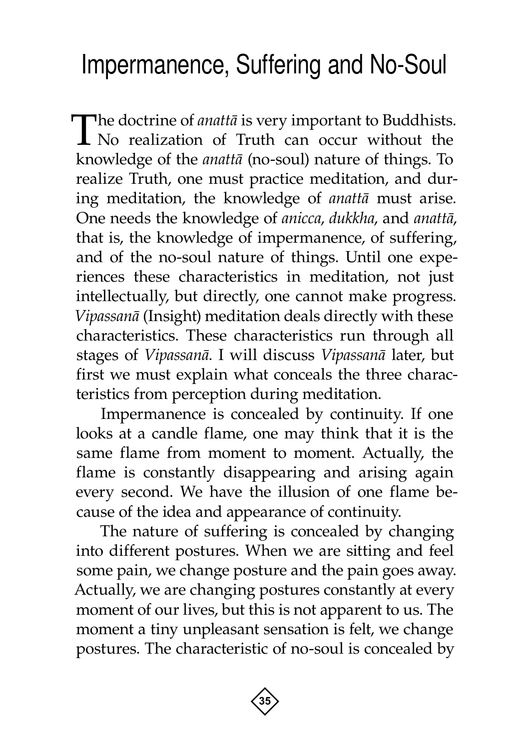# Impermanence, Suffering and No-Soul

The doctrine of *anattā* is very important to Buddhists. No realization of Truth can occur without the knowledge of the *anattā* (no-soul) nature of things. To realize Truth, one must practice meditation, and during meditation, the knowledge of *anattā* must arise. One needs the knowledge of *anicca*, *dukkha*, and *anattā*, that is, the knowledge of impermanence, of suffering, and of the no-soul nature of things. Until one experiences these characteristics in meditation, not just intellectually, but directly, one cannot make progress. *Vipassanā* (Insight) meditation deals directly with these characteristics. These characteristics run through all stages of *Vipassanā*. I will discuss *Vipassanā* later, but first we must explain what conceals the three characteristics from perception during meditation.

Impermanence is concealed by continuity. If one looks at a candle flame, one may think that it is the same flame from moment to moment. Actually, the flame is constantly disappearing and arising again every second. We have the illusion of one flame because of the idea and appearance of continuity.

The nature of suffering is concealed by changing into different postures. When we are sitting and feel some pain, we change posture and the pain goes away. Actually, we are changing postures constantly at every moment of our lives, but this is not apparent to us. The moment a tiny unpleasant sensation is felt, we change postures. The characteristic of no-soul is concealed by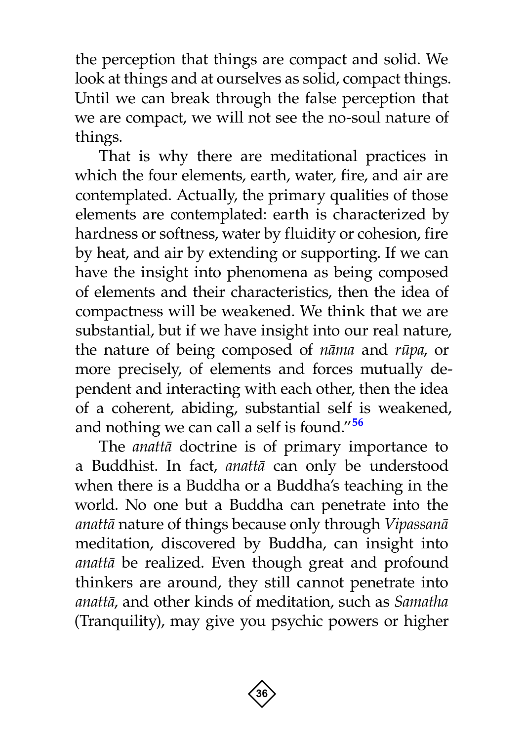the perception that things are compact and solid. We look at things and at ourselves as solid, compact things. Until we can break through the false perception that we are compact, we will not see the no-soul nature of things.

That is why there are meditational practices in which the four elements, earth, water, fire, and air are contemplated. Actually, the primary qualities of those elements are contemplated: earth is characterized by hardness or softness, water by fluidity or cohesion, fire by heat, and air by extending or supporting. If we can have the insight into phenomena as being composed of elements and their characteristics, then the idea of compactness will be weakened. We think that we are substantial, but if we have insight into our real nature, the nature of being composed of *nāma* and *rūpa*, or more precisely, of elements and forces mutually dependent and interacting with each other, then the idea of a coherent, abiding, substantial self is weakened, and nothing we can call a self is found."[56]

The *anattā* doctrine is of primary importance to a Buddhist. In fact, *anattā* can only be understood when there is a Buddha or a Buddha's teaching in the world. No one but a Buddha can penetrate into the *anattā* nature of things because only through *Vipassanā* meditation, discovered by Buddha, can insight into *anattā* be realized. Even though great and profound thinkers are around, they still cannot penetrate into *anattā*, and other kinds of meditation, such as *Samatha* (Tranquility), may give you psychic powers or higher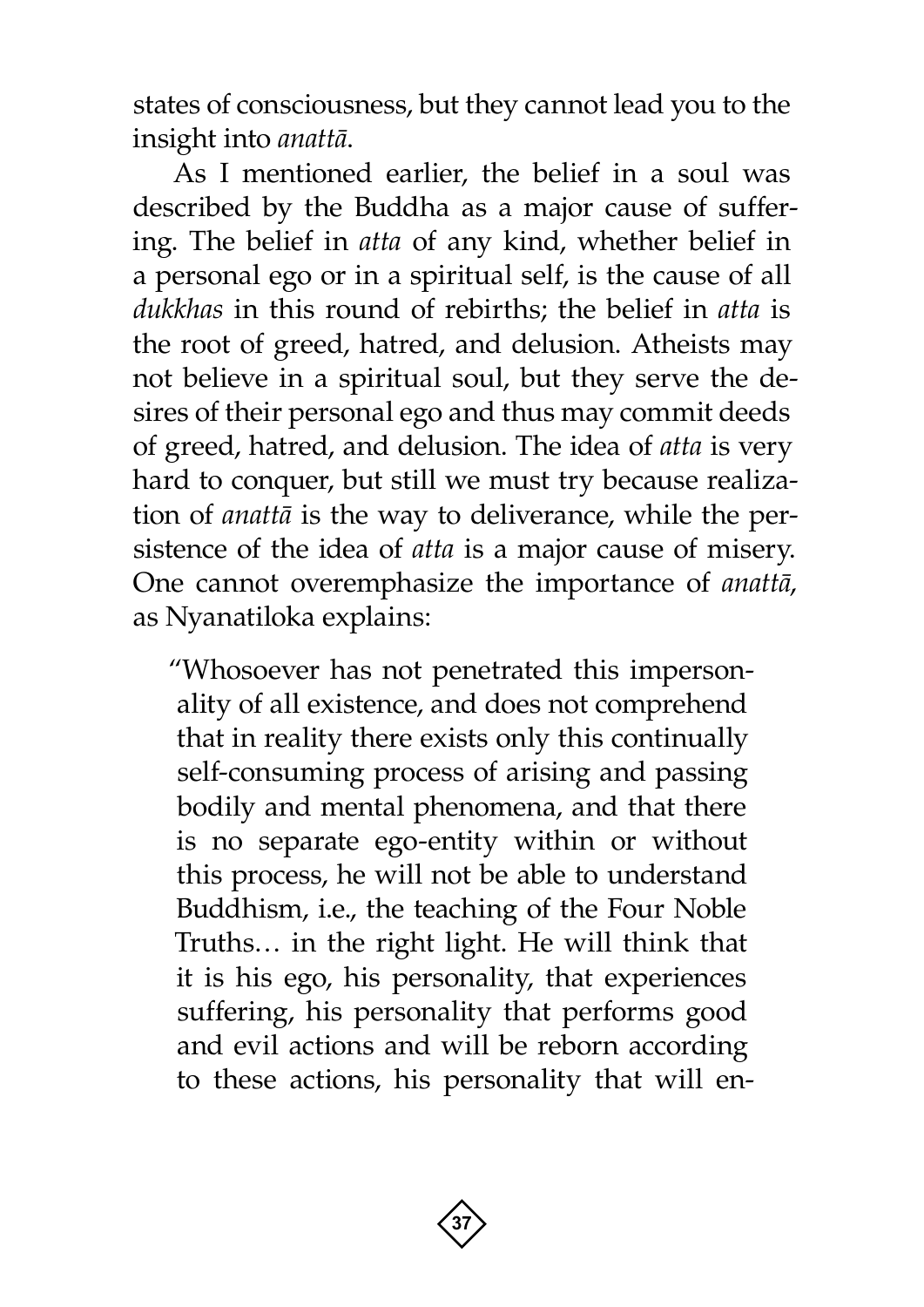states of consciousness, but they cannot lead you to the insight into *anattā*.

As I mentioned earlier, the belief in a soul was described by the Buddha as a major cause of suffering. The belief in *atta* of any kind, whether belief in a personal ego or in a spiritual self, is the cause of all *dukkhas* in this round of rebirths; the belief in *atta* is the root of greed, hatred, and delusion. Atheists may not believe in a spiritual soul, but they serve the desires of their personal ego and thus may commit deeds of greed, hatred, and delusion. The idea of *atta* is very hard to conquer, but still we must try because realization of *anattā* is the way to deliverance, while the persistence of the idea of *atta* is a major cause of misery. One cannot overemphasize the importance of *anattā*, as Nyanatiloka explains:

> "Whosoever has not penetrated this impersonality of all existence, and does not comprehend that in reality there exists only this continually self-consuming process of arising and passing bodily and mental phenomena, and that there is no separate ego-entity within or without this process, he will not be able to understand Buddhism, i.e., the teaching of the Four Noble Truths… in the right light. He will think that it is his ego, his personality, that experiences suffering, his personality that performs good and evil actions and will be reborn according to these actions, his personality that will en-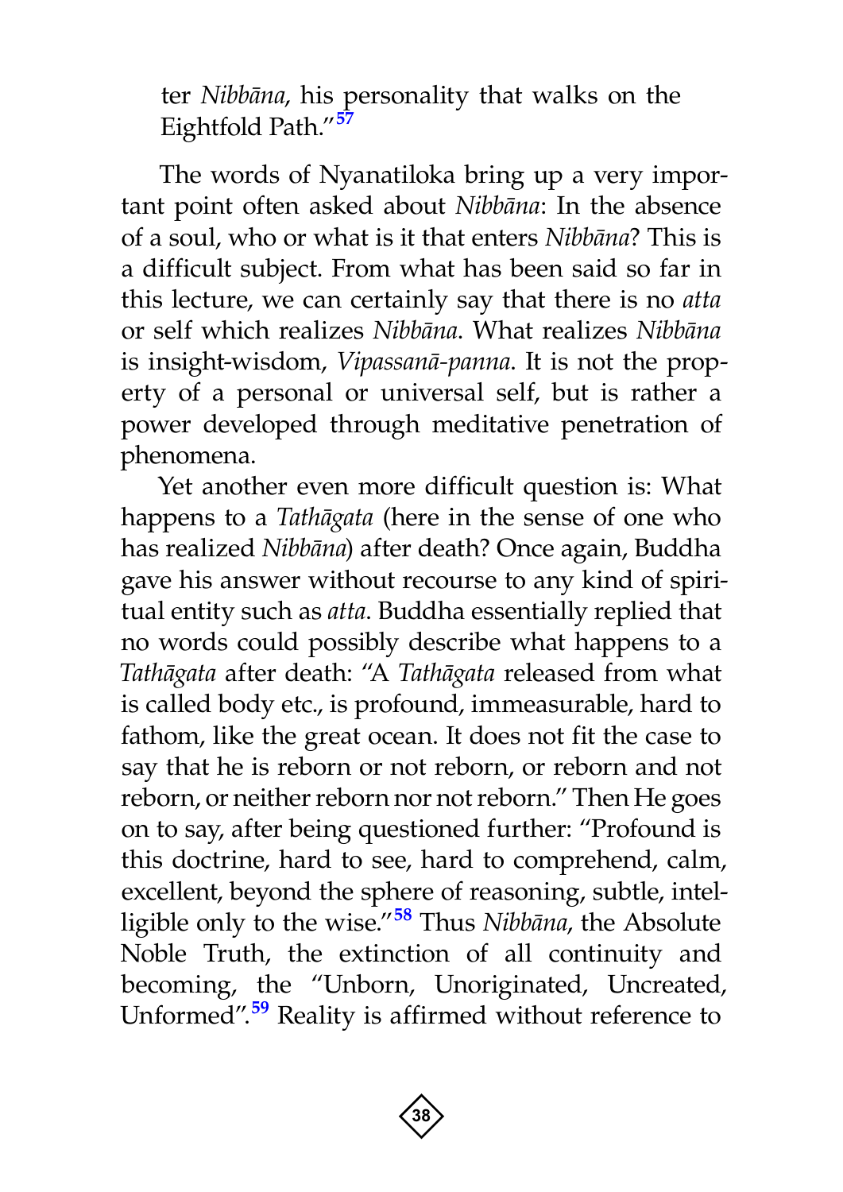ter *Nibbāna*, his personality that walks on the Eightfold Path."[57]

The words of Nyanatiloka bring up a very important point often asked about *Nibbāna*: In the absence of a soul, who or what is it that enters *Nibbāna*? This is a difficult subject. From what has been said so far in this lecture, we can certainly say that there is no *atta* or self which realizes *Nibbāna*. What realizes *Nibbāna* is insight-wisdom, *Vipassanā-panna*. It is not the property of a personal or universal self, but is rather a power developed through meditative penetration of phenomena.

Yet another even more difficult question is: What happens to a *Tathāgata* (here in the sense of one who has realized *Nibbāna*) after death? Once again, Buddha gave his answer without recourse to any kind of spiritual entity such as *atta*. Buddha essentially replied that no words could possibly describe what happens to a *Tathāgata* after death: "A *Tathāgata* released from what is called body etc., is profound, immeasurable, hard to fathom, like the great ocean. It does not fit the case to say that he is reborn or not reborn, or reborn and not reborn, or neither reborn nor not reborn." Then He goes on to say, after being questioned further: "Profound is this doctrine, hard to see, hard to comprehend, calm, excellent, beyond the sphere of reasoning, subtle, intelligible only to the wise."[58] Thus *Nibbāna*, the Absolute Noble Truth, the extinction of all continuity and becoming, the "Unborn, Unoriginated, Uncreated, Unformed".[59] Reality is affirmed without reference to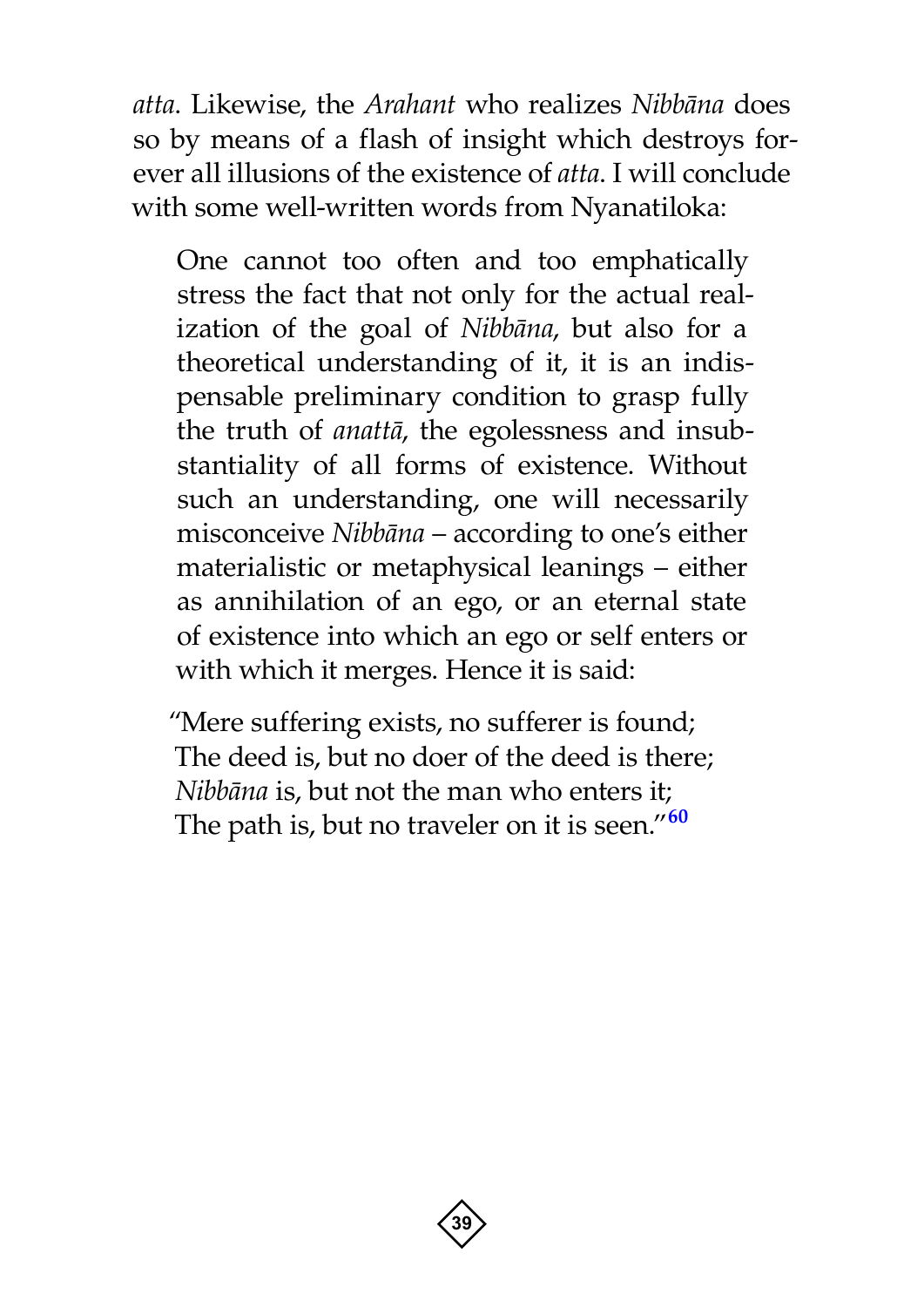*atta*. Likewise, the *Arahant* who realizes *Nibbāna* does so by means of a flash of insight which destroys forever all illusions of the existence of *atta*. I will conclude with some well-written words from Nyanatiloka:

> One cannot too often and too emphatically stress the fact that not only for the actual realization of the goal of *Nibbāna*, but also for a theoretical understanding of it, it is an indispensable preliminary condition to grasp fully the truth of *anattā*, the egolessness and insubstantiality of all forms of existence. Without such an understanding, one will necessarily misconceive *Nibbāna* – according to one's either materialistic or metaphysical leanings – either as annihilation of an ego, or an eternal state of existence into which an ego or self enters or with which it merges. Hence it is said:
>
> "Mere suffering exists, no sufferer is found;
> The deed is, but no doer of the deed is there;
> *Nibbāna* is, but not the man who enters it;
> The path is, but no traveler on it is seen."[60]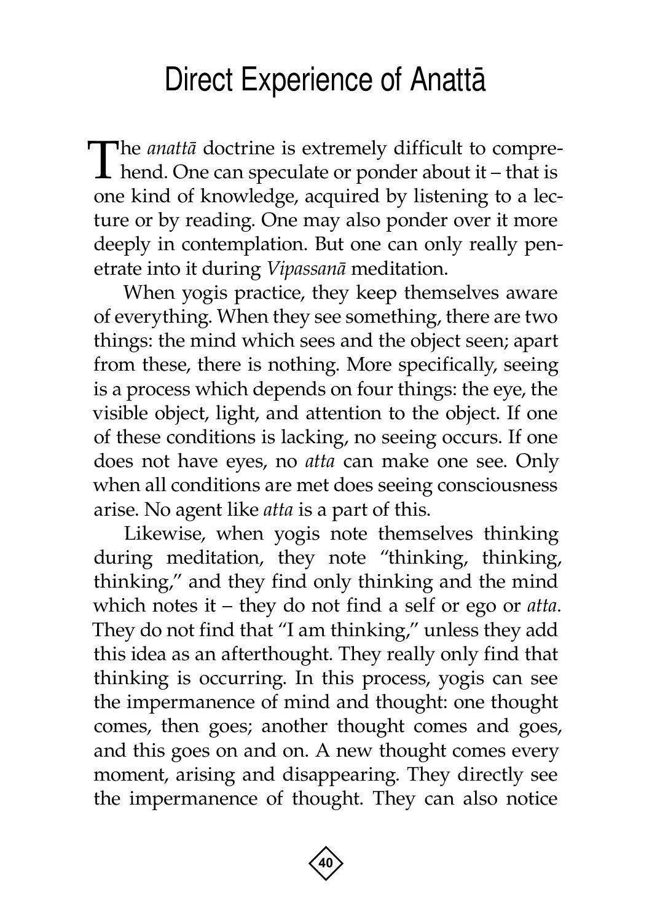# Direct Experience of Anattā

The *anattā* doctrine is extremely difficult to comprehend. One can speculate or ponder about it – that is one kind of knowledge, acquired by listening to a lecture or by reading. One may also ponder over it more deeply in contemplation. But one can only really penetrate into it during *Vipassanā* meditation.

When yogis practice, they keep themselves aware of everything. When they see something, there are two things: the mind which sees and the object seen; apart from these, there is nothing. More specifically, seeing is a process which depends on four things: the eye, the visible object, light, and attention to the object. If one of these conditions is lacking, no seeing occurs. If one does not have eyes, no *atta* can make one see. Only when all conditions are met does seeing consciousness arise. No agent like *atta* is a part of this.

Likewise, when yogis note themselves thinking during meditation, they note "thinking, thinking, thinking," and they find only thinking and the mind which notes it – they do not find a self or ego or *atta*. They do not find that "I am thinking," unless they add this idea as an afterthought. They really only find that thinking is occurring. In this process, yogis can see the impermanence of mind and thought: one thought comes, then goes; another thought comes and goes, and this goes on and on. A new thought comes every moment, arising and disappearing. They directly see the impermanence of thought. They can also notice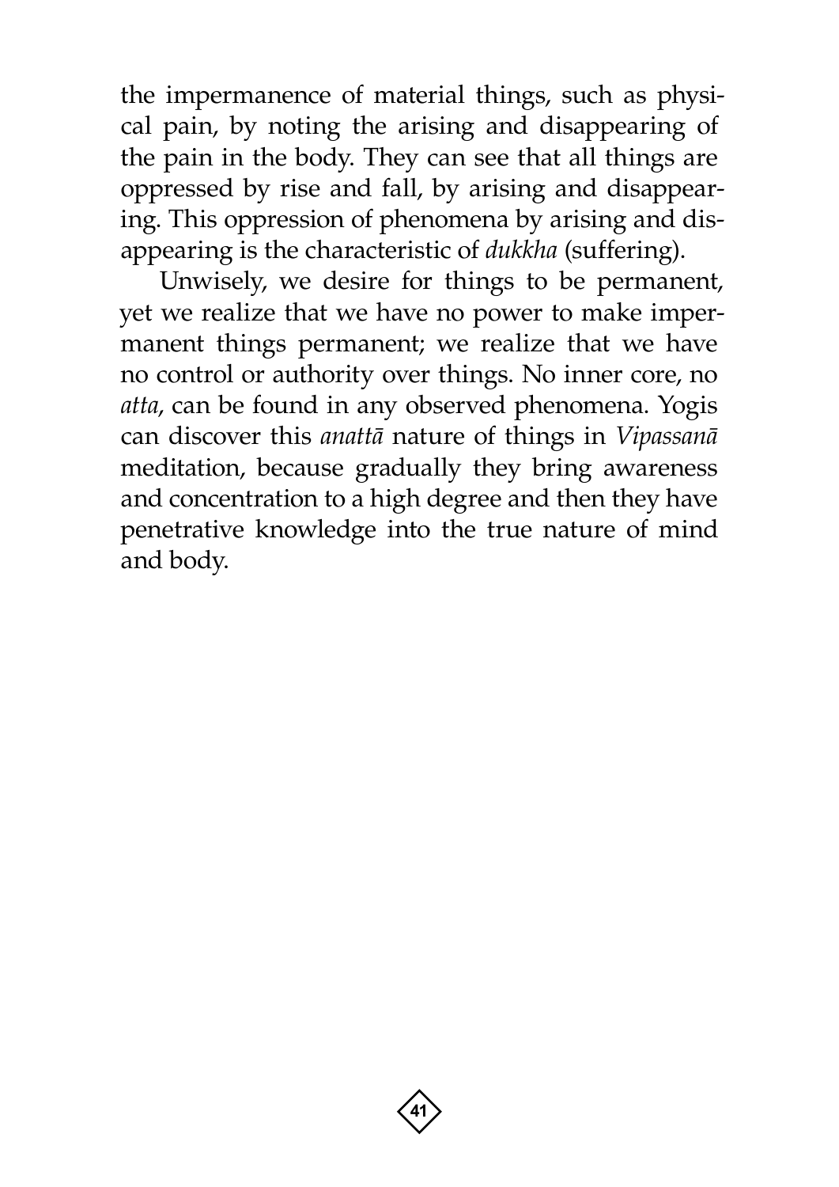the impermanence of material things, such as physical pain, by noting the arising and disappearing of the pain in the body. They can see that all things are oppressed by rise and fall, by arising and disappearing. This oppression of phenomena by arising and disappearing is the characteristic of *dukkha* (suffering).

Unwisely, we desire for things to be permanent, yet we realize that we have no power to make impermanent things permanent; we realize that we have no control or authority over things. No inner core, no *atta*, can be found in any observed phenomena. Yogis can discover this *anattā* nature of things in *Vipassanā* meditation, because gradually they bring awareness and concentration to a high degree and then they have penetrative knowledge into the true nature of mind and body.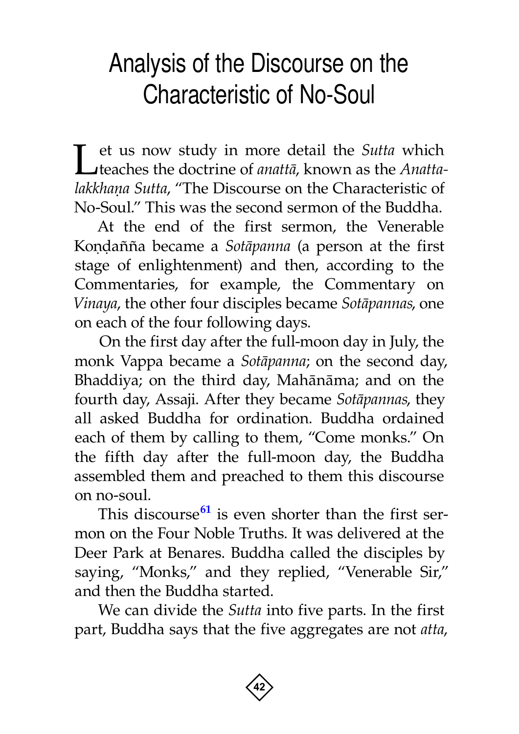# Analysis of the Discourse on the Characteristic of No-Soul

Let us now study in more detail the *Sutta* which teaches the doctrine of *anattā*, known as the *Anatta-lakkhaṇa Sutta*, "The Discourse on the Characteristic of No-Soul." This was the second sermon of the Buddha.

At the end of the first sermon, the Venerable Koṇḍañña became a *Sotāpanna* (a person at the first stage of enlightenment) and then, according to the Commentaries, for example, the Commentary on *Vinaya*, the other four disciples became *Sotāpannas*, one on each of the four following days.

On the first day after the full-moon day in July, the monk Vappa became a *Sotāpanna*; on the second day, Bhaddiya; on the third day, Mahānāma; and on the fourth day, Assaji. After they became *Sotāpannas*, they all asked Buddha for ordination. Buddha ordained each of them by calling to them, "Come monks." On the fifth day after the full-moon day, the Buddha assembled them and preached to them this discourse on no-soul.

This discourse[61] is even shorter than the first sermon on the Four Noble Truths. It was delivered at the Deer Park at Benares. Buddha called the disciples by saying, "Monks," and they replied, "Venerable Sir," and then the Buddha started.

We can divide the *Sutta* into five parts. In the first part, Buddha says that the five aggregates are not *atta*,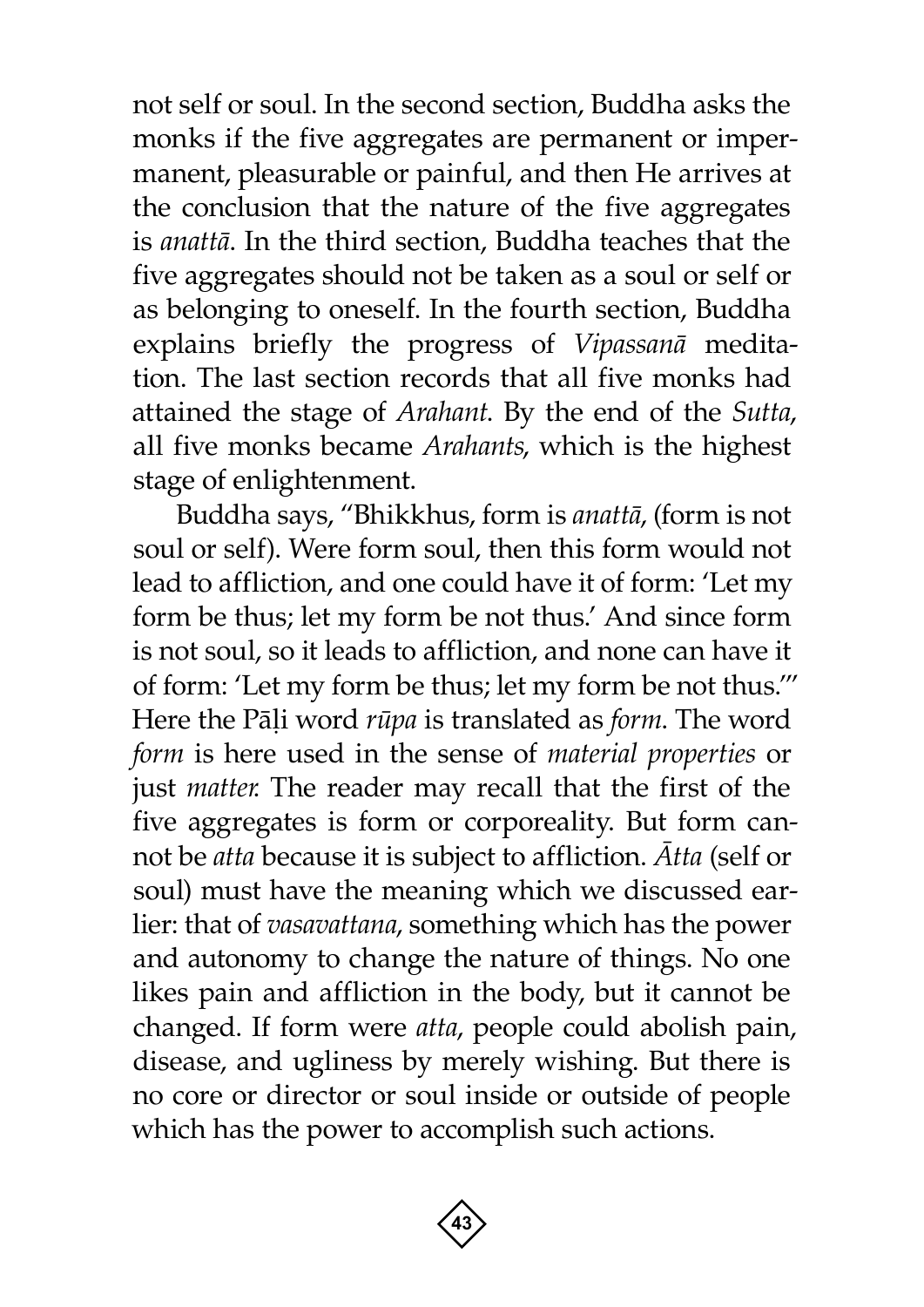not self or soul. In the second section, Buddha asks the monks if the five aggregates are permanent or impermanent, pleasurable or painful, and then He arrives at the conclusion that the nature of the five aggregates is *anattā*. In the third section, Buddha teaches that the five aggregates should not be taken as a soul or self or as belonging to oneself. In the fourth section, Buddha explains briefly the progress of *Vipassanā* meditation. The last section records that all five monks had attained the stage of *Arahant*. By the end of the *Sutta*, all five monks became *Arahants*, which is the highest stage of enlightenment.

Buddha says, "Bhikkhus, form is *anattā*, (form is not soul or self). Were form soul, then this form would not lead to affliction, and one could have it of form: 'Let my form be thus; let my form be not thus.' And since form is not soul, so it leads to affliction, and none can have it of form: 'Let my form be thus; let my form be not thus.'" Here the Pāḷi word *rūpa* is translated as *form*. The word *form* is here used in the sense of *material properties* or just *matter.* The reader may recall that the first of the five aggregates is form or corporeality. But form cannot be *atta* because it is subject to affliction. *Ātta* (self or soul) must have the meaning which we discussed earlier: that of *vasavattana*, something which has the power and autonomy to change the nature of things. No one likes pain and affliction in the body, but it cannot be changed. If form were *atta*, people could abolish pain, disease, and ugliness by merely wishing. But there is no core or director or soul inside or outside of people which has the power to accomplish such actions.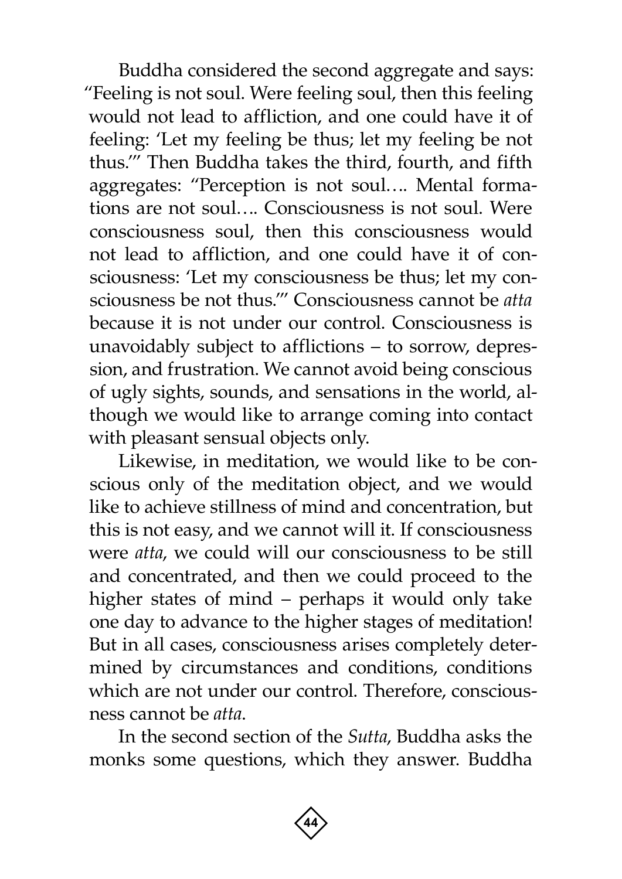Buddha considered the second aggregate and says: "Feeling is not soul. Were feeling soul, then this feeling would not lead to affliction, and one could have it of feeling: 'Let my feeling be thus; let my feeling be not thus.'" Then Buddha takes the third, fourth, and fifth aggregates: "Perception is not soul…. Mental formations are not soul…. Consciousness is not soul. Were consciousness soul, then this consciousness would not lead to affliction, and one could have it of consciousness: 'Let my consciousness be thus; let my consciousness be not thus.'" Consciousness cannot be *atta* because it is not under our control. Consciousness is unavoidably subject to afflictions – to sorrow, depression, and frustration. We cannot avoid being conscious of ugly sights, sounds, and sensations in the world, although we would like to arrange coming into contact with pleasant sensual objects only.

Likewise, in meditation, we would like to be conscious only of the meditation object, and we would like to achieve stillness of mind and concentration, but this is not easy, and we cannot will it. If consciousness were *atta*, we could will our consciousness to be still and concentrated, and then we could proceed to the higher states of mind – perhaps it would only take one day to advance to the higher stages of meditation! But in all cases, consciousness arises completely determined by circumstances and conditions, conditions which are not under our control. Therefore, consciousness cannot be *atta*.

In the second section of the *Sutta*, Buddha asks the monks some questions, which they answer. Buddha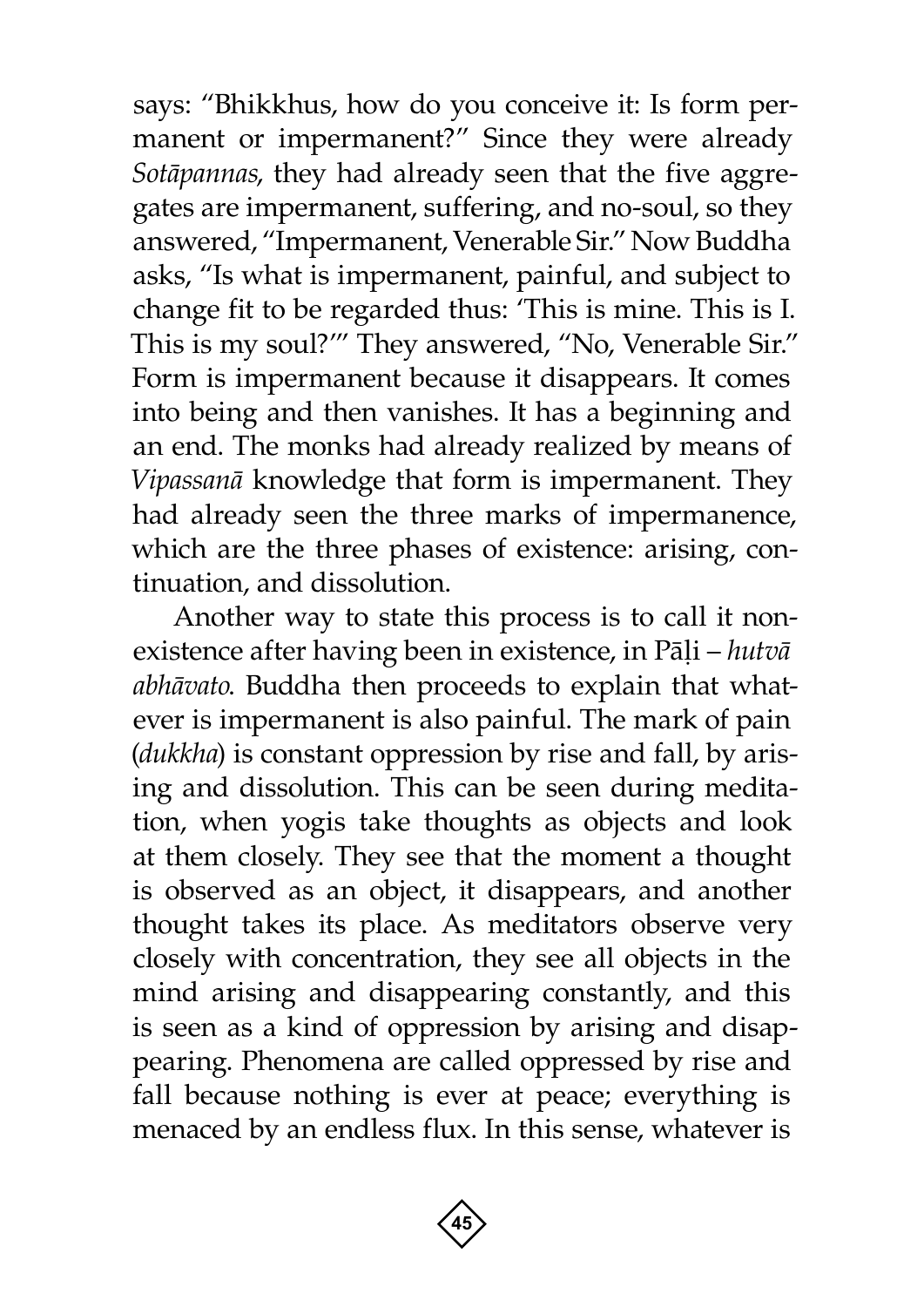says: "Bhikkhus, how do you conceive it: Is form permanent or impermanent?" Since they were already *Sotāpannas*, they had already seen that the five aggregates are impermanent, suffering, and no-soul, so they answered, "Impermanent, Venerable Sir." Now Buddha asks, "Is what is impermanent, painful, and subject to change fit to be regarded thus: 'This is mine. This is I. This is my soul?'" They answered, "No, Venerable Sir." Form is impermanent because it disappears. It comes into being and then vanishes. It has a beginning and an end. The monks had already realized by means of *Vipassanā* knowledge that form is impermanent. They had already seen the three marks of impermanence, which are the three phases of existence: arising, continuation, and dissolution.

Another way to state this process is to call it non-existence after having been in existence, in Pāḷi – *hutvā abhāvato*. Buddha then proceeds to explain that whatever is impermanent is also painful. The mark of pain (*dukkha*) is constant oppression by rise and fall, by arising and dissolution. This can be seen during meditation, when yogis take thoughts as objects and look at them closely. They see that the moment a thought is observed as an object, it disappears, and another thought takes its place. As meditators observe very closely with concentration, they see all objects in the mind arising and disappearing constantly, and this is seen as a kind of oppression by arising and disappearing. Phenomena are called oppressed by rise and fall because nothing is ever at peace; everything is menaced by an endless flux. In this sense, whatever is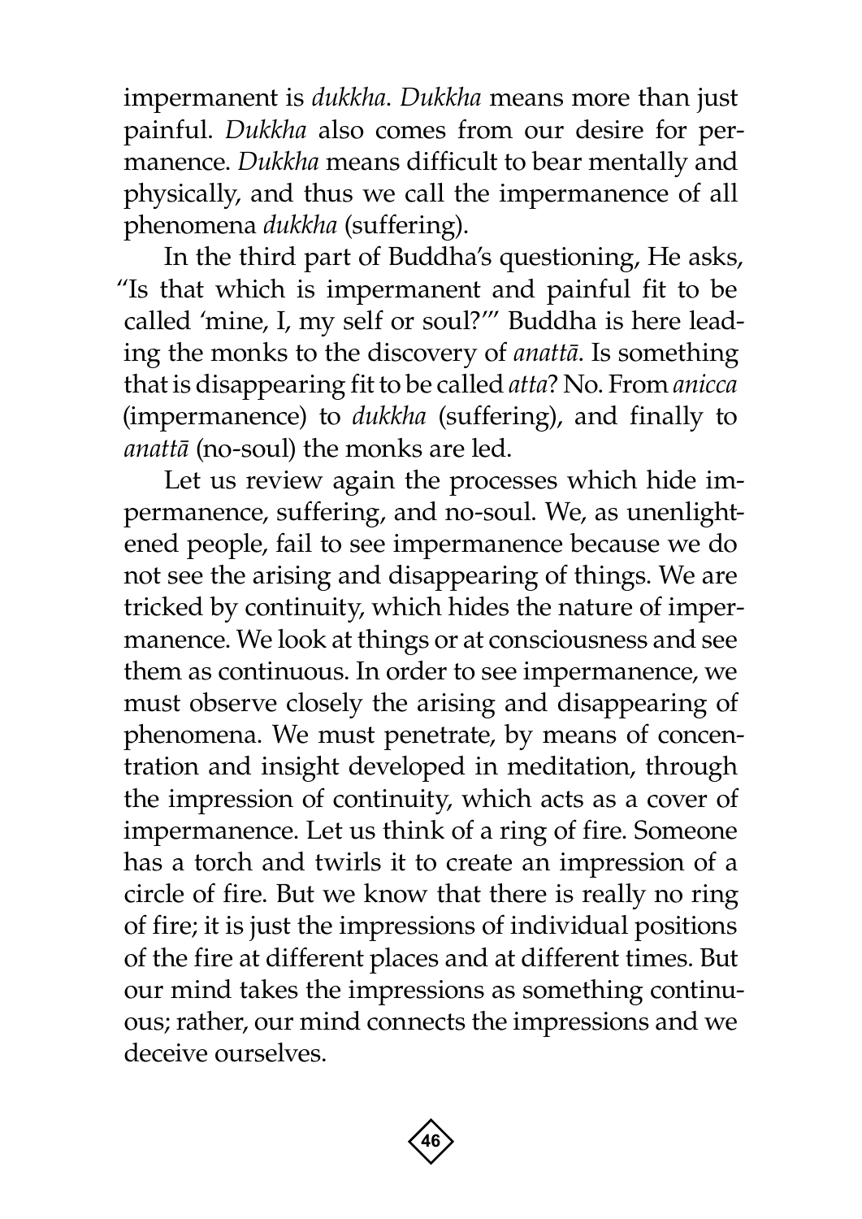impermanent is *dukkha*. *Dukkha* means more than just painful. *Dukkha* also comes from our desire for permanence. *Dukkha* means difficult to bear mentally and physically, and thus we call the impermanence of all phenomena *dukkha* (suffering).

In the third part of Buddha's questioning, He asks, "Is that which is impermanent and painful fit to be called 'mine, I, my self or soul?'" Buddha is here leading the monks to the discovery of *anattā*. Is something that is disappearing fit to be called *atta*? No. From *anicca* (impermanence) to *dukkha* (suffering), and finally to *anattā* (no-soul) the monks are led.

Let us review again the processes which hide impermanence, suffering, and no-soul. We, as unenlightened people, fail to see impermanence because we do not see the arising and disappearing of things. We are tricked by continuity, which hides the nature of impermanence. We look at things or at consciousness and see them as continuous. In order to see impermanence, we must observe closely the arising and disappearing of phenomena. We must penetrate, by means of concentration and insight developed in meditation, through the impression of continuity, which acts as a cover of impermanence. Let us think of a ring of fire. Someone has a torch and twirls it to create an impression of a circle of fire. But we know that there is really no ring of fire; it is just the impressions of individual positions of the fire at different places and at different times. But our mind takes the impressions as something continuous; rather, our mind connects the impressions and we deceive ourselves.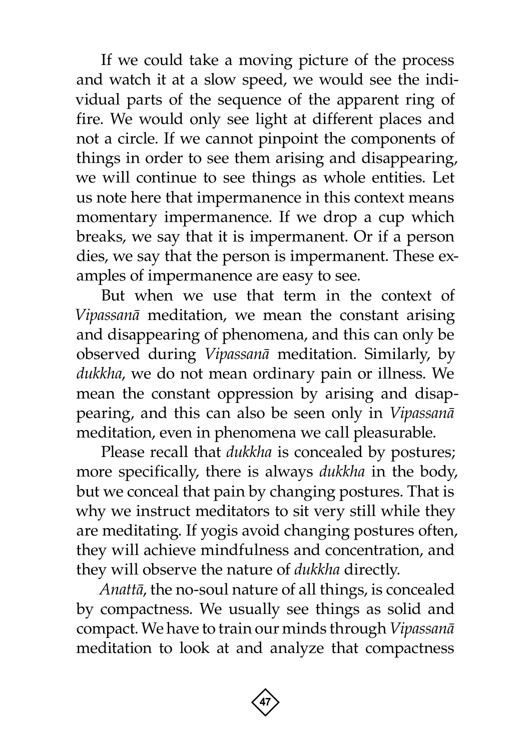If we could take a moving picture of the process and watch it at a slow speed, we would see the individual parts of the sequence of the apparent ring of fire. We would only see light at different places and not a circle. If we cannot pinpoint the components of things in order to see them arising and disappearing, we will continue to see things as whole entities. Let us note here that impermanence in this context means momentary impermanence. If we drop a cup which breaks, we say that it is impermanent. Or if a person dies, we say that the person is impermanent. These examples of impermanence are easy to see.

But when we use that term in the context of *Vipassanā* meditation, we mean the constant arising and disappearing of phenomena, and this can only be observed during *Vipassanā* meditation. Similarly, by *dukkha*, we do not mean ordinary pain or illness. We mean the constant oppression by arising and disappearing, and this can also be seen only in *Vipassanā* meditation, even in phenomena we call pleasurable.

Please recall that *dukkha* is concealed by postures; more specifically, there is always *dukkha* in the body, but we conceal that pain by changing postures. That is why we instruct meditators to sit very still while they are meditating. If yogis avoid changing postures often, they will achieve mindfulness and concentration, and they will observe the nature of *dukkha* directly.

*Anattā*, the no-soul nature of all things, is concealed by compactness. We usually see things as solid and compact. We have to train our minds through *Vipassanā* meditation to look at and analyze that compactness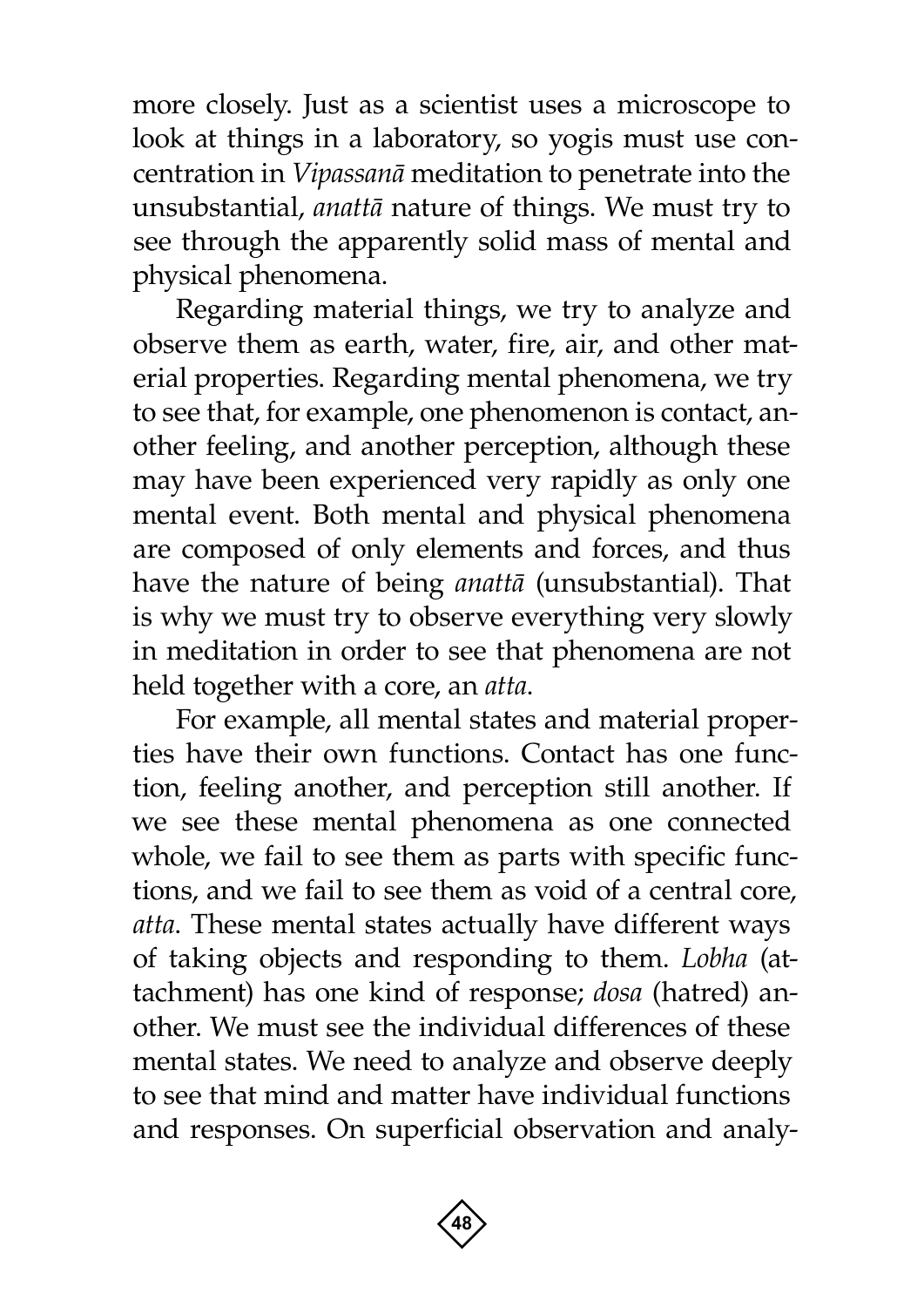more closely. Just as a scientist uses a microscope to look at things in a laboratory, so yogis must use concentration in *Vipassanā* meditation to penetrate into the unsubstantial, *anattā* nature of things. We must try to see through the apparently solid mass of mental and physical phenomena.

Regarding material things, we try to analyze and observe them as earth, water, fire, air, and other material properties. Regarding mental phenomena, we try to see that, for example, one phenomenon is contact, another feeling, and another perception, although these may have been experienced very rapidly as only one mental event. Both mental and physical phenomena are composed of only elements and forces, and thus have the nature of being *anattā* (unsubstantial). That is why we must try to observe everything very slowly in meditation in order to see that phenomena are not held together with a core, an *atta*.

For example, all mental states and material properties have their own functions. Contact has one function, feeling another, and perception still another. If we see these mental phenomena as one connected whole, we fail to see them as parts with specific functions, and we fail to see them as void of a central core, *atta*. These mental states actually have different ways of taking objects and responding to them. *Lobha* (attachment) has one kind of response; *dosa* (hatred) another. We must see the individual differences of these mental states. We need to analyze and observe deeply to see that mind and matter have individual functions and responses. On superficial observation and analy-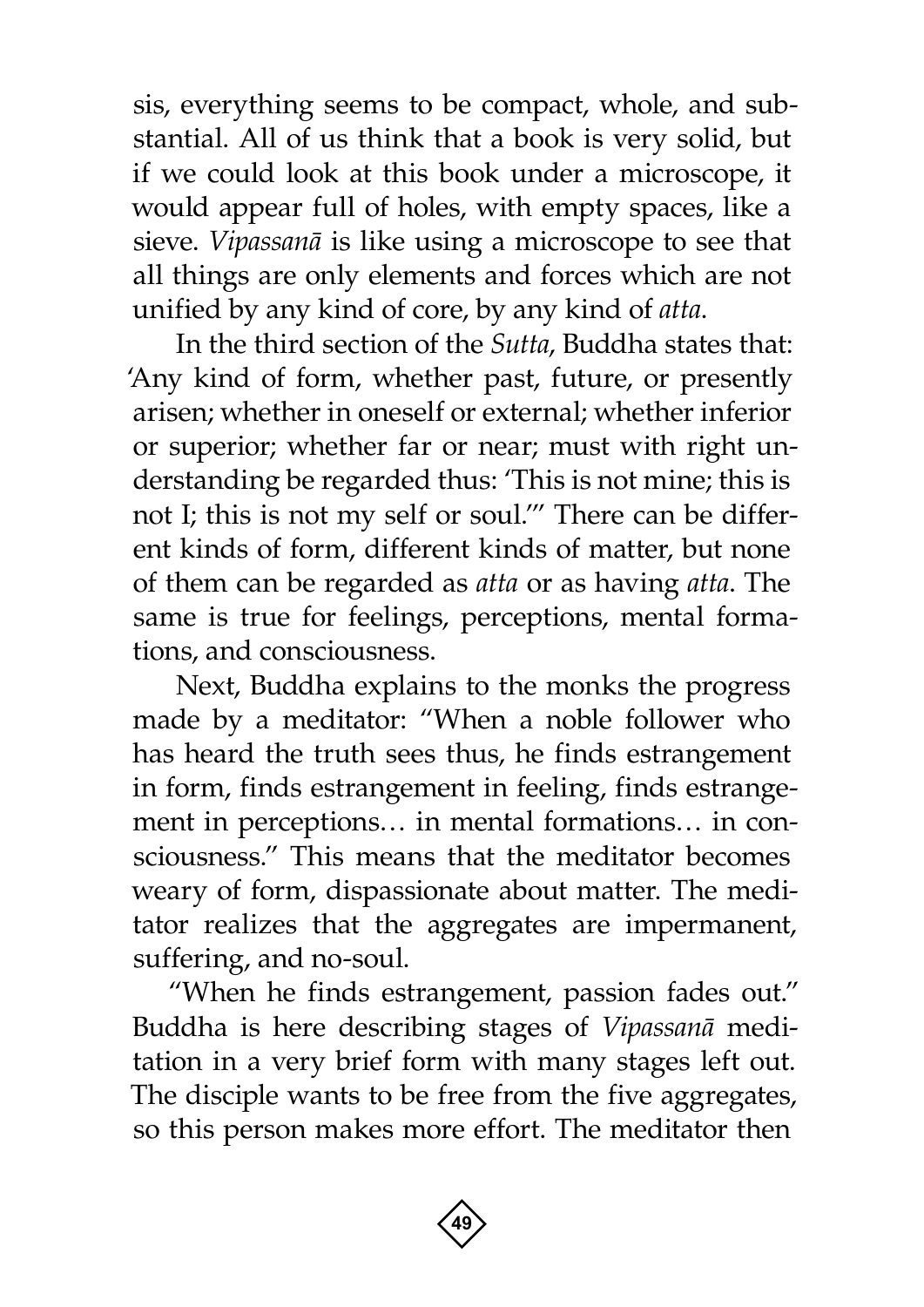sis, everything seems to be compact, whole, and substantial. All of us think that a book is very solid, but if we could look at this book under a microscope, it would appear full of holes, with empty spaces, like a sieve. *Vipassanā* is like using a microscope to see that all things are only elements and forces which are not unified by any kind of core, by any kind of *atta*.

In the third section of the *Sutta*, Buddha states that: 'Any kind of form, whether past, future, or presently arisen; whether in oneself or external; whether inferior or superior; whether far or near; must with right understanding be regarded thus: 'This is not mine; this is not I; this is not my self or soul.'" There can be different kinds of form, different kinds of matter, but none of them can be regarded as *atta* or as having *atta*. The same is true for feelings, perceptions, mental formations, and consciousness.

Next, Buddha explains to the monks the progress made by a meditator: "When a noble follower who has heard the truth sees thus, he finds estrangement in form, finds estrangement in feeling, finds estrangement in perceptions… in mental formations… in consciousness." This means that the meditator becomes weary of form, dispassionate about matter. The meditator realizes that the aggregates are impermanent, suffering, and no-soul.

"When he finds estrangement, passion fades out." Buddha is here describing stages of *Vipassanā* meditation in a very brief form with many stages left out. The disciple wants to be free from the five aggregates, so this person makes more effort. The meditator then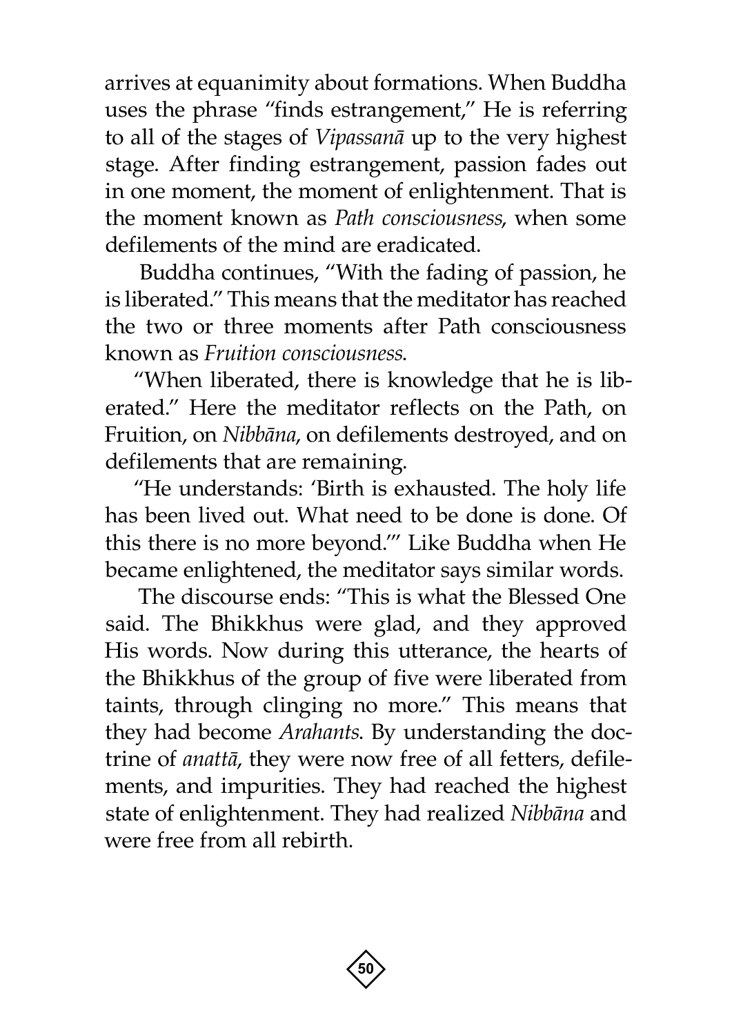arrives at equanimity about formations. When Buddha uses the phrase "finds estrangement," He is referring to all of the stages of *Vipassanā* up to the very highest stage. After finding estrangement, passion fades out in one moment, the moment of enlightenment. That is the moment known as *Path consciousness*, when some defilements of the mind are eradicated.

Buddha continues, "With the fading of passion, he is liberated." This means that the meditator has reached the two or three moments after Path consciousness known as *Fruition consciousness*.

"When liberated, there is knowledge that he is liberated." Here the meditator reflects on the Path, on Fruition, on *Nibbāna*, on defilements destroyed, and on defilements that are remaining.

"He understands: 'Birth is exhausted. The holy life has been lived out. What need to be done is done. Of this there is no more beyond.'" Like Buddha when He became enlightened, the meditator says similar words.

The discourse ends: "This is what the Blessed One said. The Bhikkhus were glad, and they approved His words. Now during this utterance, the hearts of the Bhikkhus of the group of five were liberated from taints, through clinging no more." This means that they had become *Arahants*. By understanding the doctrine of *anattā*, they were now free of all fetters, defilements, and impurities. They had reached the highest state of enlightenment. They had realized *Nibbāna* and were free from all rebirth.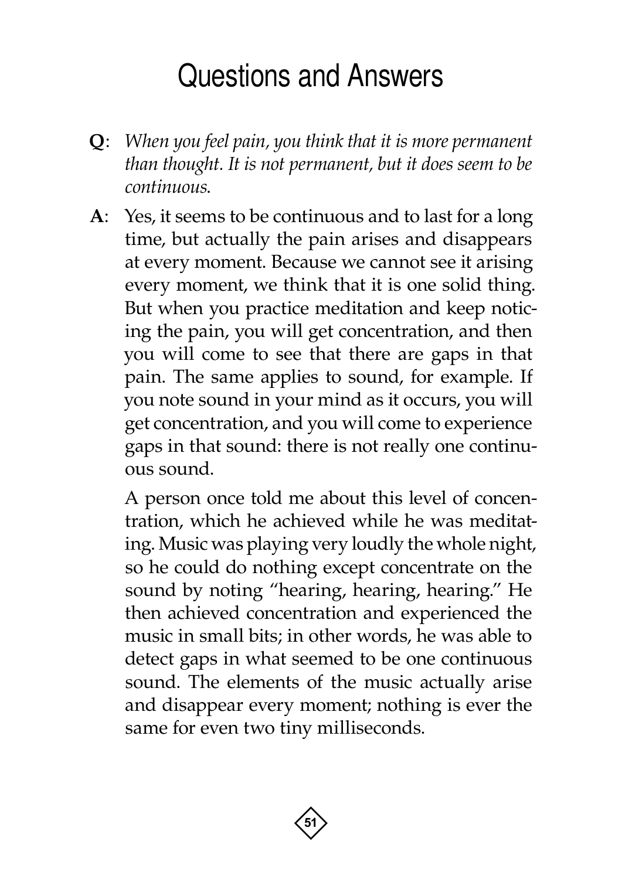# Questions and Answers

**Q**: *When you feel pain, you think that it is more permanent than thought. It is not permanent, but it does seem to be continuous.*

**A**: Yes, it seems to be continuous and to last for a long time, but actually the pain arises and disappears at every moment. Because we cannot see it arising every moment, we think that it is one solid thing. But when you practice meditation and keep noticing the pain, you will get concentration, and then you will come to see that there are gaps in that pain. The same applies to sound, for example. If you note sound in your mind as it occurs, you will get concentration, and you will come to experience gaps in that sound: there is not really one continuous sound.

A person once told me about this level of concentration, which he achieved while he was meditating. Music was playing very loudly the whole night, so he could do nothing except concentrate on the sound by noting "hearing, hearing, hearing." He then achieved concentration and experienced the music in small bits; in other words, he was able to detect gaps in what seemed to be one continuous sound. The elements of the music actually arise and disappear every moment; nothing is ever the same for even two tiny milliseconds.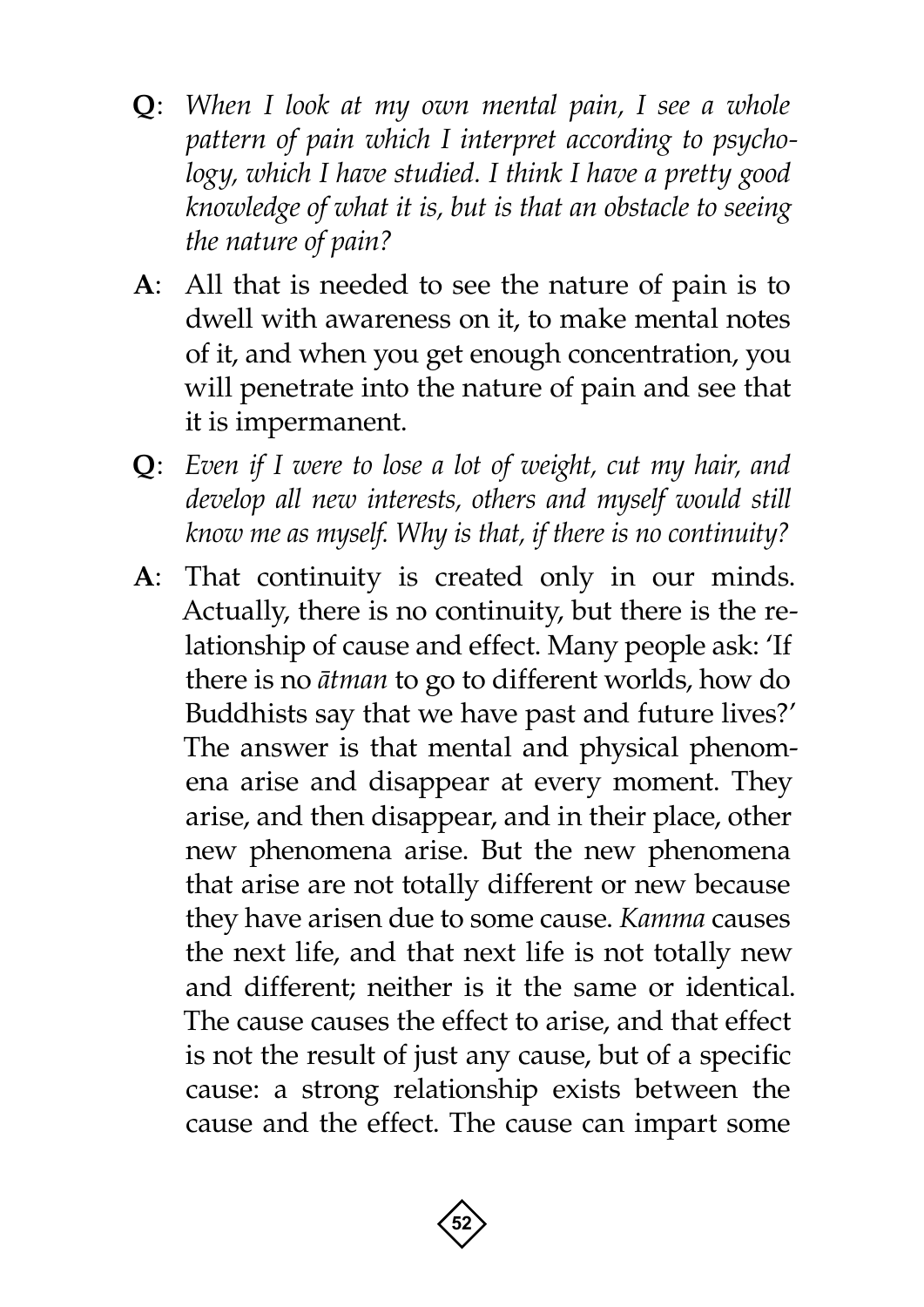**Q**: *When I look at my own mental pain, I see a whole pattern of pain which I interpret according to psychology, which I have studied. I think I have a pretty good knowledge of what it is, but is that an obstacle to seeing the nature of pain?*

**A**: All that is needed to see the nature of pain is to dwell with awareness on it, to make mental notes of it, and when you get enough concentration, you will penetrate into the nature of pain and see that it is impermanent.

**Q**: *Even if I were to lose a lot of weight, cut my hair, and develop all new interests, others and myself would still know me as myself. Why is that, if there is no continuity?*

**A**: That continuity is created only in our minds. Actually, there is no continuity, but there is the relationship of cause and effect. Many people ask: 'If there is no *ātman* to go to different worlds, how do Buddhists say that we have past and future lives?' The answer is that mental and physical phenomena arise and disappear at every moment. They arise, and then disappear, and in their place, other new phenomena arise. But the new phenomena that arise are not totally different or new because they have arisen due to some cause. *Kamma* causes the next life, and that next life is not totally new and different; neither is it the same or identical. The cause causes the effect to arise, and that effect is not the result of just any cause, but of a specific cause: a strong relationship exists between the cause and the effect. The cause can impart some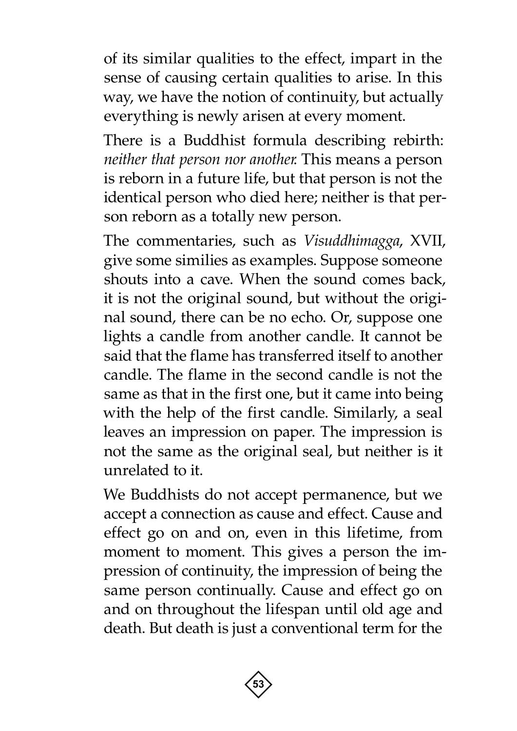of its similar qualities to the effect, impart in the sense of causing certain qualities to arise. In this way, we have the notion of continuity, but actually everything is newly arisen at every moment.

There is a Buddhist formula describing rebirth: *neither that person nor another.* This means a person is reborn in a future life, but that person is not the identical person who died here; neither is that person reborn as a totally new person.

The commentaries, such as *Visuddhimagga*, XVII, give some similies as examples. Suppose someone shouts into a cave. When the sound comes back, it is not the original sound, but without the original sound, there can be no echo. Or, suppose one lights a candle from another candle. It cannot be said that the flame has transferred itself to another candle. The flame in the second candle is not the same as that in the first one, but it came into being with the help of the first candle. Similarly, a seal leaves an impression on paper. The impression is not the same as the original seal, but neither is it unrelated to it.

We Buddhists do not accept permanence, but we accept a connection as cause and effect. Cause and effect go on and on, even in this lifetime, from moment to moment. This gives a person the impression of continuity, the impression of being the same person continually. Cause and effect go on and on throughout the lifespan until old age and death. But death is just a conventional term for the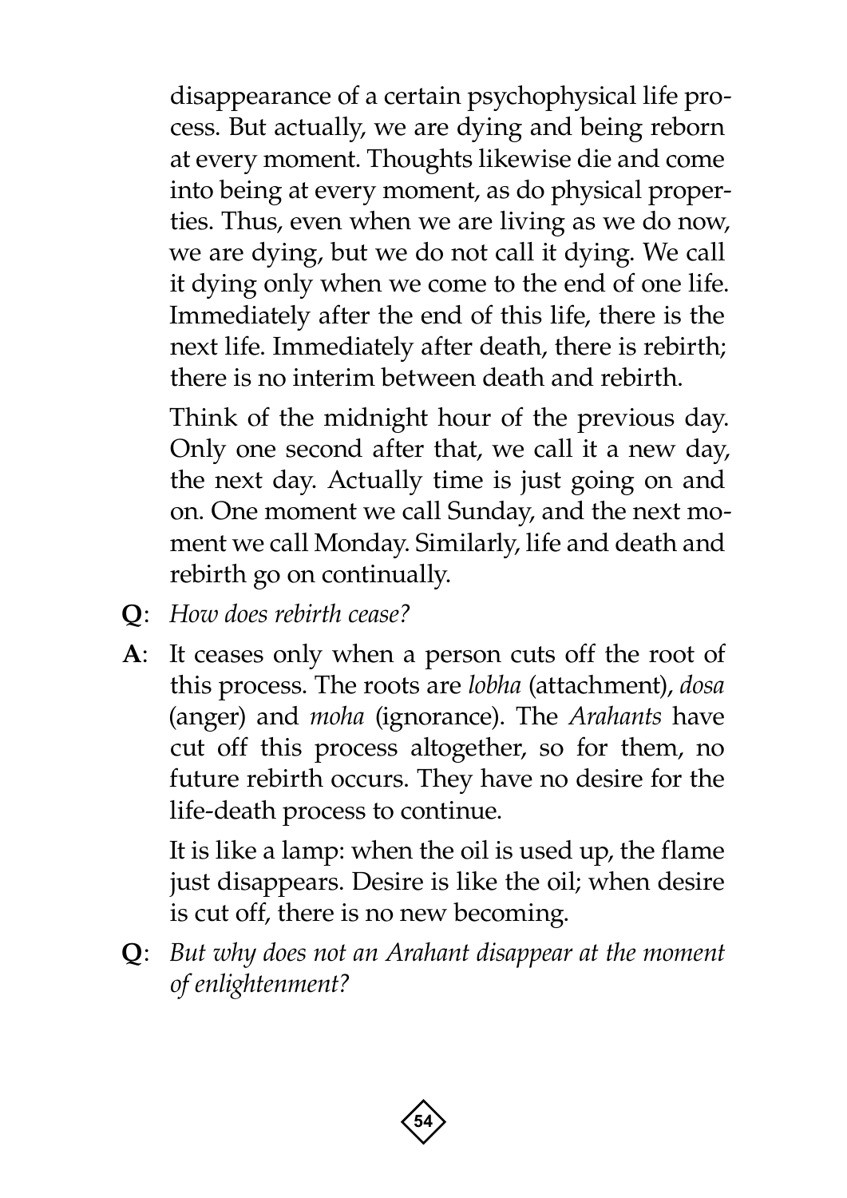disappearance of a certain psychophysical life process. But actually, we are dying and being reborn at every moment. Thoughts likewise die and come into being at every moment, as do physical properties. Thus, even when we are living as we do now, we are dying, but we do not call it dying. We call it dying only when we come to the end of one life. Immediately after the end of this life, there is the next life. Immediately after death, there is rebirth; there is no interim between death and rebirth.

Think of the midnight hour of the previous day. Only one second after that, we call it a new day, the next day. Actually time is just going on and on. One moment we call Sunday, and the next moment we call Monday. Similarly, life and death and rebirth go on continually.

**Q**: *How does rebirth cease?*

**A**: It ceases only when a person cuts off the root of this process. The roots are *lobha* (attachment), *dosa* (anger) and *moha* (ignorance). The *Arahants* have cut off this process altogether, so for them, no future rebirth occurs. They have no desire for the life-death process to continue.

It is like a lamp: when the oil is used up, the flame just disappears. Desire is like the oil; when desire is cut off, there is no new becoming.

**Q**: *But why does not an Arahant disappear at the moment of enlightenment?*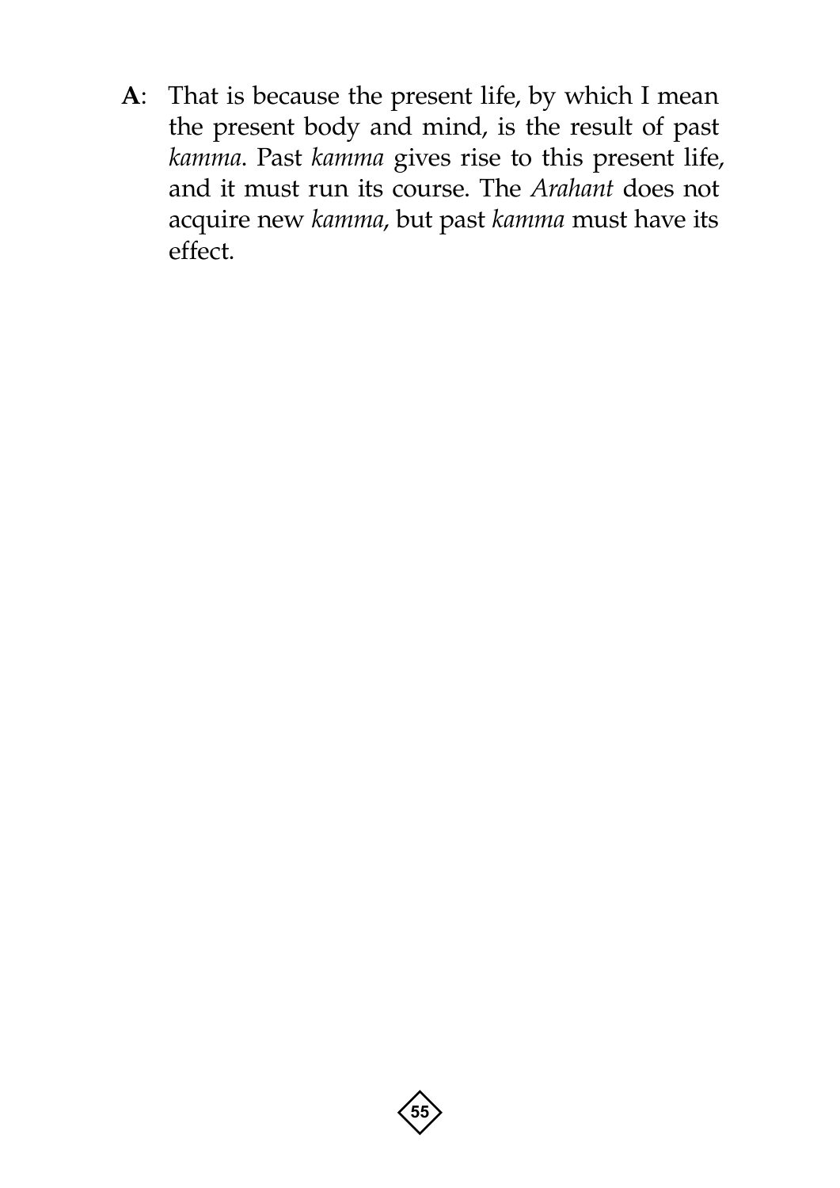**A**: That is because the present life, by which I mean the present body and mind, is the result of past *kamma*. Past *kamma* gives rise to this present life, and it must run its course. The *Arahant* does not acquire new *kamma*, but past *kamma* must have its effect.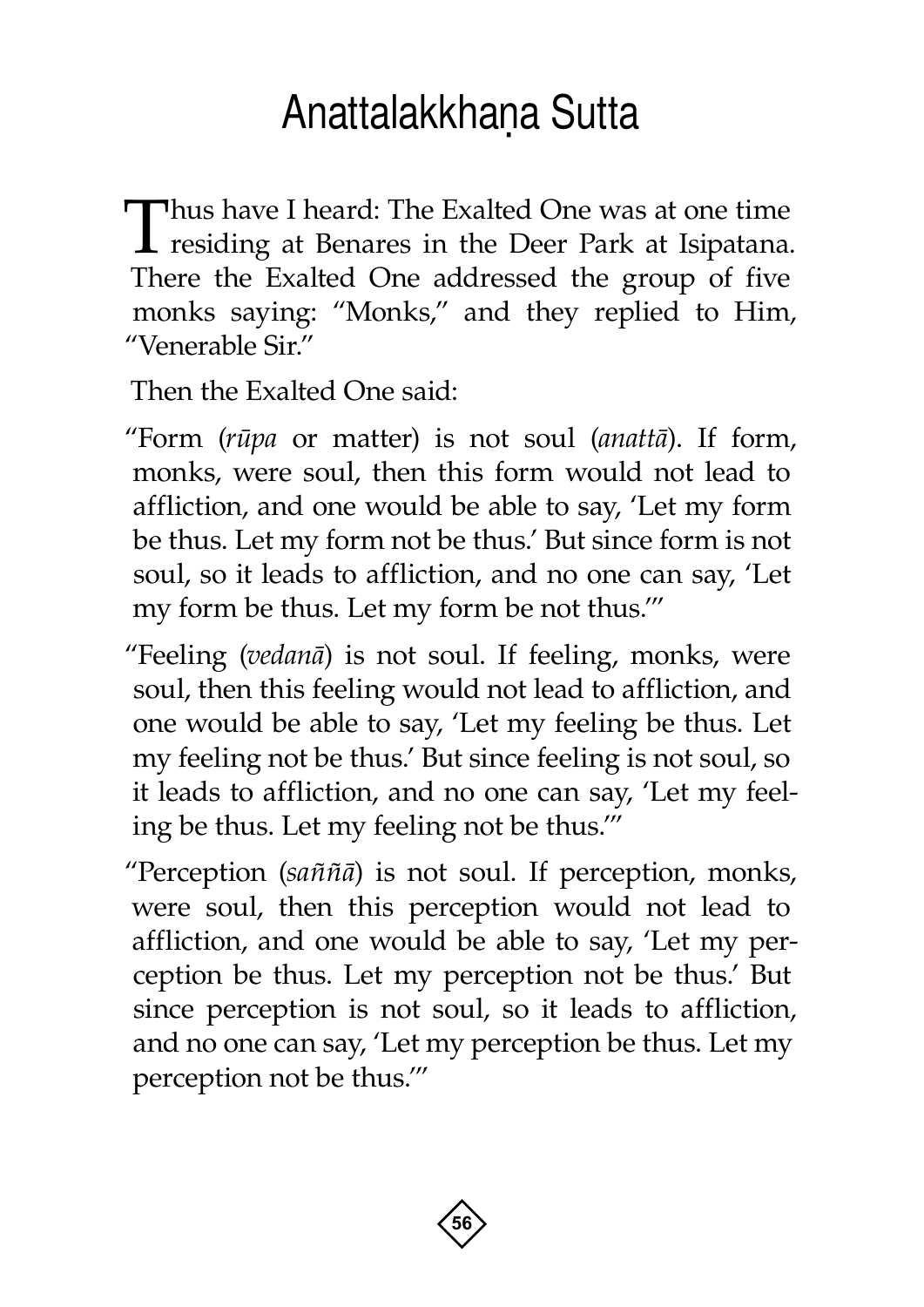# Anattalakkhaṇa Sutta

Thus have I heard: The Exalted One was at one time residing at Benares in the Deer Park at Isipatana. There the Exalted One addressed the group of five monks saying: "Monks," and they replied to Him, "Venerable Sir."

Then the Exalted One said:

"Form (*rūpa* or matter) is not soul (*anattā*). If form, monks, were soul, then this form would not lead to affliction, and one would be able to say, 'Let my form be thus. Let my form not be thus.' But since form is not soul, so it leads to affliction, and no one can say, 'Let my form be thus. Let my form be not thus.'"

"Feeling (*vedanā*) is not soul. If feeling, monks, were soul, then this feeling would not lead to affliction, and one would be able to say, 'Let my feeling be thus. Let my feeling not be thus.' But since feeling is not soul, so it leads to affliction, and no one can say, 'Let my feeling be thus. Let my feeling not be thus.'"

"Perception (*saññā*) is not soul. If perception, monks, were soul, then this perception would not lead to affliction, and one would be able to say, 'Let my perception be thus. Let my perception not be thus.' But since perception is not soul, so it leads to affliction, and no one can say, 'Let my perception be thus. Let my perception not be thus.'"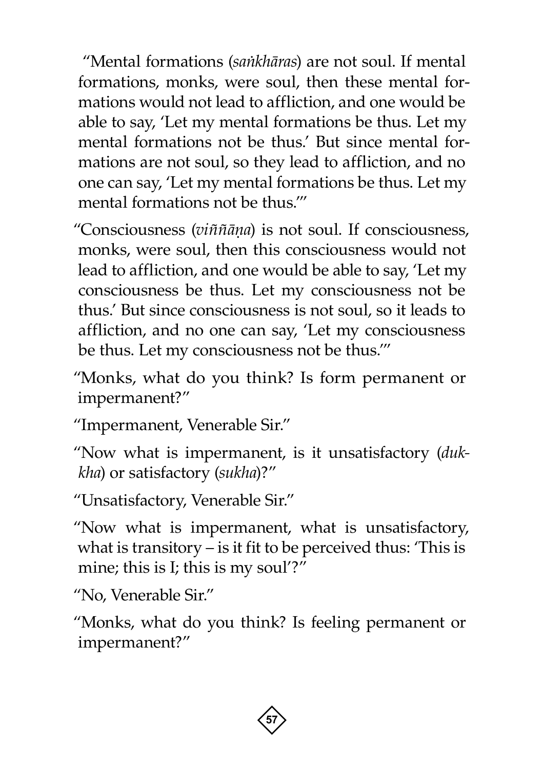"Mental formations (*saṅkhāras*) are not soul. If mental formations, monks, were soul, then these mental formations would not lead to affliction, and one would be able to say, 'Let my mental formations be thus. Let my mental formations not be thus.' But since mental formations are not soul, so they lead to affliction, and no one can say, 'Let my mental formations be thus. Let my mental formations not be thus.'"

"Consciousness (*viññāṇa*) is not soul. If consciousness, monks, were soul, then this consciousness would not lead to affliction, and one would be able to say, 'Let my consciousness be thus. Let my consciousness not be thus.' But since consciousness is not soul, so it leads to affliction, and no one can say, 'Let my consciousness be thus. Let my consciousness not be thus.'"

"Monks, what do you think? Is form permanent or impermanent?"

"Impermanent, Venerable Sir."

"Now what is impermanent, is it unsatisfactory (*dukkha*) or satisfactory (*sukha*)?"

"Unsatisfactory, Venerable Sir."

"Now what is impermanent, what is unsatisfactory, what is transitory – is it fit to be perceived thus: 'This is mine; this is I; this is my soul'?"

"No, Venerable Sir."

"Monks, what do you think? Is feeling permanent or impermanent?"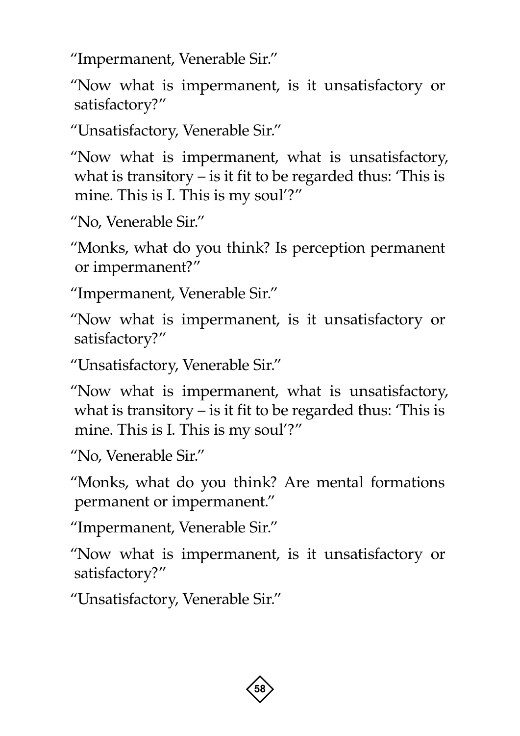"Impermanent, Venerable Sir."

"Now what is impermanent, is it unsatisfactory or satisfactory?"

"Unsatisfactory, Venerable Sir."

"Now what is impermanent, what is unsatisfactory, what is transitory – is it fit to be regarded thus: 'This is mine. This is I. This is my soul'?"

"No, Venerable Sir."

"Monks, what do you think? Is perception permanent or impermanent?"

"Impermanent, Venerable Sir."

"Now what is impermanent, is it unsatisfactory or satisfactory?"

"Unsatisfactory, Venerable Sir."

"Now what is impermanent, what is unsatisfactory, what is transitory – is it fit to be regarded thus: 'This is mine. This is I. This is my soul'?"

"No, Venerable Sir."

"Monks, what do you think? Are mental formations permanent or impermanent."

"Impermanent, Venerable Sir."

"Now what is impermanent, is it unsatisfactory or satisfactory?"

"Unsatisfactory, Venerable Sir."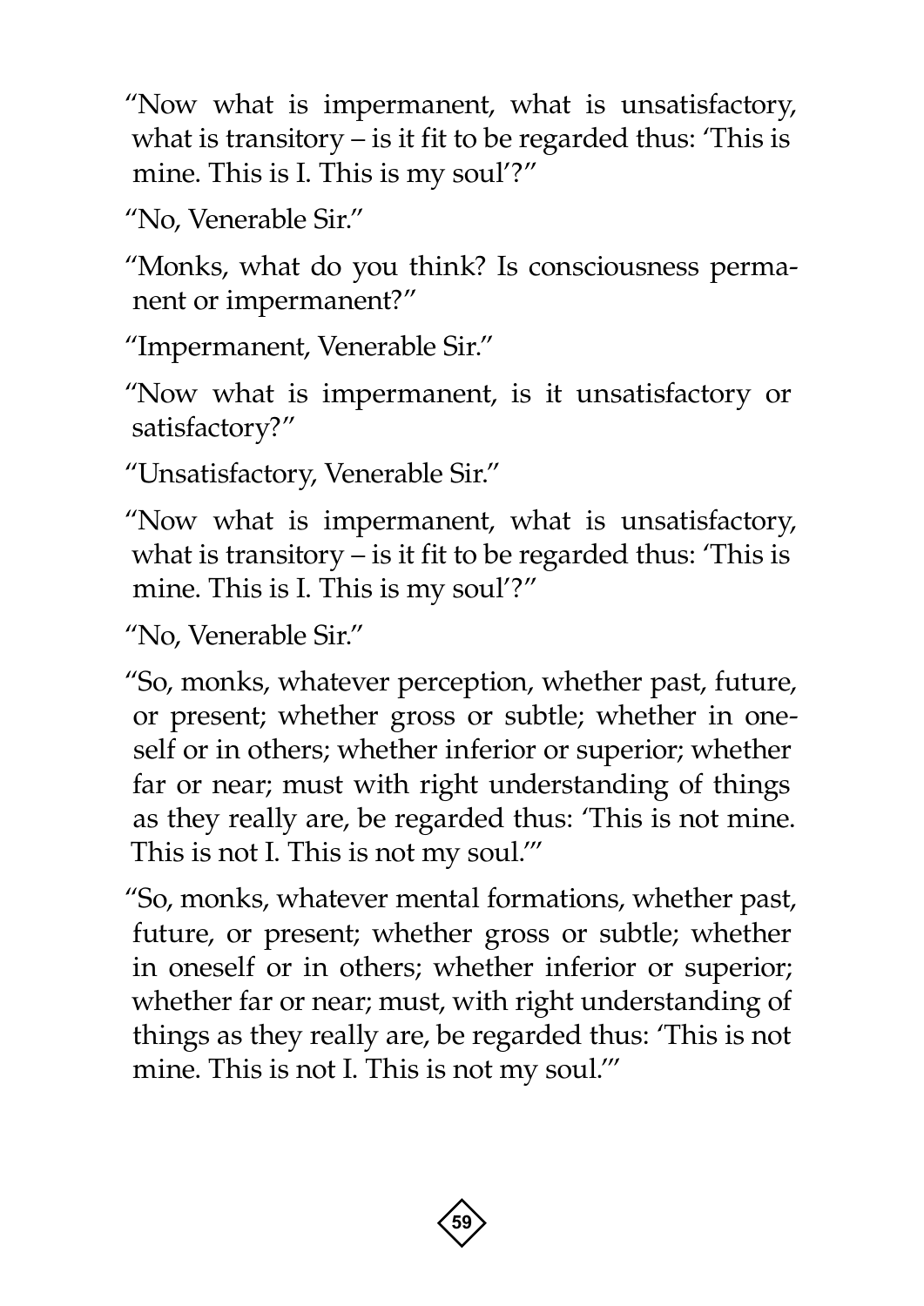"Now what is impermanent, what is unsatisfactory, what is transitory – is it fit to be regarded thus: 'This is mine. This is I. This is my soul'?"

"No, Venerable Sir."

"Monks, what do you think? Is consciousness permanent or impermanent?"

"Impermanent, Venerable Sir."

"Now what is impermanent, is it unsatisfactory or satisfactory?"

"Unsatisfactory, Venerable Sir."

"Now what is impermanent, what is unsatisfactory, what is transitory – is it fit to be regarded thus: 'This is mine. This is I. This is my soul'?"

"No, Venerable Sir."

"So, monks, whatever perception, whether past, future, or present; whether gross or subtle; whether in oneself or in others; whether inferior or superior; whether far or near; must with right understanding of things as they really are, be regarded thus: 'This is not mine. This is not I. This is not my soul.'"

"So, monks, whatever mental formations, whether past, future, or present; whether gross or subtle; whether in oneself or in others; whether inferior or superior; whether far or near; must, with right understanding of things as they really are, be regarded thus: 'This is not mine. This is not I. This is not my soul.'"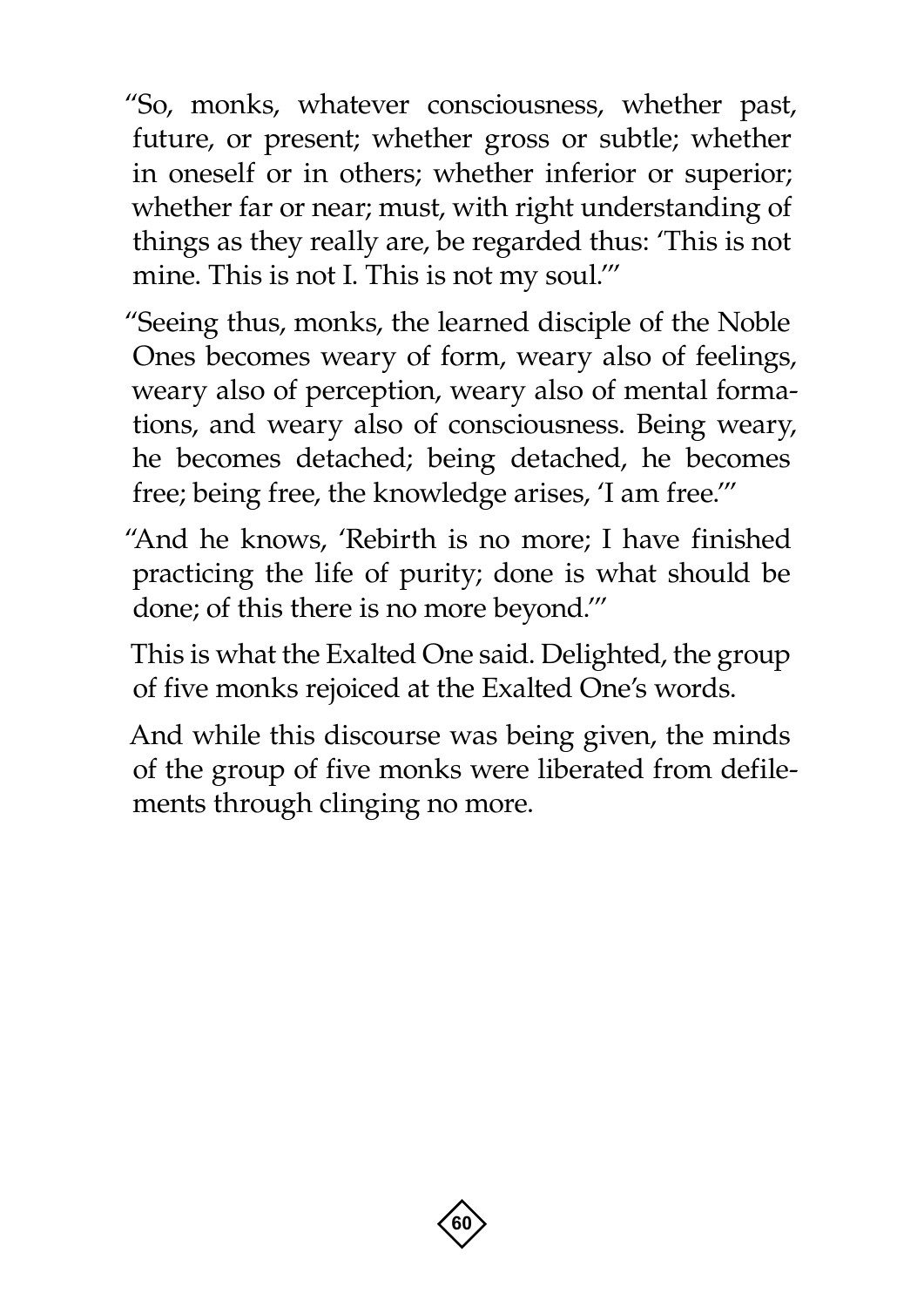"So, monks, whatever consciousness, whether past, future, or present; whether gross or subtle; whether in oneself or in others; whether inferior or superior; whether far or near; must, with right understanding of things as they really are, be regarded thus: 'This is not mine. This is not I. This is not my soul.'"

"Seeing thus, monks, the learned disciple of the Noble Ones becomes weary of form, weary also of feelings, weary also of perception, weary also of mental formations, and weary also of consciousness. Being weary, he becomes detached; being detached, he becomes free; being free, the knowledge arises, 'I am free.'"

"And he knows, 'Rebirth is no more; I have finished practicing the life of purity; done is what should be done; of this there is no more beyond.'"

This is what the Exalted One said. Delighted, the group of five monks rejoiced at the Exalted One's words.

And while this discourse was being given, the minds of the group of five monks were liberated from defilements through clinging no more.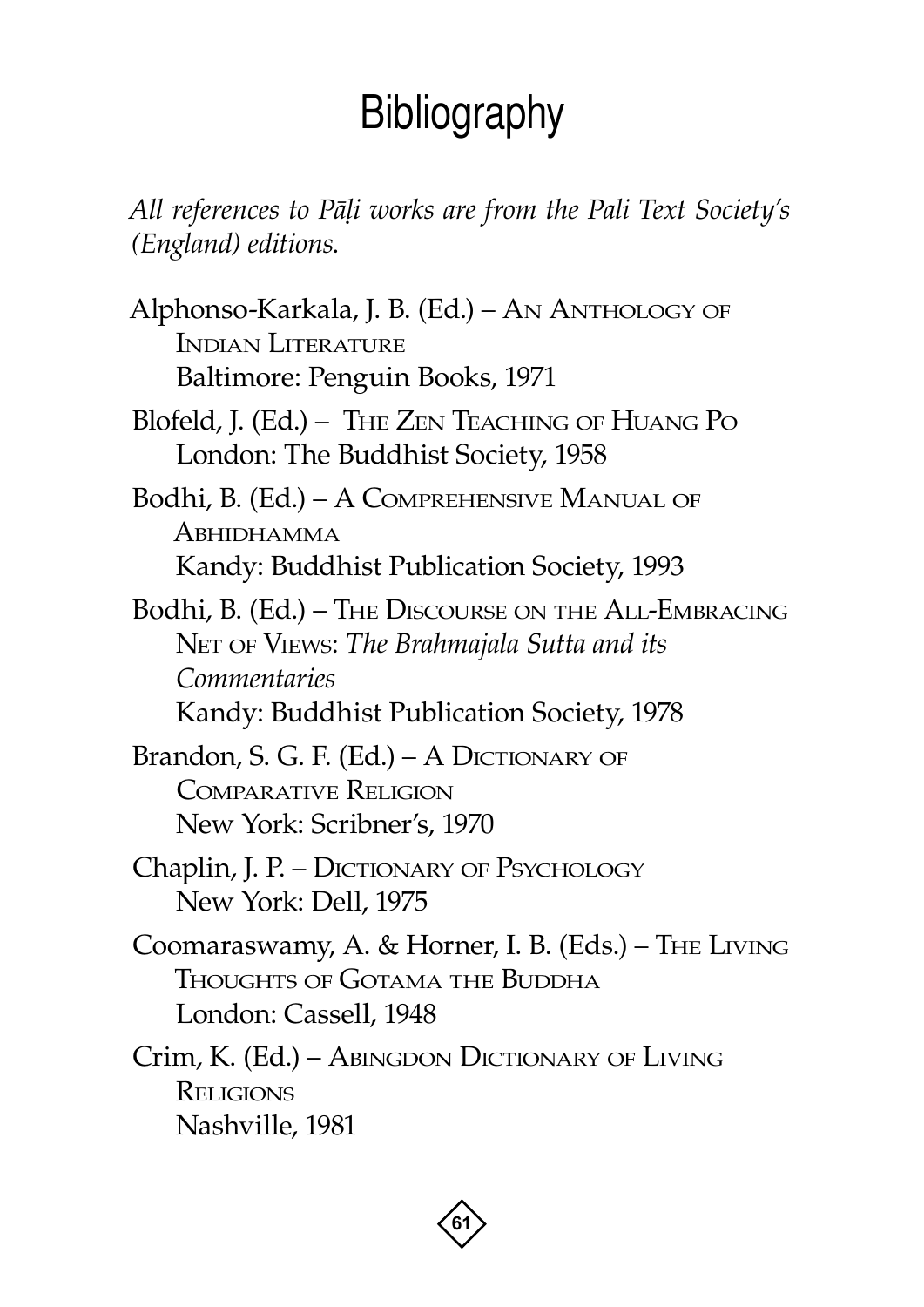# Bibliography

*All references to Pāḷi works are from the Pali Text Society's (England) editions.*

Alphonso-Karkala, J. B. (Ed.) – An Anthology of Indian Literature
Baltimore: Penguin Books, 1971

Blofeld, J. (Ed.) – The Zen Teaching of Huang Po
London: The Buddhist Society, 1958

Bodhi, B. (Ed.) – A Comprehensive Manual of Abhidhamma
Kandy: Buddhist Publication Society, 1993

Bodhi, B. (Ed.) – The Discourse on the All-Embracing Net of Views: *The Brahmajala Sutta and its Commentaries*
Kandy: Buddhist Publication Society, 1978

Brandon, S. G. F. (Ed.) – A Dictionary of Comparative Religion
New York: Scribner's, 1970

Chaplin, J. P. – Dictionary of Psychology
New York: Dell, 1975

Coomaraswamy, A. & Horner, I. B. (Eds.) – The Living Thoughts of Gotama the Buddha
London: Cassell, 1948

Crim, K. (Ed.) – Abingdon Dictionary of Living Religions
Nashville, 1981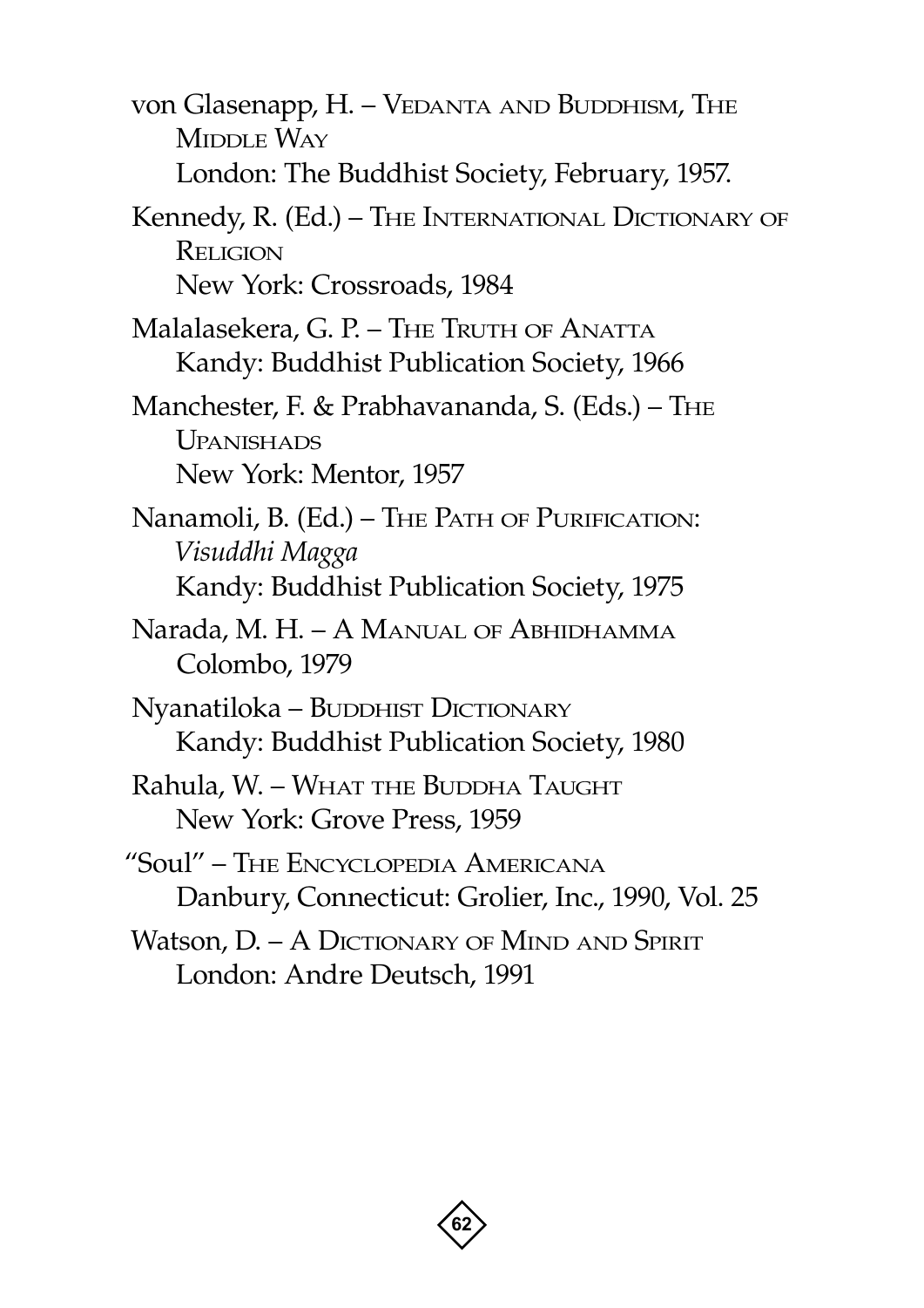von Glasenapp, H. – Vedanta and Buddhism, The Middle Way
London: The Buddhist Society, February, 1957.

Kennedy, R. (Ed.) – The International Dictionary of Religion
New York: Crossroads, 1984

Malalasekera, G. P. – The Truth of Anatta
Kandy: Buddhist Publication Society, 1966

Manchester, F. & Prabhavananda, S. (Eds.) – The Upanishads
New York: Mentor, 1957

Nanamoli, B. (Ed.) – The Path of Purification: *Visuddhi Magga*
Kandy: Buddhist Publication Society, 1975

Narada, M. H. – A Manual of Abhidhamma
Colombo, 1979

Nyanatiloka – Buddhist Dictionary
Kandy: Buddhist Publication Society, 1980

Rahula, W. – What the Buddha Taught
New York: Grove Press, 1959

"Soul" – The Encyclopedia Americana
Danbury, Connecticut: Grolier, Inc., 1990, Vol. 25

Watson, D. – A Dictionary of Mind and Spirit
London: Andre Deutsch, 1991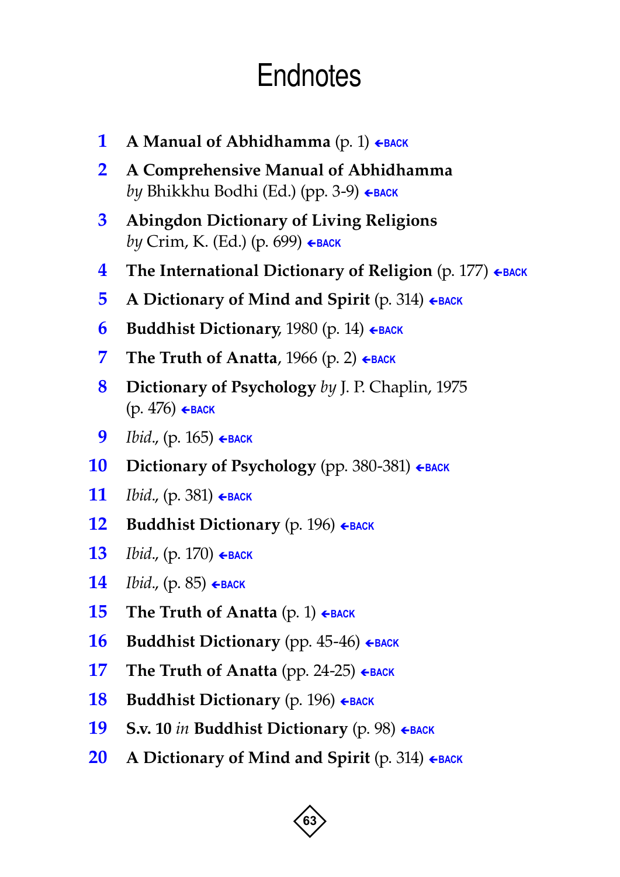# Endnotes

1. **A Manual of Abhidhamma** (p. 1) ←BACK
2. **A Comprehensive Manual of Abhidhamma** *by* Bhikkhu Bodhi (Ed.) (pp. 3-9) ←BACK
3. **Abingdon Dictionary of Living Religions** *by* Crim, K. (Ed.) (p. 699) ←BACK
4. **The International Dictionary of Religion** (p. 177) ←BACK
5. **A Dictionary of Mind and Spirit** (p. 314) ←BACK
6. **Buddhist Dictionary**, 1980 (p. 14) ←BACK
7. **The Truth of Anatta**, 1966 (p. 2) ←BACK
8. **Dictionary of Psychology** *by* J. P. Chaplin, 1975 (p. 476) ←BACK
9. *Ibid*., (p. 165) ←BACK
10. **Dictionary of Psychology** (pp. 380-381) ←BACK
11. *Ibid*., (p. 381) ←BACK
12. **Buddhist Dictionary** (p. 196) ←BACK
13. *Ibid*., (p. 170) ←BACK
14. *Ibid*., (p. 85) ←BACK
15. **The Truth of Anatta** (p. 1) ←BACK
16. **Buddhist Dictionary** (pp. 45-46) ←BACK
17. **The Truth of Anatta** (pp. 24-25) ←BACK
18. **Buddhist Dictionary** (p. 196) ←BACK
19. **S.v. 10** *in* **Buddhist Dictionary** (p. 98) ←BACK
20. **A Dictionary of Mind and Spirit** (p. 314) ←BACK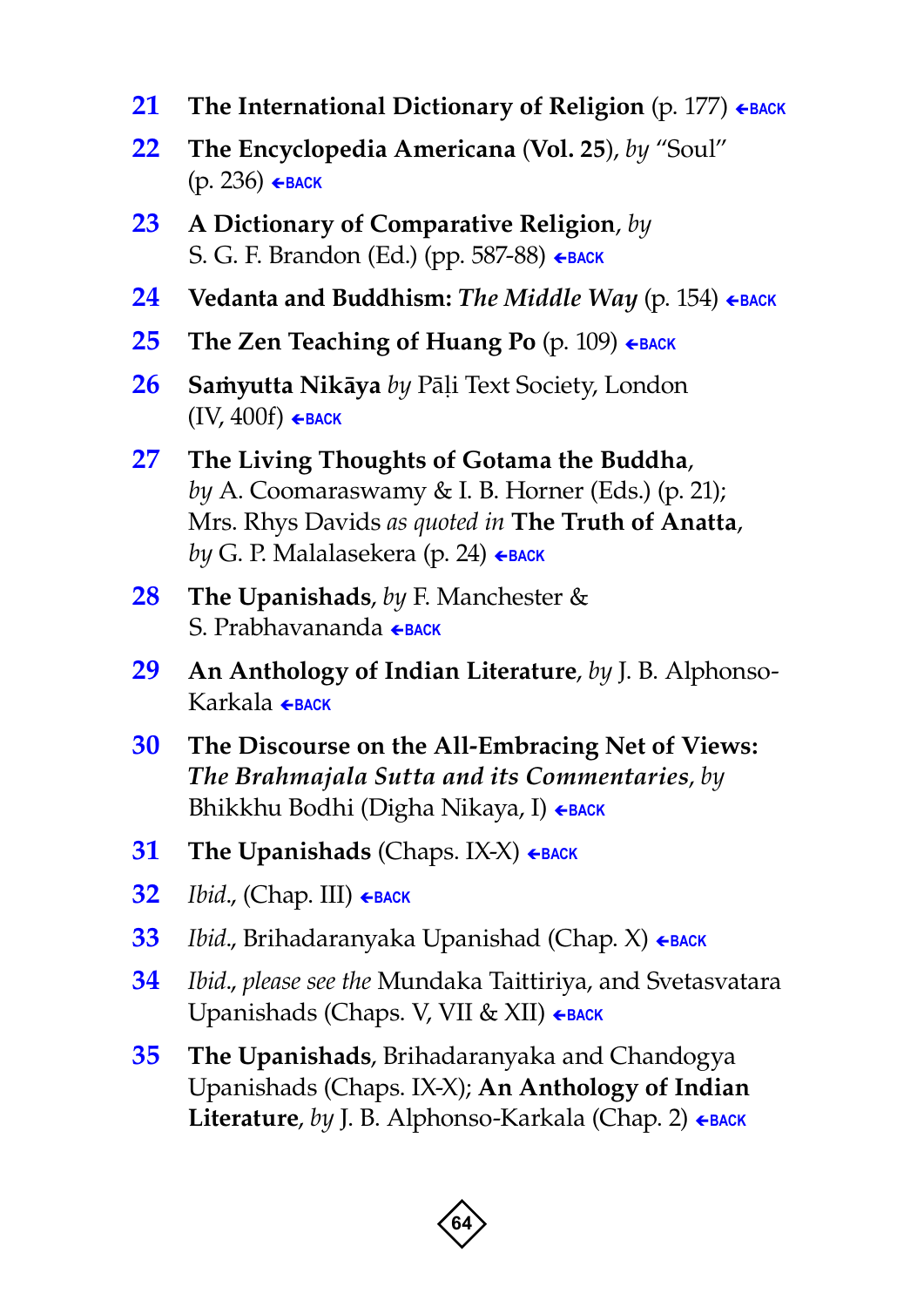21 **The International Dictionary of Religion** (p. 177) ←BACK

22 **The Encyclopedia Americana (Vol. 25)**, *by* "Soul" (p. 236) ←BACK

23 **A Dictionary of Comparative Religion**, *by* S. G. F. Brandon (Ed.) (pp. 587-88) ←BACK

24 **Vedanta and Buddhism: *The Middle Way*** (p. 154) ←BACK

25 **The Zen Teaching of Huang Po** (p. 109) ←BACK

26 **Saṁyutta Nikāya** *by* Pāḷi Text Society, London (IV, 400f) ←BACK

27 **The Living Thoughts of Gotama the Buddha**, *by* A. Coomaraswamy & I. B. Horner (Eds.) (p. 21); Mrs. Rhys Davids *as quoted in* **The Truth of Anatta**, *by* G. P. Malalasekera (p. 24) ←BACK

28 **The Upanishads**, *by* F. Manchester & S. Prabhavananda ←BACK

29 **An Anthology of Indian Literature**, *by* J. B. Alphonso-Karkala ←BACK

30 **The Discourse on the All-Embracing Net of Views: *The Brahmajala Sutta and its Commentaries***, *by* Bhikkhu Bodhi (Digha Nikaya, I) ←BACK

31 **The Upanishads** (Chaps. IX-X) ←BACK

32 *Ibid*., (Chap. III) ←BACK

33 *Ibid*., Brihadaranyaka Upanishad (Chap. X) ←BACK

34 *Ibid*., *please see the* Mundaka Taittiriya, and Svetasvatara Upanishads (Chaps. V, VII & XII) ←BACK

35 **The Upanishads**, Brihadaranyaka and Chandogya Upanishads (Chaps. IX-X); **An Anthology of Indian Literature**, *by* J. B. Alphonso-Karkala (Chap. 2) ←BACK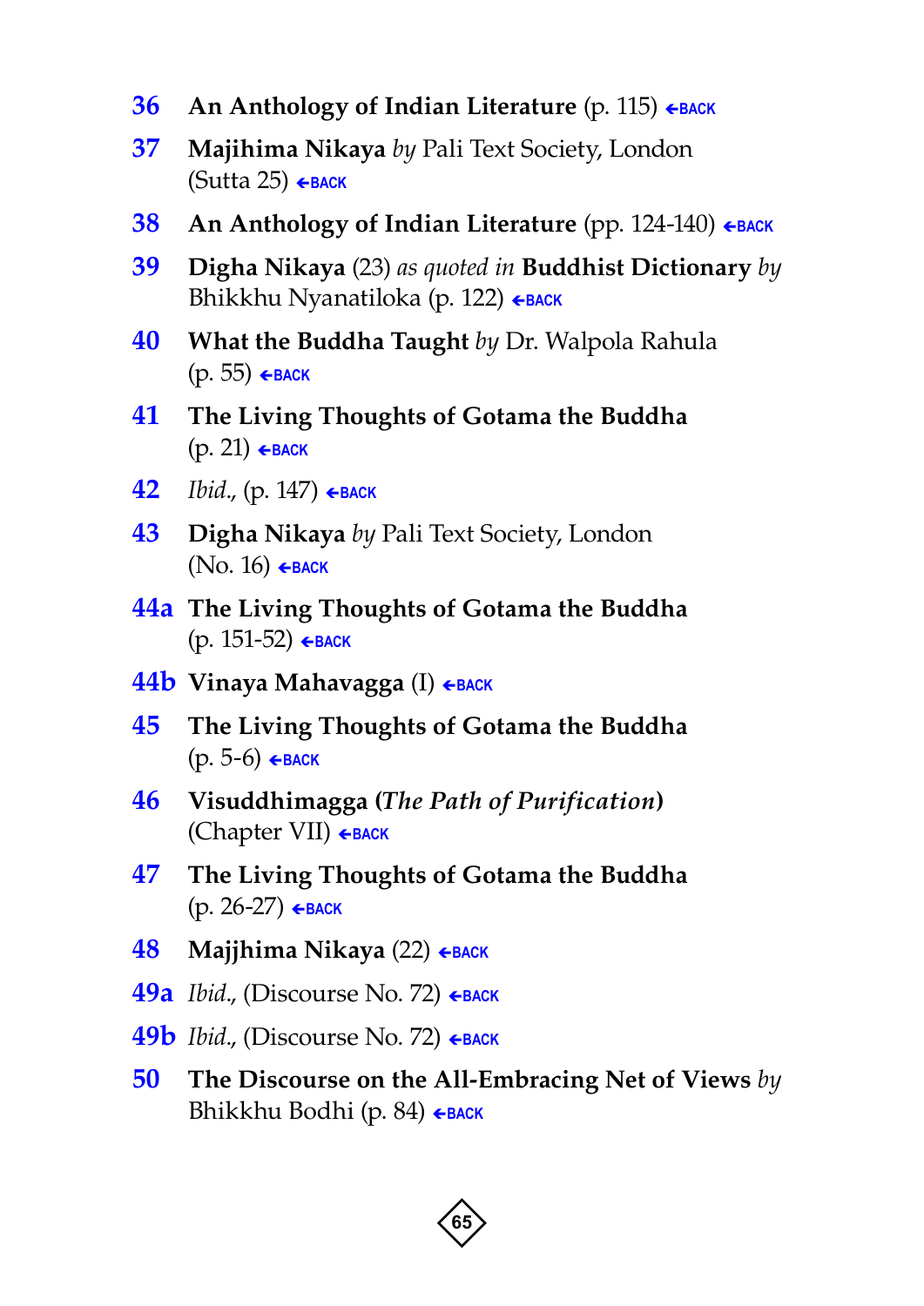**36** **An Anthology of Indian Literature** (p. 115) ←BACK

**37** **Majihima Nikaya** *by* Pali Text Society, London (Sutta 25) ←BACK

**38** **An Anthology of Indian Literature** (pp. 124-140) ←BACK

**39** **Digha Nikaya** (23) *as quoted in* **Buddhist Dictionary** *by* Bhikkhu Nyanatiloka (p. 122) ←BACK

**40** **What the Buddha Taught** *by* Dr. Walpola Rahula (p. 55) ←BACK

**41** **The Living Thoughts of Gotama the Buddha** (p. 21) ←BACK

**42** *Ibid.*, (p. 147) ←BACK

**43** **Digha Nikaya** *by* Pali Text Society, London (No. 16) ←BACK

**44a** **The Living Thoughts of Gotama the Buddha** (p. 151-52) ←BACK

**44b** **Vinaya Mahavagga** (I) ←BACK

**45** **The Living Thoughts of Gotama the Buddha** (p. 5-6) ←BACK

**46** **Visuddhimagga (*The Path of Purification*)** (Chapter VII) ←BACK

**47** **The Living Thoughts of Gotama the Buddha** (p. 26-27) ←BACK

**48** **Majjhima Nikaya** (22) ←BACK

**49a** *Ibid.*, (Discourse No. 72) ←BACK

**49b** *Ibid.*, (Discourse No. 72) ←BACK

**50** **The Discourse on the All-Embracing Net of Views** *by* Bhikkhu Bodhi (p. 84) ←BACK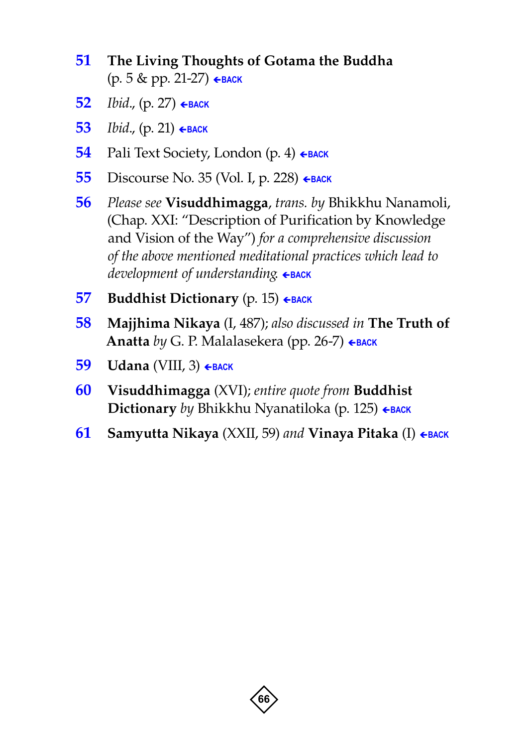**51** **The Living Thoughts of Gotama the Buddha** (p. 5 & pp. 21-27) ←BACK

**52** *Ibid.*, (p. 27) ←BACK

**53** *Ibid.*, (p. 21) ←BACK

**54** Pali Text Society, London (p. 4) ←BACK

**55** Discourse No. 35 (Vol. I, p. 228) ←BACK

**56** *Please see* **Visuddhimagga**, *trans. by* Bhikkhu Nanamoli, (Chap. XXI: "Description of Purification by Knowledge and Vision of the Way") *for a comprehensive discussion of the above mentioned meditational practices which lead to development of understanding.* ←BACK

**57** **Buddhist Dictionary** (p. 15) ←BACK

**58** **Majjhima Nikaya** (I, 487); *also discussed in* **The Truth of Anatta** *by* G. P. Malalasekera (pp. 26-7) ←BACK

**59** **Udana** (VIII, 3) ←BACK

**60** **Visuddhimagga** (XVI); *entire quote from* **Buddhist Dictionary** *by* Bhikkhu Nyanatiloka (p. 125) ←BACK

**61** **Samyutta Nikaya** (XXII, 59) *and* **Vinaya Pitaka** (I) ←BACK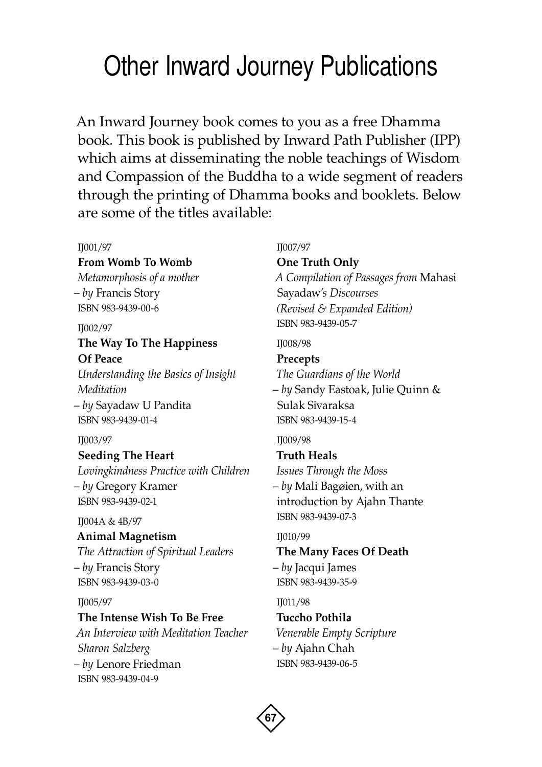# Other Inward Journey Publications

An Inward Journey book comes to you as a free Dhamma book. This book is published by Inward Path Publisher (IPP) which aims at disseminating the noble teachings of Wisdom and Compassion of the Buddha to a wide segment of readers through the printing of Dhamma books and booklets. Below are some of the titles available:

IJ001/97
**From Womb To Womb**
*Metamorphosis of a mother*
– *by* Francis Story
ISBN 983-9439-00-6

IJ002/97
**The Way To The Happiness Of Peace**
*Understanding the Basics of Insight Meditation*
– *by* Sayadaw U Pandita
ISBN 983-9439-01-4

IJ003/97
**Seeding The Heart**
*Lovingkindness Practice with Children*
– *by* Gregory Kramer
ISBN 983-9439-02-1

IJ004A & 4B/97
**Animal Magnetism**
*The Attraction of Spiritual Leaders*
– *by* Francis Story
ISBN 983-9439-03-0

IJ005/97
**The Intense Wish To Be Free**
*An Interview with Meditation Teacher Sharon Salzberg*
– *by* Lenore Friedman
ISBN 983-9439-04-9

IJ007/97
**One Truth Only**
*A Compilation of Passages from* Mahasi Sayadaw*'s Discourses (Revised & Expanded Edition)*
ISBN 983-9439-05-7

IJ008/98
**Precepts**
*The Guardians of the World*
– *by* Sandy Eastoak, Julie Quinn & Sulak Sivaraksa
ISBN 983-9439-15-4

IJ009/98
**Truth Heals**
*Issues Through the Moss*
– *by* Mali Bagøien, with an introduction by Ajahn Thante
ISBN 983-9439-07-3

IJ010/99
**The Many Faces Of Death**
– *by* Jacqui James
ISBN 983-9439-35-9

IJ011/98
**Tuccho Pothila**
*Venerable Empty Scripture*
– *by* Ajahn Chah
ISBN 983-9439-06-5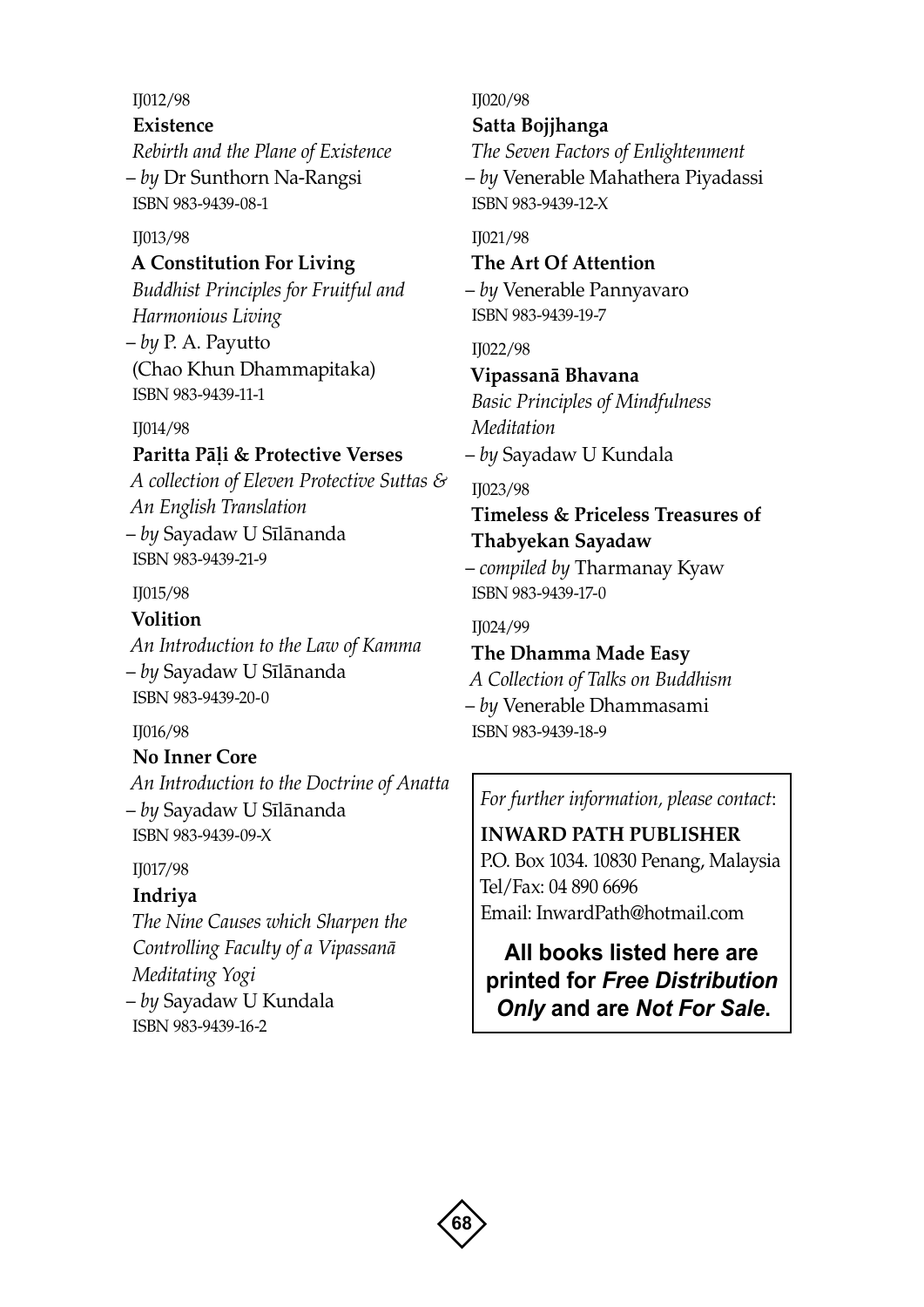IJ012/98

**Existence**

*Rebirth and the Plane of Existence*

– *by* Dr Sunthorn Na-Rangsi

ISBN 983-9439-08-1

IJ013/98

**A Constitution For Living**

*Buddhist Principles for Fruitful and Harmonious Living*

– *by* P. A. Payutto (Chao Khun Dhammapitaka)

ISBN 983-9439-11-1

IJ014/98

**Paritta Pāḷi & Protective Verses**

*A collection of Eleven Protective Suttas & An English Translation*

– *by* Sayadaw U Sīlānanda

ISBN 983-9439-21-9

IJ015/98

**Volition**

*An Introduction to the Law of Kamma*

– *by* Sayadaw U Sīlānanda

ISBN 983-9439-20-0

IJ016/98

**No Inner Core**

*An Introduction to the Doctrine of Anatta*

– *by* Sayadaw U Sīlānanda

ISBN 983-9439-09-X

IJ017/98

**Indriya**

*The Nine Causes which Sharpen the Controlling Faculty of a Vipassanā Meditating Yogi*

– *by* Sayadaw U Kundala

ISBN 983-9439-16-2

IJ020/98

**Satta Bojjhanga**

*The Seven Factors of Enlightenment*

– *by* Venerable Mahathera Piyadassi

ISBN 983-9439-12-X

IJ021/98

**The Art Of Attention**

– *by* Venerable Pannyavaro

ISBN 983-9439-19-7

IJ022/98

**Vipassanā Bhavana**

*Basic Principles of Mindfulness Meditation*

– *by* Sayadaw U Kundala

IJ023/98

**Timeless & Priceless Treasures of Thabyekan Sayadaw**

– *compiled by* Tharmanay Kyaw

ISBN 983-9439-17-0

IJ024/99

**The Dhamma Made Easy**

*A Collection of Talks on Buddhism*

– *by* Venerable Dhammasami

ISBN 983-9439-18-9

*For further information, please contact*:

**INWARD PATH PUBLISHER**

P.O. Box 1034. 10830 Penang, Malaysia

Tel/Fax: 04 890 6696

Email: InwardPath@hotmail.com

**All books listed here are printed for *Free Distribution Only* and are *Not For Sale*.**